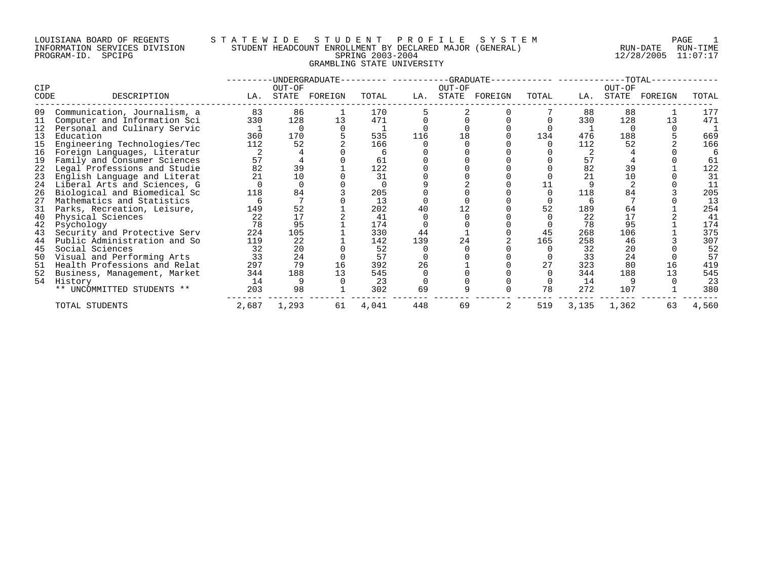LOUISIANA BOARD OF REGENTS
INFORMATION SERVICES DIVISION
PROGRAM-ID. SPCIPG

# STATEWIDE STUDENT PROFILE SYSTEM

## STUDENT HEADCOUNT ENROLLMENT BY DECLARED MAJOR (GENERAL)
### SPRING 2003-2004
### GRAMBLING STATE UNIVERSITY

RUN-DATE 12/28/2005 RUN-TIME 11:07:17

| CIP CODE | DESCRIPTION | UNDERGRADUATE LA. | UNDERGRADUATE OUT-OF STATE | UNDERGRADUATE FOREIGN | UNDERGRADUATE TOTAL | GRADUATE LA. | GRADUATE OUT-OF STATE | GRADUATE FOREIGN | GRADUATE TOTAL | TOTAL LA. | TOTAL OUT-OF STATE | TOTAL FOREIGN | TOTAL TOTAL |
|---|---|---|---|---|---|---|---|---|---|---|---|---|---|
| 09 | Communication, Journalism, a | 83 | 86 | 1 | 170 | 5 | 2 | 0 | 7 | 88 | 88 | 1 | 177 |
| 11 | Computer and Information Sci | 330 | 128 | 13 | 471 | 0 | 0 | 0 | 0 | 330 | 128 | 13 | 471 |
| 12 | Personal and Culinary Servic | 1 | 0 | 0 | 1 | 0 | 0 | 0 | 0 | 1 | 0 | 0 | 1 |
| 13 | Education | 360 | 170 | 5 | 535 | 116 | 18 | 0 | 134 | 476 | 188 | 5 | 669 |
| 15 | Engineering Technologies/Tec | 112 | 52 | 2 | 166 | 0 | 0 | 0 | 0 | 112 | 52 | 2 | 166 |
| 16 | Foreign Languages, Literatur | 2 | 4 | 0 | 6 | 0 | 0 | 0 | 0 | 2 | 4 | 0 | 6 |
| 19 | Family and Consumer Sciences | 57 | 4 | 0 | 61 | 0 | 0 | 0 | 0 | 57 | 4 | 0 | 61 |
| 22 | Legal Professions and Studie | 82 | 39 | 1 | 122 | 0 | 0 | 0 | 0 | 82 | 39 | 1 | 122 |
| 23 | English Language and Literat | 21 | 10 | 0 | 31 | 0 | 0 | 0 | 0 | 21 | 10 | 0 | 31 |
| 24 | Liberal Arts and Sciences, G | 0 | 0 | 0 | 0 | 9 | 2 | 0 | 11 | 9 | 2 | 0 | 11 |
| 26 | Biological and Biomedical Sc | 118 | 84 | 3 | 205 | 0 | 0 | 0 | 0 | 118 | 84 | 3 | 205 |
| 27 | Mathematics and Statistics | 6 | 7 | 0 | 13 | 0 | 0 | 0 | 0 | 6 | 7 | 0 | 13 |
| 31 | Parks, Recreation, Leisure, | 149 | 52 | 1 | 202 | 40 | 12 | 0 | 52 | 189 | 64 | 1 | 254 |
| 40 | Physical Sciences | 22 | 17 | 2 | 41 | 0 | 0 | 0 | 0 | 22 | 17 | 2 | 41 |
| 42 | Psychology | 78 | 95 | 1 | 174 | 0 | 0 | 0 | 0 | 78 | 95 | 1 | 174 |
| 43 | Security and Protective Serv | 224 | 105 | 1 | 330 | 44 | 1 | 0 | 45 | 268 | 106 | 1 | 375 |
| 44 | Public Administration and So | 119 | 22 | 1 | 142 | 139 | 24 | 2 | 165 | 258 | 46 | 3 | 307 |
| 45 | Social Sciences | 32 | 20 | 0 | 52 | 0 | 0 | 0 | 0 | 32 | 20 | 0 | 52 |
| 50 | Visual and Performing Arts | 33 | 24 | 0 | 57 | 0 | 0 | 0 | 0 | 33 | 24 | 0 | 57 |
| 51 | Health Professions and Relat | 297 | 79 | 16 | 392 | 26 | 1 | 0 | 27 | 323 | 80 | 16 | 419 |
| 52 | Business, Management, Market | 344 | 188 | 13 | 545 | 0 | 0 | 0 | 0 | 344 | 188 | 13 | 545 |
| 54 | History | 14 | 9 | 0 | 23 | 0 | 0 | 0 | 0 | 14 | 9 | 0 | 23 |
| | ** UNCOMMITTED STUDENTS ** | 203 | 98 | 1 | 302 | 69 | 9 | 0 | 78 | 272 | 107 | 1 | 380 |
| | TOTAL STUDENTS | 2,687 | 1,293 | 61 | 4,041 | 448 | 69 | 2 | 519 | 3,135 | 1,362 | 63 | 4,560 |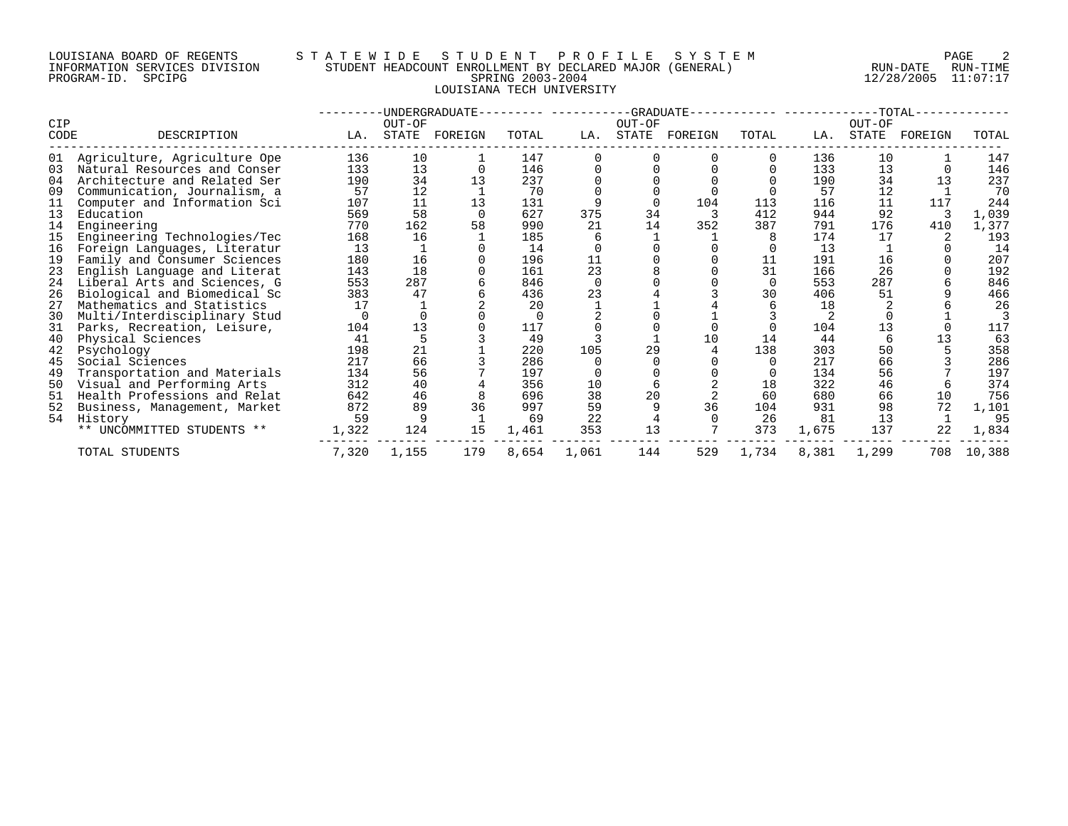LOUISIANA BOARD OF REGENTS
INFORMATION SERVICES DIVISION
PROGRAM-ID. SPCIPG

STATEWIDE STUDENT PROFILE SYSTEM
STUDENT HEADCOUNT ENROLLMENT BY DECLARED MAJOR (GENERAL)
SPRING 2003-2004
LOUISIANA TECH UNIVERSITY

RUN-DATE 12/28/2005 RUN-TIME 11:07:17

| CIP CODE | DESCRIPTION | UNDERGRADUATE LA. | UNDERGRADUATE OUT-OF STATE | UNDERGRADUATE FOREIGN | UNDERGRADUATE TOTAL | GRADUATE LA. | GRADUATE OUT-OF STATE | GRADUATE FOREIGN | GRADUATE TOTAL | TOTAL LA. | TOTAL OUT-OF STATE | TOTAL FOREIGN | TOTAL TOTAL |
|---|---|---|---|---|---|---|---|---|---|---|---|---|---|
| 01 | Agriculture, Agriculture Ope | 136 | 10 | 1 | 147 | 0 | 0 | 0 | 0 | 136 | 10 | 1 | 147 |
| 03 | Natural Resources and Conser | 133 | 13 | 0 | 146 | 0 | 0 | 0 | 0 | 133 | 13 | 0 | 146 |
| 04 | Architecture and Related Ser | 190 | 34 | 13 | 237 | 0 | 0 | 0 | 0 | 190 | 34 | 13 | 237 |
| 09 | Communication, Journalism, a | 57 | 12 | 1 | 70 | 0 | 0 | 0 | 0 | 57 | 12 | 1 | 70 |
| 11 | Computer and Information Sci | 107 | 11 | 13 | 131 | 9 | 0 | 104 | 113 | 116 | 11 | 117 | 244 |
| 13 | Education | 569 | 58 | 0 | 627 | 375 | 34 | 3 | 412 | 944 | 92 | 3 | 1,039 |
| 14 | Engineering | 770 | 162 | 58 | 990 | 21 | 14 | 352 | 387 | 791 | 176 | 410 | 1,377 |
| 15 | Engineering Technologies/Tec | 168 | 16 | 1 | 185 | 6 | 1 | 1 | 8 | 174 | 17 | 2 | 193 |
| 16 | Foreign Languages, Literatur | 13 | 1 | 0 | 14 | 0 | 0 | 0 | 0 | 13 | 1 | 0 | 14 |
| 19 | Family and Consumer Sciences | 180 | 16 | 0 | 196 | 11 | 0 | 0 | 11 | 191 | 16 | 0 | 207 |
| 23 | English Language and Literat | 143 | 18 | 0 | 161 | 23 | 8 | 0 | 31 | 166 | 26 | 0 | 192 |
| 24 | Liberal Arts and Sciences, G | 553 | 287 | 6 | 846 | 0 | 0 | 0 | 0 | 553 | 287 | 6 | 846 |
| 26 | Biological and Biomedical Sc | 383 | 47 | 6 | 436 | 23 | 4 | 3 | 30 | 406 | 51 | 9 | 466 |
| 27 | Mathematics and Statistics | 17 | 1 | 2 | 20 | 1 | 1 | 4 | 6 | 18 | 2 | 6 | 26 |
| 30 | Multi/Interdisciplinary Stud | 0 | 0 | 0 | 0 | 2 | 0 | 1 | 3 | 2 | 0 | 1 | 3 |
| 31 | Parks, Recreation, Leisure, | 104 | 13 | 0 | 117 | 0 | 0 | 0 | 0 | 104 | 13 | 0 | 117 |
| 40 | Physical Sciences | 41 | 5 | 3 | 49 | 3 | 1 | 10 | 14 | 44 | 6 | 13 | 63 |
| 42 | Psychology | 198 | 21 | 1 | 220 | 105 | 29 | 4 | 138 | 303 | 50 | 5 | 358 |
| 45 | Social Sciences | 217 | 66 | 3 | 286 | 0 | 0 | 0 | 0 | 217 | 66 | 3 | 286 |
| 49 | Transportation and Materials | 134 | 56 | 7 | 197 | 0 | 0 | 0 | 0 | 134 | 56 | 7 | 197 |
| 50 | Visual and Performing Arts | 312 | 40 | 4 | 356 | 10 | 6 | 2 | 18 | 322 | 46 | 6 | 374 |
| 51 | Health Professions and Relat | 642 | 46 | 8 | 696 | 38 | 20 | 2 | 60 | 680 | 66 | 10 | 756 |
| 52 | Business, Management, Market | 872 | 89 | 36 | 997 | 59 | 9 | 36 | 104 | 931 | 98 | 72 | 1,101 |
| 54 | History | 59 | 9 | 1 | 69 | 22 | 4 | 0 | 26 | 81 | 13 | 1 | 95 |
| | ** UNCOMMITTED STUDENTS ** | 1,322 | 124 | 15 | 1,461 | 353 | 13 | 7 | 373 | 1,675 | 137 | 22 | 1,834 |
| | TOTAL STUDENTS | 7,320 | 1,155 | 179 | 8,654 | 1,061 | 144 | 529 | 1,734 | 8,381 | 1,299 | 708 | 10,388 |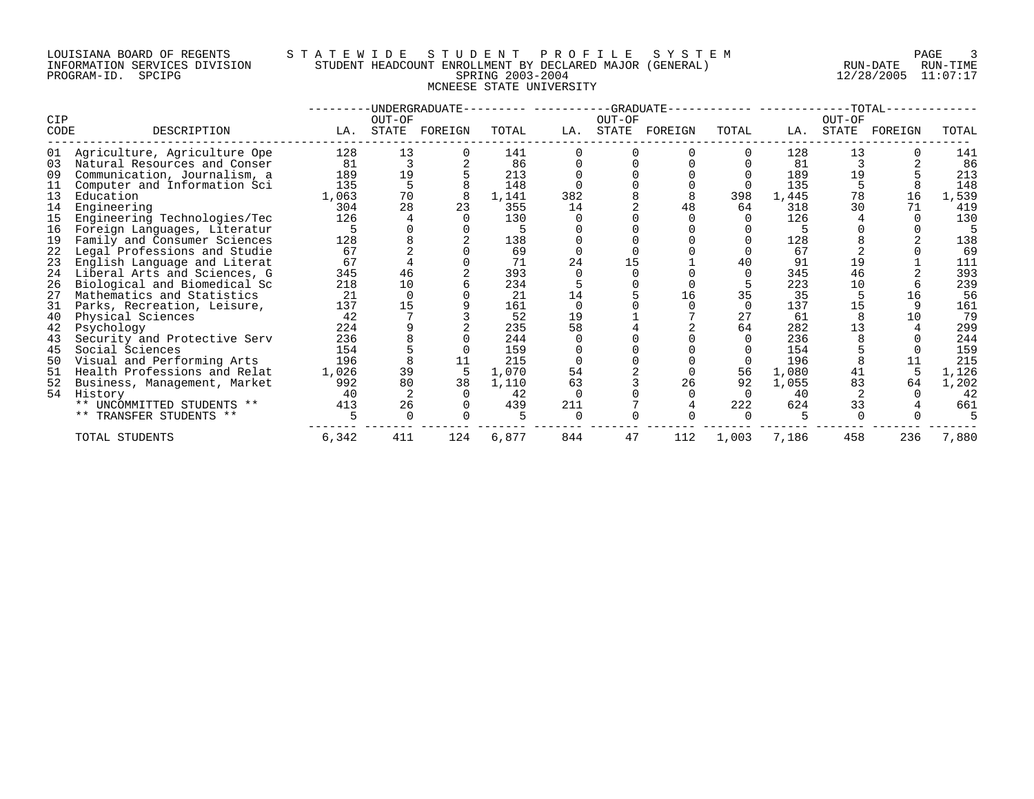LOUISIANA BOARD OF REGENTS — STATEWIDE STUDENT PROFILE SYSTEM
INFORMATION SERVICES DIVISION — STUDENT HEADCOUNT ENROLLMENT BY DECLARED MAJOR (GENERAL)
PROGRAM-ID. SPCIPG — SPRING 2003-2004 — RUN-DATE 12/28/2005 RUN-TIME 11:07:17

# MCNEESE STATE UNIVERSITY

| CIP CODE | DESCRIPTION | UNDERGRADUATE LA. | UNDERGRADUATE OUT-OF STATE | UNDERGRADUATE FOREIGN | UNDERGRADUATE TOTAL | GRADUATE LA. | GRADUATE OUT-OF STATE | GRADUATE FOREIGN | GRADUATE TOTAL | TOTAL LA. | TOTAL OUT-OF STATE | TOTAL FOREIGN | TOTAL |
|---|---|---|---|---|---|---|---|---|---|---|---|---|---|
| 01 | Agriculture, Agriculture Ope | 128 | 13 | 0 | 141 | 0 | 0 | 0 | 0 | 128 | 13 | 0 | 141 |
| 03 | Natural Resources and Conser | 81 | 3 | 2 | 86 | 0 | 0 | 0 | 0 | 81 | 3 | 2 | 86 |
| 09 | Communication, Journalism, a | 189 | 19 | 5 | 213 | 0 | 0 | 0 | 0 | 189 | 19 | 5 | 213 |
| 11 | Computer and Information Sci | 135 | 5 | 8 | 148 | 0 | 0 | 0 | 0 | 135 | 5 | 8 | 148 |
| 13 | Education | 1,063 | 70 | 8 | 1,141 | 382 | 8 | 8 | 398 | 1,445 | 78 | 16 | 1,539 |
| 14 | Engineering | 304 | 28 | 23 | 355 | 14 | 2 | 48 | 64 | 318 | 30 | 71 | 419 |
| 15 | Engineering Technologies/Tec | 126 | 4 | 0 | 130 | 0 | 0 | 0 | 0 | 126 | 4 | 0 | 130 |
| 16 | Foreign Languages, Literatur | 5 | 0 | 0 | 5 | 0 | 0 | 0 | 0 | 5 | 0 | 0 | 5 |
| 19 | Family and Consumer Sciences | 128 | 8 | 2 | 138 | 0 | 0 | 0 | 0 | 128 | 8 | 2 | 138 |
| 22 | Legal Professions and Studie | 67 | 2 | 0 | 69 | 0 | 0 | 0 | 0 | 67 | 2 | 0 | 69 |
| 23 | English Language and Literat | 67 | 4 | 0 | 71 | 24 | 15 | 1 | 40 | 91 | 19 | 1 | 111 |
| 24 | Liberal Arts and Sciences, G | 345 | 46 | 2 | 393 | 0 | 0 | 0 | 0 | 345 | 46 | 2 | 393 |
| 26 | Biological and Biomedical Sc | 218 | 10 | 6 | 234 | 5 | 0 | 0 | 5 | 223 | 10 | 6 | 239 |
| 27 | Mathematics and Statistics | 21 | 0 | 0 | 21 | 14 | 5 | 16 | 35 | 35 | 5 | 16 | 56 |
| 31 | Parks, Recreation, Leisure, | 137 | 15 | 9 | 161 | 0 | 0 | 0 | 0 | 137 | 15 | 9 | 161 |
| 40 | Physical Sciences | 42 | 7 | 3 | 52 | 19 | 1 | 7 | 27 | 61 | 8 | 10 | 79 |
| 42 | Psychology | 224 | 9 | 2 | 235 | 58 | 4 | 2 | 64 | 282 | 13 | 4 | 299 |
| 43 | Security and Protective Serv | 236 | 8 | 0 | 244 | 0 | 0 | 0 | 0 | 236 | 8 | 0 | 244 |
| 45 | Social Sciences | 154 | 5 | 0 | 159 | 0 | 0 | 0 | 0 | 154 | 5 | 0 | 159 |
| 50 | Visual and Performing Arts | 196 | 8 | 11 | 215 | 0 | 0 | 0 | 0 | 196 | 8 | 11 | 215 |
| 51 | Health Professions and Relat | 1,026 | 39 | 5 | 1,070 | 54 | 2 | 0 | 56 | 1,080 | 41 | 5 | 1,126 |
| 52 | Business, Management, Market | 992 | 80 | 38 | 1,110 | 63 | 3 | 26 | 92 | 1,055 | 83 | 64 | 1,202 |
| 54 | History | 40 | 2 | 0 | 42 | 0 | 0 | 0 | 0 | 40 | 2 | 0 | 42 |
| | ** UNCOMMITTED STUDENTS ** | 413 | 26 | 0 | 439 | 211 | 7 | 4 | 222 | 624 | 33 | 4 | 661 |
| | ** TRANSFER STUDENTS ** | 5 | 0 | 0 | 5 | 0 | 0 | 0 | 0 | 5 | 0 | 0 | 5 |
| | TOTAL STUDENTS | 6,342 | 411 | 124 | 6,877 | 844 | 47 | 112 | 1,003 | 7,186 | 458 | 236 | 7,880 |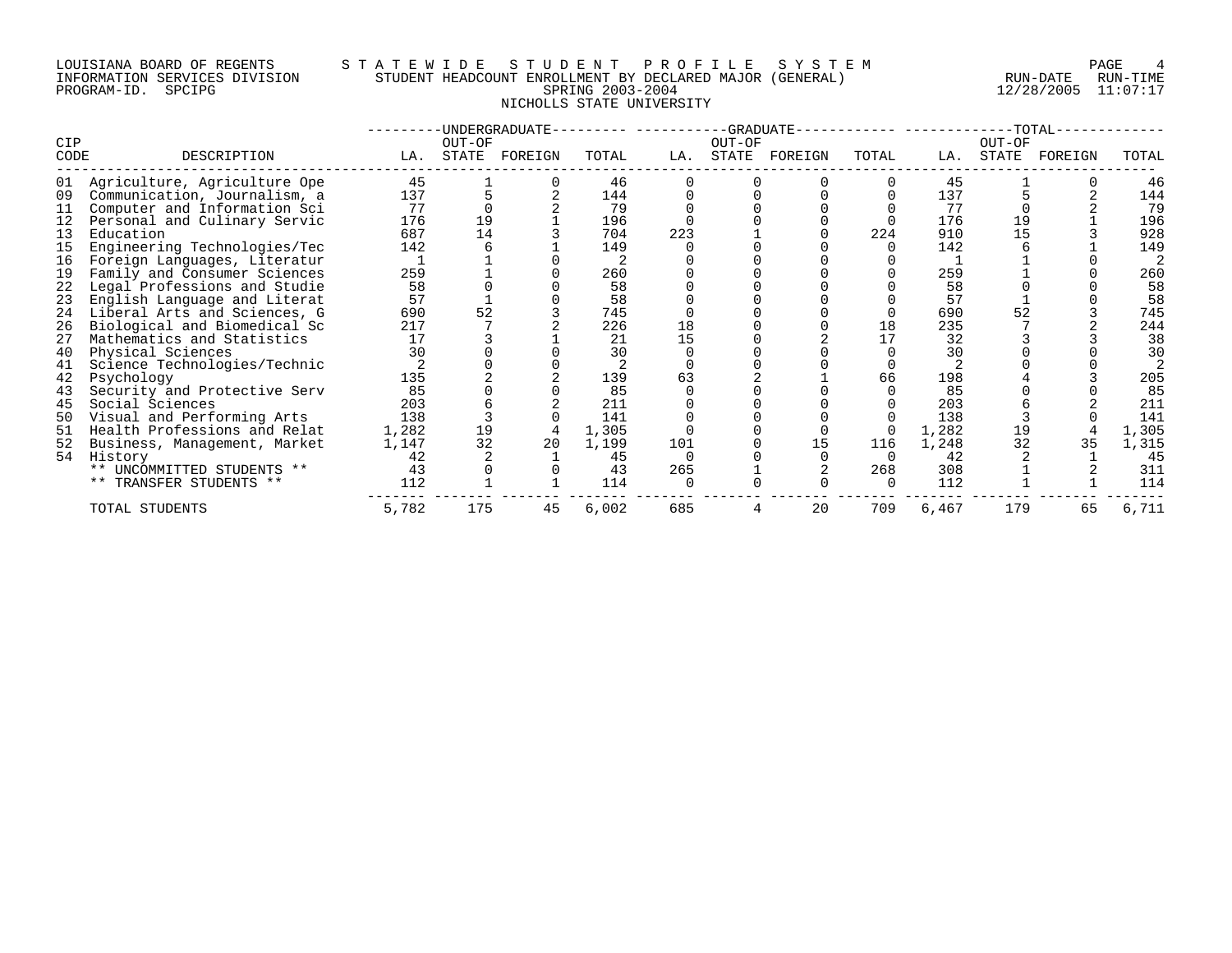LOUISIANA BOARD OF REGENTS
INFORMATION SERVICES DIVISION
PROGRAM-ID. SPCIPG

STATEWIDE STUDENT PROFILE SYSTEM
STUDENT HEADCOUNT ENROLLMENT BY DECLARED MAJOR (GENERAL)
SPRING 2003-2004
NICHOLLS STATE UNIVERSITY

RUN-DATE 12/28/2005 RUN-TIME 11:07:17

| CIP CODE | DESCRIPTION | UNDERGRADUATE LA. | UNDERGRADUATE OUT-OF STATE | UNDERGRADUATE FOREIGN | UNDERGRADUATE TOTAL | GRADUATE LA. | GRADUATE OUT-OF STATE | GRADUATE FOREIGN | GRADUATE TOTAL | TOTAL LA. | TOTAL OUT-OF STATE | TOTAL FOREIGN | TOTAL TOTAL |
|---|---|---|---|---|---|---|---|---|---|---|---|---|---|
| 01 | Agriculture, Agriculture Ope | 45 | 1 | 0 | 46 | 0 | 0 | 0 | 0 | 45 | 1 | 0 | 46 |
| 09 | Communication, Journalism, a | 137 | 5 | 2 | 144 | 0 | 0 | 0 | 0 | 137 | 5 | 2 | 144 |
| 11 | Computer and Information Sci | 77 | 0 | 2 | 79 | 0 | 0 | 0 | 0 | 77 | 0 | 2 | 79 |
| 12 | Personal and Culinary Servic | 176 | 19 | 1 | 196 | 0 | 0 | 0 | 0 | 176 | 19 | 1 | 196 |
| 13 | Education | 687 | 14 | 3 | 704 | 223 | 1 | 0 | 224 | 910 | 15 | 3 | 928 |
| 15 | Engineering Technologies/Tec | 142 | 6 | 1 | 149 | 0 | 0 | 0 | 0 | 142 | 6 | 1 | 149 |
| 16 | Foreign Languages, Literatur | 1 | 1 | 0 | 2 | 0 | 0 | 0 | 0 | 1 | 1 | 0 | 2 |
| 19 | Family and Consumer Sciences | 259 | 1 | 0 | 260 | 0 | 0 | 0 | 0 | 259 | 1 | 0 | 260 |
| 22 | Legal Professions and Studie | 58 | 0 | 0 | 58 | 0 | 0 | 0 | 0 | 58 | 0 | 0 | 58 |
| 23 | English Language and Literat | 57 | 1 | 0 | 58 | 0 | 0 | 0 | 0 | 57 | 1 | 0 | 58 |
| 24 | Liberal Arts and Sciences, G | 690 | 52 | 3 | 745 | 0 | 0 | 0 | 0 | 690 | 52 | 3 | 745 |
| 26 | Biological and Biomedical Sc | 217 | 7 | 2 | 226 | 18 | 0 | 0 | 18 | 235 | 7 | 2 | 244 |
| 27 | Mathematics and Statistics | 17 | 3 | 1 | 21 | 15 | 0 | 2 | 17 | 32 | 3 | 3 | 38 |
| 40 | Physical Sciences | 30 | 0 | 0 | 30 | 0 | 0 | 0 | 0 | 30 | 0 | 0 | 30 |
| 41 | Science Technologies/Technic | 2 | 0 | 0 | 2 | 0 | 0 | 0 | 0 | 2 | 0 | 0 | 2 |
| 42 | Psychology | 135 | 2 | 2 | 139 | 63 | 2 | 1 | 66 | 198 | 4 | 3 | 205 |
| 43 | Security and Protective Serv | 85 | 0 | 0 | 85 | 0 | 0 | 0 | 0 | 85 | 0 | 0 | 85 |
| 45 | Social Sciences | 203 | 6 | 2 | 211 | 0 | 0 | 0 | 0 | 203 | 6 | 2 | 211 |
| 50 | Visual and Performing Arts | 138 | 3 | 0 | 141 | 0 | 0 | 0 | 0 | 138 | 3 | 0 | 141 |
| 51 | Health Professions and Relat | 1,282 | 19 | 4 | 1,305 | 0 | 0 | 0 | 0 | 1,282 | 19 | 4 | 1,305 |
| 52 | Business, Management, Market | 1,147 | 32 | 20 | 1,199 | 101 | 0 | 15 | 116 | 1,248 | 32 | 35 | 1,315 |
| 54 | History | 42 | 2 | 1 | 45 | 0 | 0 | 0 | 0 | 42 | 2 | 1 | 45 |
| | ** UNCOMMITTED STUDENTS ** | 43 | 0 | 0 | 43 | 265 | 1 | 2 | 268 | 308 | 1 | 2 | 311 |
| | ** TRANSFER STUDENTS ** | 112 | 1 | 1 | 114 | 0 | 0 | 0 | 0 | 112 | 1 | 1 | 114 |
| | TOTAL STUDENTS | 5,782 | 175 | 45 | 6,002 | 685 | 4 | 20 | 709 | 6,467 | 179 | 65 | 6,711 |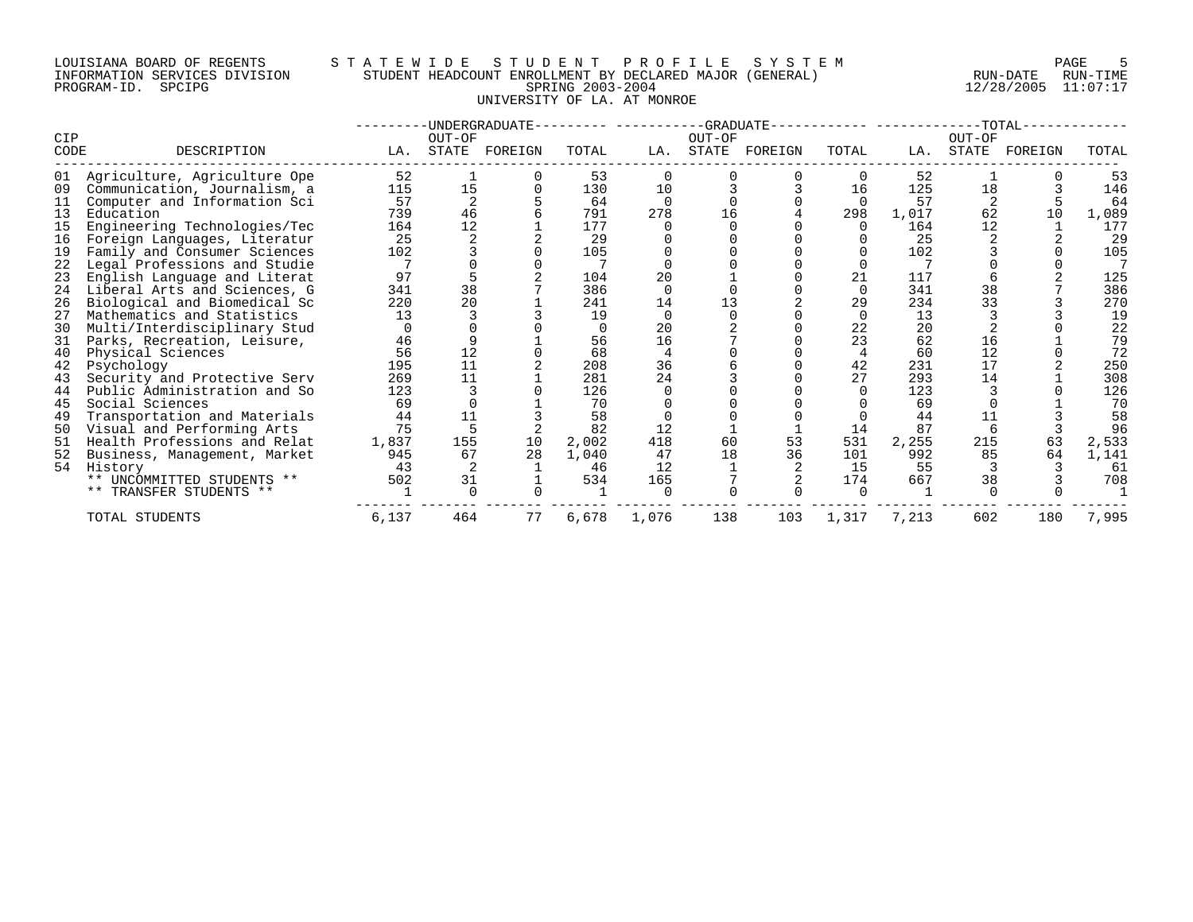LOUISIANA BOARD OF REGENTS — INFORMATION SERVICES DIVISION — PROGRAM-ID. SPCIPG

STATEWIDE STUDENT PROFILE SYSTEM

STUDENT HEADCOUNT ENROLLMENT BY DECLARED MAJOR (GENERAL)

SPRING 2003-2004

UNIVERSITY OF LA. AT MONROE

RUN-DATE 12/28/2005 RUN-TIME 11:07:17

| CIP CODE | DESCRIPTION | UNDERGRADUATE LA. | UNDERGRADUATE OUT-OF STATE | UNDERGRADUATE FOREIGN | UNDERGRADUATE TOTAL | GRADUATE LA. | GRADUATE OUT-OF STATE | GRADUATE FOREIGN | GRADUATE TOTAL | TOTAL LA. | TOTAL OUT-OF STATE | TOTAL FOREIGN | TOTAL TOTAL |
|---|---|---|---|---|---|---|---|---|---|---|---|---|---|
| 01 | Agriculture, Agriculture Ope | 52 | 1 | 0 | 53 | 0 | 0 | 0 | 0 | 52 | 1 | 0 | 53 |
| 09 | Communication, Journalism, a | 115 | 15 | 0 | 130 | 10 | 3 | 3 | 16 | 125 | 18 | 3 | 146 |
| 11 | Computer and Information Sci | 57 | 2 | 5 | 64 | 0 | 0 | 0 | 0 | 57 | 2 | 5 | 64 |
| 13 | Education | 739 | 46 | 6 | 791 | 278 | 16 | 4 | 298 | 1,017 | 62 | 10 | 1,089 |
| 15 | Engineering Technologies/Tec | 164 | 12 | 1 | 177 | 0 | 0 | 0 | 0 | 164 | 12 | 1 | 177 |
| 16 | Foreign Languages, Literatur | 25 | 2 | 2 | 29 | 0 | 0 | 0 | 0 | 25 | 2 | 2 | 29 |
| 19 | Family and Consumer Sciences | 102 | 3 | 0 | 105 | 0 | 0 | 0 | 0 | 102 | 3 | 0 | 105 |
| 22 | Legal Professions and Studie | 7 | 0 | 0 | 7 | 0 | 0 | 0 | 0 | 7 | 0 | 0 | 7 |
| 23 | English Language and Literat | 97 | 5 | 2 | 104 | 20 | 1 | 0 | 21 | 117 | 6 | 2 | 125 |
| 24 | Liberal Arts and Sciences, G | 341 | 38 | 7 | 386 | 0 | 0 | 0 | 0 | 341 | 38 | 7 | 386 |
| 26 | Biological and Biomedical Sc | 220 | 20 | 1 | 241 | 14 | 13 | 2 | 29 | 234 | 33 | 3 | 270 |
| 27 | Mathematics and Statistics | 13 | 3 | 3 | 19 | 0 | 0 | 0 | 0 | 13 | 3 | 3 | 19 |
| 30 | Multi/Interdisciplinary Stud | 0 | 0 | 0 | 0 | 20 | 2 | 0 | 22 | 20 | 2 | 0 | 22 |
| 31 | Parks, Recreation, Leisure, | 46 | 9 | 1 | 56 | 16 | 7 | 0 | 23 | 62 | 16 | 1 | 79 |
| 40 | Physical Sciences | 56 | 12 | 0 | 68 | 4 | 0 | 0 | 4 | 60 | 12 | 0 | 72 |
| 42 | Psychology | 195 | 11 | 2 | 208 | 36 | 6 | 0 | 42 | 231 | 17 | 2 | 250 |
| 43 | Security and Protective Serv | 269 | 11 | 1 | 281 | 24 | 3 | 0 | 27 | 293 | 14 | 1 | 308 |
| 44 | Public Administration and So | 123 | 3 | 0 | 126 | 0 | 0 | 0 | 0 | 123 | 3 | 0 | 126 |
| 45 | Social Sciences | 69 | 0 | 1 | 70 | 0 | 0 | 0 | 0 | 69 | 0 | 1 | 70 |
| 49 | Transportation and Materials | 44 | 11 | 3 | 58 | 0 | 0 | 0 | 0 | 44 | 11 | 3 | 58 |
| 50 | Visual and Performing Arts | 75 | 5 | 2 | 82 | 12 | 1 | 1 | 14 | 87 | 6 | 3 | 96 |
| 51 | Health Professions and Relat | 1,837 | 155 | 10 | 2,002 | 418 | 60 | 53 | 531 | 2,255 | 215 | 63 | 2,533 |
| 52 | Business, Management, Market | 945 | 67 | 28 | 1,040 | 47 | 18 | 36 | 101 | 992 | 85 | 64 | 1,141 |
| 54 | History | 43 | 2 | 1 | 46 | 12 | 1 | 2 | 15 | 55 | 3 | 3 | 61 |
| | ** UNCOMMITTED STUDENTS ** | 502 | 31 | 1 | 534 | 165 | 7 | 2 | 174 | 667 | 38 | 3 | 708 |
| | ** TRANSFER STUDENTS ** | 1 | 0 | 0 | 1 | 0 | 0 | 0 | 0 | 1 | 0 | 0 | 1 |
| | TOTAL STUDENTS | 6,137 | 464 | 77 | 6,678 | 1,076 | 138 | 103 | 1,317 | 7,213 | 602 | 180 | 7,995 |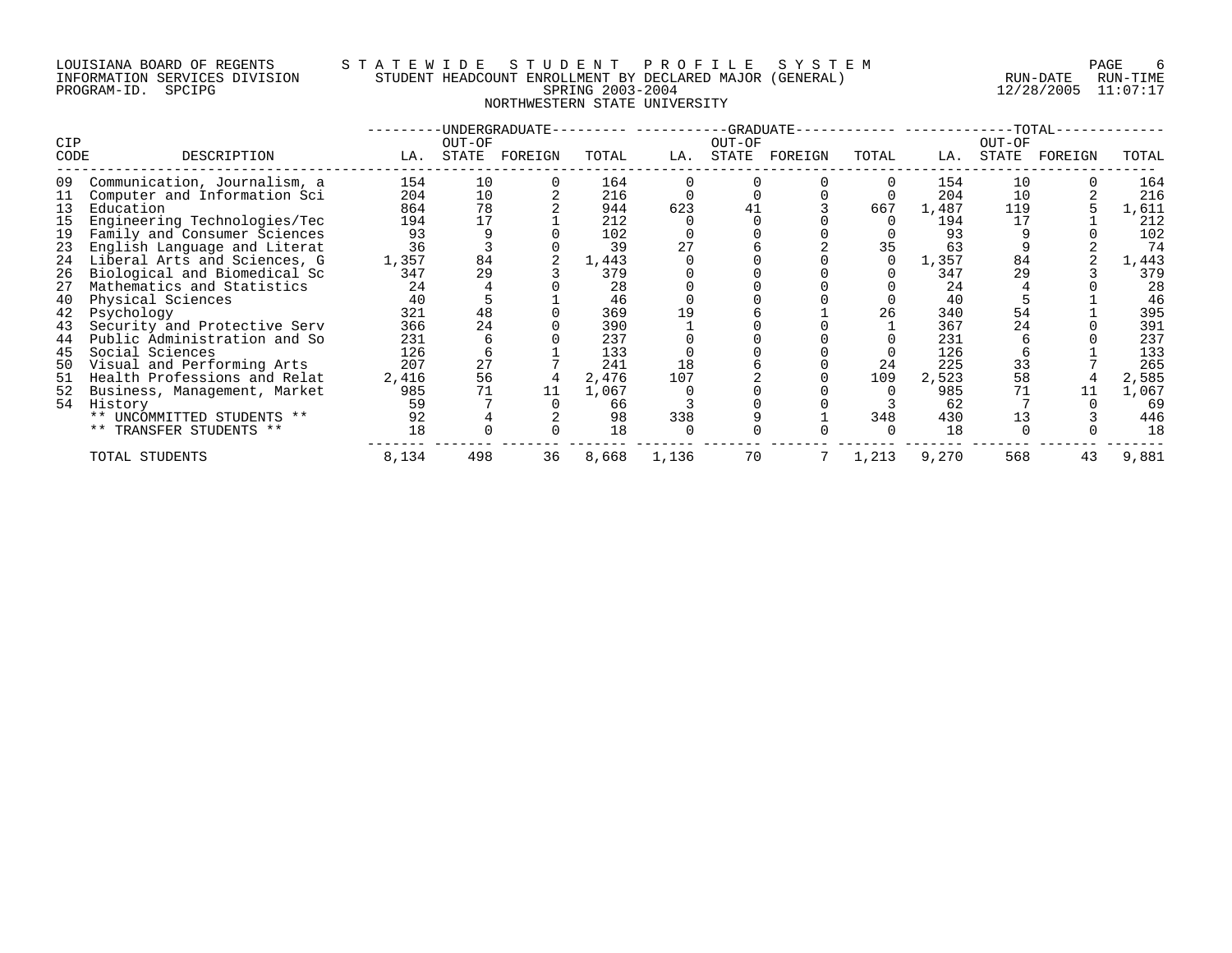LOUISIANA BOARD OF REGENTS — STATEWIDE STUDENT PROFILE SYSTEM
INFORMATION SERVICES DIVISION — STUDENT HEADCOUNT ENROLLMENT BY DECLARED MAJOR (GENERAL) — RUN-DATE 12/28/2005 RUN-TIME 11:07:17
PROGRAM-ID. SPCIPG — SPRING 2003-2004

# NORTHWESTERN STATE UNIVERSITY

| CIP CODE | DESCRIPTION | UNDERGRADUATE LA. | UNDERGRADUATE OUT-OF STATE | UNDERGRADUATE FOREIGN | UNDERGRADUATE TOTAL | GRADUATE LA. | GRADUATE OUT-OF STATE | GRADUATE FOREIGN | GRADUATE TOTAL | TOTAL LA. | TOTAL OUT-OF STATE | TOTAL FOREIGN | TOTAL TOTAL |
|---|---|---|---|---|---|---|---|---|---|---|---|---|---|
| 09 | Communication, Journalism, a | 154 | 10 | 0 | 164 | 0 | 0 | 0 | 0 | 154 | 10 | 0 | 164 |
| 11 | Computer and Information Sci | 204 | 10 | 2 | 216 | 0 | 0 | 0 | 0 | 204 | 10 | 2 | 216 |
| 13 | Education | 864 | 78 | 2 | 944 | 623 | 41 | 3 | 667 | 1,487 | 119 | 5 | 1,611 |
| 15 | Engineering Technologies/Tec | 194 | 17 | 1 | 212 | 0 | 0 | 0 | 0 | 194 | 17 | 1 | 212 |
| 19 | Family and Consumer Sciences | 93 | 9 | 0 | 102 | 0 | 0 | 0 | 0 | 93 | 9 | 0 | 102 |
| 23 | English Language and Literat | 36 | 3 | 0 | 39 | 27 | 6 | 2 | 35 | 63 | 9 | 2 | 74 |
| 24 | Liberal Arts and Sciences, G | 1,357 | 84 | 2 | 1,443 | 0 | 0 | 0 | 0 | 1,357 | 84 | 2 | 1,443 |
| 26 | Biological and Biomedical Sc | 347 | 29 | 3 | 379 | 0 | 0 | 0 | 0 | 347 | 29 | 3 | 379 |
| 27 | Mathematics and Statistics | 24 | 4 | 0 | 28 | 0 | 0 | 0 | 0 | 24 | 4 | 0 | 28 |
| 40 | Physical Sciences | 40 | 5 | 1 | 46 | 0 | 0 | 0 | 0 | 40 | 5 | 1 | 46 |
| 42 | Psychology | 321 | 48 | 0 | 369 | 19 | 6 | 1 | 26 | 340 | 54 | 1 | 395 |
| 43 | Security and Protective Serv | 366 | 24 | 0 | 390 | 1 | 0 | 0 | 1 | 367 | 24 | 0 | 391 |
| 44 | Public Administration and So | 231 | 6 | 0 | 237 | 0 | 0 | 0 | 0 | 231 | 6 | 0 | 237 |
| 45 | Social Sciences | 126 | 6 | 1 | 133 | 0 | 0 | 0 | 0 | 126 | 6 | 1 | 133 |
| 50 | Visual and Performing Arts | 207 | 27 | 7 | 241 | 18 | 6 | 0 | 24 | 225 | 33 | 7 | 265 |
| 51 | Health Professions and Relat | 2,416 | 56 | 4 | 2,476 | 107 | 2 | 0 | 109 | 2,523 | 58 | 4 | 2,585 |
| 52 | Business, Management, Market | 985 | 71 | 11 | 1,067 | 0 | 0 | 0 | 0 | 985 | 71 | 11 | 1,067 |
| 54 | History | 59 | 7 | 0 | 66 | 3 | 0 | 0 | 3 | 62 | 7 | 0 | 69 |
| | ** UNCOMMITTED STUDENTS ** | 92 | 4 | 2 | 98 | 338 | 9 | 1 | 348 | 430 | 13 | 3 | 446 |
| | ** TRANSFER STUDENTS ** | 18 | 0 | 0 | 18 | 0 | 0 | 0 | 0 | 18 | 0 | 0 | 18 |
| | TOTAL STUDENTS | 8,134 | 498 | 36 | 8,668 | 1,136 | 70 | 7 | 1,213 | 9,270 | 568 | 43 | 9,881 |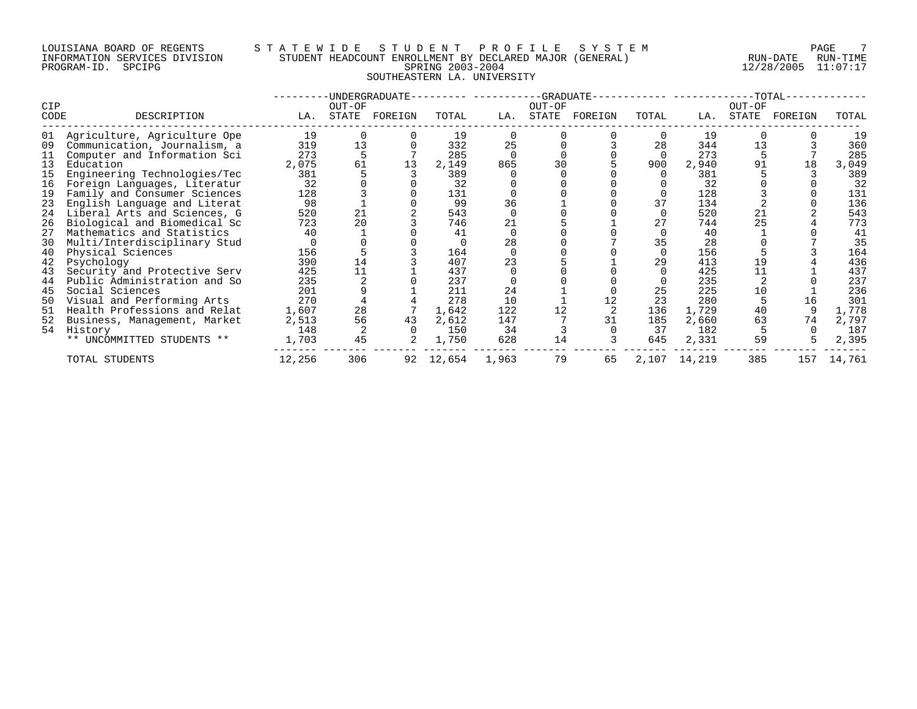LOUISIANA BOARD OF REGENTS — STATEWIDE STUDENT PROFILE SYSTEM
INFORMATION SERVICES DIVISION — STUDENT HEADCOUNT ENROLLMENT BY DECLARED MAJOR (GENERAL) — RUN-DATE 12/28/2005 RUN-TIME 11:07:17
PROGRAM-ID. SPCIPG — SPRING 2003-2004

SOUTHEASTERN LA. UNIVERSITY

| CIP CODE | DESCRIPTION | UNDERGRADUATE LA. | UNDERGRADUATE OUT-OF STATE | UNDERGRADUATE FOREIGN | UNDERGRADUATE TOTAL | GRADUATE LA. | GRADUATE OUT-OF STATE | GRADUATE FOREIGN | GRADUATE TOTAL | TOTAL LA. | TOTAL OUT-OF STATE | TOTAL FOREIGN | TOTAL TOTAL |
|---|---|---|---|---|---|---|---|---|---|---|---|---|---|
| 01 | Agriculture, Agriculture Ope | 19 | 0 | 0 | 19 | 0 | 0 | 0 | 0 | 19 | 0 | 0 | 19 |
| 09 | Communication, Journalism, a | 319 | 13 | 0 | 332 | 25 | 0 | 3 | 28 | 344 | 13 | 3 | 360 |
| 11 | Computer and Information Sci | 273 | 5 | 7 | 285 | 0 | 0 | 0 | 0 | 273 | 5 | 7 | 285 |
| 13 | Education | 2,075 | 61 | 13 | 2,149 | 865 | 30 | 5 | 900 | 2,940 | 91 | 18 | 3,049 |
| 15 | Engineering Technologies/Tec | 381 | 5 | 3 | 389 | 0 | 0 | 0 | 0 | 381 | 5 | 3 | 389 |
| 16 | Foreign Languages, Literatur | 32 | 0 | 0 | 32 | 0 | 0 | 0 | 0 | 32 | 0 | 0 | 32 |
| 19 | Family and Consumer Sciences | 128 | 3 | 0 | 131 | 0 | 0 | 0 | 0 | 128 | 3 | 0 | 131 |
| 23 | English Language and Literat | 98 | 1 | 0 | 99 | 36 | 1 | 0 | 37 | 134 | 2 | 0 | 136 |
| 24 | Liberal Arts and Sciences, G | 520 | 21 | 2 | 543 | 0 | 0 | 0 | 0 | 520 | 21 | 2 | 543 |
| 26 | Biological and Biomedical Sc | 723 | 20 | 3 | 746 | 21 | 5 | 1 | 27 | 744 | 25 | 4 | 773 |
| 27 | Mathematics and Statistics | 40 | 1 | 0 | 41 | 0 | 0 | 0 | 0 | 40 | 1 | 0 | 41 |
| 30 | Multi/Interdisciplinary Stud | 0 | 0 | 0 | 0 | 28 | 0 | 7 | 35 | 28 | 0 | 7 | 35 |
| 40 | Physical Sciences | 156 | 5 | 3 | 164 | 0 | 0 | 0 | 0 | 156 | 5 | 3 | 164 |
| 42 | Psychology | 390 | 14 | 3 | 407 | 23 | 5 | 1 | 29 | 413 | 19 | 4 | 436 |
| 43 | Security and Protective Serv | 425 | 11 | 1 | 437 | 0 | 0 | 0 | 0 | 425 | 11 | 1 | 437 |
| 44 | Public Administration and So | 235 | 2 | 0 | 237 | 0 | 0 | 0 | 0 | 235 | 2 | 0 | 237 |
| 45 | Social Sciences | 201 | 9 | 1 | 211 | 24 | 1 | 0 | 25 | 225 | 10 | 1 | 236 |
| 50 | Visual and Performing Arts | 270 | 4 | 4 | 278 | 10 | 1 | 12 | 23 | 280 | 5 | 16 | 301 |
| 51 | Health Professions and Relat | 1,607 | 28 | 7 | 1,642 | 122 | 12 | 2 | 136 | 1,729 | 40 | 9 | 1,778 |
| 52 | Business, Management, Market | 2,513 | 56 | 43 | 2,612 | 147 | 7 | 31 | 185 | 2,660 | 63 | 74 | 2,797 |
| 54 | History | 148 | 2 | 0 | 150 | 34 | 3 | 0 | 37 | 182 | 5 | 0 | 187 |
| | ** UNCOMMITTED STUDENTS ** | 1,703 | 45 | 2 | 1,750 | 628 | 14 | 3 | 645 | 2,331 | 59 | 5 | 2,395 |
| | TOTAL STUDENTS | 12,256 | 306 | 92 | 12,654 | 1,963 | 79 | 65 | 2,107 | 14,219 | 385 | 157 | 14,761 |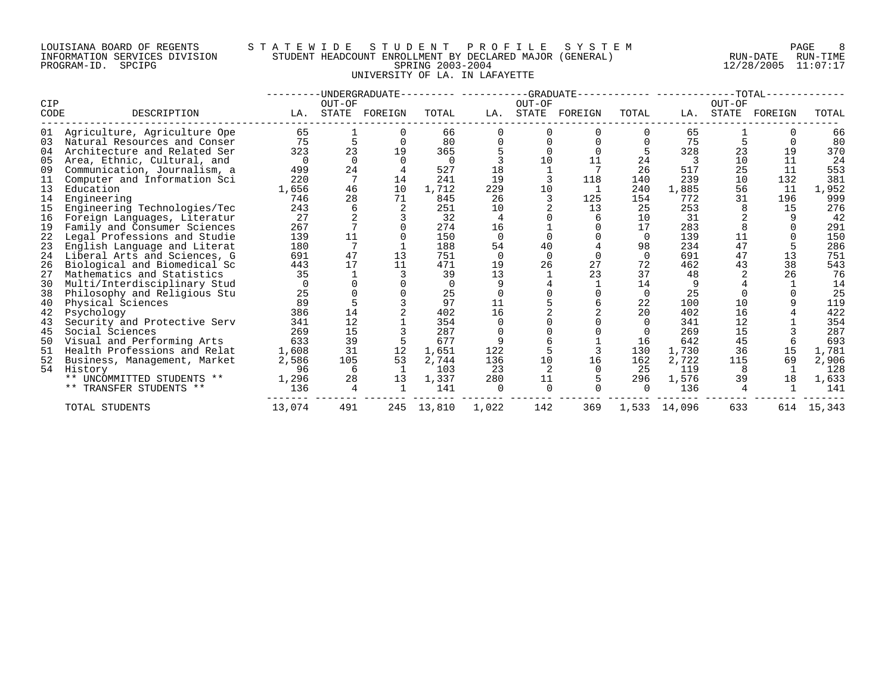LOUISIANA BOARD OF REGENTS
INFORMATION SERVICES DIVISION
PROGRAM-ID. SPCIPG

# STATEWIDE STUDENT PROFILE SYSTEM

## STUDENT HEADCOUNT ENROLLMENT BY DECLARED MAJOR (GENERAL)

SPRING 2003-2004

UNIVERSITY OF LA. IN LAFAYETTE

RUN-DATE 12/28/2005 RUN-TIME 11:07:17

| CIP CODE | DESCRIPTION | UNDERGRADUATE LA. | UNDERGRADUATE OUT-OF STATE | UNDERGRADUATE FOREIGN | UNDERGRADUATE TOTAL | GRADUATE LA. | GRADUATE OUT-OF STATE | GRADUATE FOREIGN | GRADUATE TOTAL | TOTAL LA. | TOTAL OUT-OF STATE | TOTAL FOREIGN | TOTAL TOTAL |
|---|---|---|---|---|---|---|---|---|---|---|---|---|---|
| 01 | Agriculture, Agriculture Ope | 65 | 1 | 0 | 66 | 0 | 0 | 0 | 0 | 65 | 1 | 0 | 66 |
| 03 | Natural Resources and Conser | 75 | 5 | 0 | 80 | 0 | 0 | 0 | 0 | 75 | 5 | 0 | 80 |
| 04 | Architecture and Related Ser | 323 | 23 | 19 | 365 | 5 | 0 | 0 | 5 | 328 | 23 | 19 | 370 |
| 05 | Area, Ethnic, Cultural, and | 0 | 0 | 0 | 0 | 3 | 10 | 11 | 24 | 3 | 10 | 11 | 24 |
| 09 | Communication, Journalism, a | 499 | 24 | 4 | 527 | 18 | 1 | 7 | 26 | 517 | 25 | 11 | 553 |
| 11 | Computer and Information Sci | 220 | 7 | 14 | 241 | 19 | 3 | 118 | 140 | 239 | 10 | 132 | 381 |
| 13 | Education | 1,656 | 46 | 10 | 1,712 | 229 | 10 | 1 | 240 | 1,885 | 56 | 11 | 1,952 |
| 14 | Engineering | 746 | 28 | 71 | 845 | 26 | 3 | 125 | 154 | 772 | 31 | 196 | 999 |
| 15 | Engineering Technologies/Tec | 243 | 6 | 2 | 251 | 10 | 2 | 13 | 25 | 253 | 8 | 15 | 276 |
| 16 | Foreign Languages, Literatur | 27 | 2 | 3 | 32 | 4 | 0 | 6 | 10 | 31 | 2 | 9 | 42 |
| 19 | Family and Consumer Sciences | 267 | 7 | 0 | 274 | 16 | 1 | 0 | 17 | 283 | 8 | 0 | 291 |
| 22 | Legal Professions and Studie | 139 | 11 | 0 | 150 | 0 | 0 | 0 | 0 | 139 | 11 | 0 | 150 |
| 23 | English Language and Literat | 180 | 7 | 1 | 188 | 54 | 40 | 4 | 98 | 234 | 47 | 5 | 286 |
| 24 | Liberal Arts and Sciences, G | 691 | 47 | 13 | 751 | 0 | 0 | 0 | 0 | 691 | 47 | 13 | 751 |
| 26 | Biological and Biomedical Sc | 443 | 17 | 11 | 471 | 19 | 26 | 27 | 72 | 462 | 43 | 38 | 543 |
| 27 | Mathematics and Statistics | 35 | 1 | 3 | 39 | 13 | 1 | 23 | 37 | 48 | 2 | 26 | 76 |
| 30 | Multi/Interdisciplinary Stud | 0 | 0 | 0 | 0 | 9 | 4 | 1 | 14 | 9 | 4 | 1 | 14 |
| 38 | Philosophy and Religious Stu | 25 | 0 | 0 | 25 | 0 | 0 | 0 | 0 | 25 | 0 | 0 | 25 |
| 40 | Physical Sciences | 89 | 5 | 3 | 97 | 11 | 5 | 6 | 22 | 100 | 10 | 9 | 119 |
| 42 | Psychology | 386 | 14 | 2 | 402 | 16 | 2 | 2 | 20 | 402 | 16 | 4 | 422 |
| 43 | Security and Protective Serv | 341 | 12 | 1 | 354 | 0 | 0 | 0 | 0 | 341 | 12 | 1 | 354 |
| 45 | Social Sciences | 269 | 15 | 3 | 287 | 0 | 0 | 0 | 0 | 269 | 15 | 3 | 287 |
| 50 | Visual and Performing Arts | 633 | 39 | 5 | 677 | 9 | 6 | 1 | 16 | 642 | 45 | 6 | 693 |
| 51 | Health Professions and Relat | 1,608 | 31 | 12 | 1,651 | 122 | 5 | 3 | 130 | 1,730 | 36 | 15 | 1,781 |
| 52 | Business, Management, Market | 2,586 | 105 | 53 | 2,744 | 136 | 10 | 16 | 162 | 2,722 | 115 | 69 | 2,906 |
| 54 | History | 96 | 6 | 1 | 103 | 23 | 2 | 0 | 25 | 119 | 8 | 1 | 128 |
| | ** UNCOMMITTED STUDENTS ** | 1,296 | 28 | 13 | 1,337 | 280 | 11 | 5 | 296 | 1,576 | 39 | 18 | 1,633 |
| | ** TRANSFER STUDENTS ** | 136 | 4 | 1 | 141 | 0 | 0 | 0 | 0 | 136 | 4 | 1 | 141 |
| | TOTAL STUDENTS | 13,074 | 491 | 245 | 13,810 | 1,022 | 142 | 369 | 1,533 | 14,096 | 633 | 614 | 15,343 |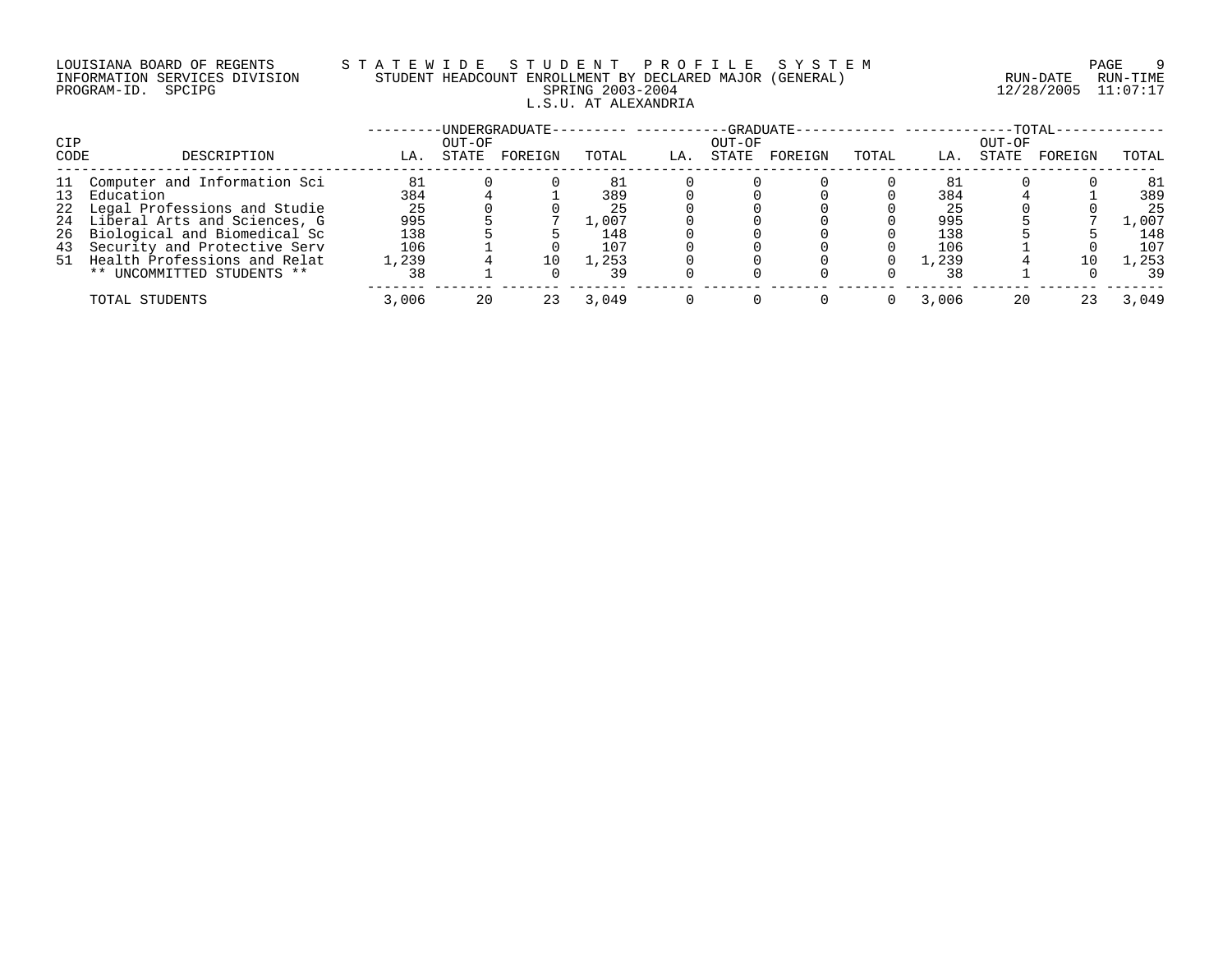LOUISIANA BOARD OF REGENTS — STATEWIDE STUDENT PROFILE SYSTEM

INFORMATION SERVICES DIVISION — STUDENT HEADCOUNT ENROLLMENT BY DECLARED MAJOR (GENERAL) — RUN-DATE 12/28/2005 RUN-TIME 11:07:17

PROGRAM-ID. SPCIPG — SPRING 2003-2004

L.S.U. AT ALEXANDRIA

| CIP | | UNDERGRADUATE | | | | GRADUATE | | | | TOTAL | | | |
|---|---|---|---|---|---|---|---|---|---|---|---|---|---|
| CODE | DESCRIPTION | LA. | OUT-OF STATE | FOREIGN | TOTAL | LA. | OUT-OF STATE | FOREIGN | TOTAL | LA. | OUT-OF STATE | FOREIGN | TOTAL |
| 11 | Computer and Information Sci | 81 | 0 | 0 | 81 | 0 | 0 | 0 | 0 | 81 | 0 | 0 | 81 |
| 13 | Education | 384 | 4 | 1 | 389 | 0 | 0 | 0 | 0 | 384 | 4 | 1 | 389 |
| 22 | Legal Professions and Studie | 25 | 0 | 0 | 25 | 0 | 0 | 0 | 0 | 25 | 0 | 0 | 25 |
| 24 | Liberal Arts and Sciences, G | 995 | 5 | 7 | 1,007 | 0 | 0 | 0 | 0 | 995 | 5 | 7 | 1,007 |
| 26 | Biological and Biomedical Sc | 138 | 5 | 5 | 148 | 0 | 0 | 0 | 0 | 138 | 5 | 5 | 148 |
| 43 | Security and Protective Serv | 106 | 1 | 0 | 107 | 0 | 0 | 0 | 0 | 106 | 1 | 0 | 107 |
| 51 | Health Professions and Relat | 1,239 | 4 | 10 | 1,253 | 0 | 0 | 0 | 0 | 1,239 | 4 | 10 | 1,253 |
| | ** UNCOMMITTED STUDENTS ** | 38 | 1 | 0 | 39 | 0 | 0 | 0 | 0 | 38 | 1 | 0 | 39 |
| | TOTAL STUDENTS | 3,006 | 20 | 23 | 3,049 | 0 | 0 | 0 | 0 | 3,006 | 20 | 23 | 3,049 |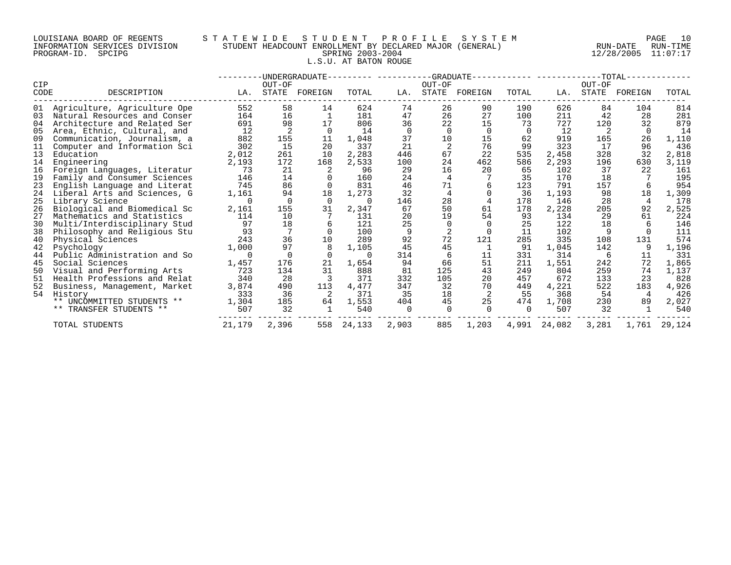LOUISIANA BOARD OF REGENTS
INFORMATION SERVICES DIVISION
PROGRAM-ID. SPCIPG

STATEWIDE STUDENT PROFILE SYSTEM
STUDENT HEADCOUNT ENROLLMENT BY DECLARED MAJOR (GENERAL)
SPRING 2003-2004
L.S.U. AT BATON ROUGE

RUN-DATE 12/28/2005 RUN-TIME 11:07:17

| CIP CODE | DESCRIPTION | UNDERGRADUATE LA. | UNDERGRADUATE OUT-OF STATE | UNDERGRADUATE FOREIGN | UNDERGRADUATE TOTAL | GRADUATE LA. | GRADUATE OUT-OF STATE | GRADUATE FOREIGN | GRADUATE TOTAL | TOTAL LA. | TOTAL OUT-OF STATE | TOTAL FOREIGN | TOTAL TOTAL |
|---|---|---|---|---|---|---|---|---|---|---|---|---|---|
| 01 | Agriculture, Agriculture Ope | 552 | 58 | 14 | 624 | 74 | 26 | 90 | 190 | 626 | 84 | 104 | 814 |
| 03 | Natural Resources and Conser | 164 | 16 | 1 | 181 | 47 | 26 | 27 | 100 | 211 | 42 | 28 | 281 |
| 04 | Architecture and Related Ser | 691 | 98 | 17 | 806 | 36 | 22 | 15 | 73 | 727 | 120 | 32 | 879 |
| 05 | Area, Ethnic, Cultural, and | 12 | 2 | 0 | 14 | 0 | 0 | 0 | 0 | 12 | 2 | 0 | 14 |
| 09 | Communication, Journalism, a | 882 | 155 | 11 | 1,048 | 37 | 10 | 15 | 62 | 919 | 165 | 26 | 1,110 |
| 11 | Computer and Information Sci | 302 | 15 | 20 | 337 | 21 | 2 | 76 | 99 | 323 | 17 | 96 | 436 |
| 13 | Education | 2,012 | 261 | 10 | 2,283 | 446 | 67 | 22 | 535 | 2,458 | 328 | 32 | 2,818 |
| 14 | Engineering | 2,193 | 172 | 168 | 2,533 | 100 | 24 | 462 | 586 | 2,293 | 196 | 630 | 3,119 |
| 16 | Foreign Languages, Literatur | 73 | 21 | 2 | 96 | 29 | 16 | 20 | 65 | 102 | 37 | 22 | 161 |
| 19 | Family and Consumer Sciences | 146 | 14 | 0 | 160 | 24 | 4 | 7 | 35 | 170 | 18 | 7 | 195 |
| 23 | English Language and Literat | 745 | 86 | 0 | 831 | 46 | 71 | 6 | 123 | 791 | 157 | 6 | 954 |
| 24 | Liberal Arts and Sciences, G | 1,161 | 94 | 18 | 1,273 | 32 | 4 | 0 | 36 | 1,193 | 98 | 18 | 1,309 |
| 25 | Library Science | 0 | 0 | 0 | 0 | 146 | 28 | 4 | 178 | 146 | 28 | 4 | 178 |
| 26 | Biological and Biomedical Sc | 2,161 | 155 | 31 | 2,347 | 67 | 50 | 61 | 178 | 2,228 | 205 | 92 | 2,525 |
| 27 | Mathematics and Statistics | 114 | 10 | 7 | 131 | 20 | 19 | 54 | 93 | 134 | 29 | 61 | 224 |
| 30 | Multi/Interdisciplinary Stud | 97 | 18 | 6 | 121 | 25 | 0 | 0 | 25 | 122 | 18 | 6 | 146 |
| 38 | Philosophy and Religious Stu | 93 | 7 | 0 | 100 | 9 | 2 | 0 | 11 | 102 | 9 | 0 | 111 |
| 40 | Physical Sciences | 243 | 36 | 10 | 289 | 92 | 72 | 121 | 285 | 335 | 108 | 131 | 574 |
| 42 | Psychology | 1,000 | 97 | 8 | 1,105 | 45 | 45 | 1 | 91 | 1,045 | 142 | 9 | 1,196 |
| 44 | Public Administration and So | 0 | 0 | 0 | 0 | 314 | 6 | 11 | 331 | 314 | 6 | 11 | 331 |
| 45 | Social Sciences | 1,457 | 176 | 21 | 1,654 | 94 | 66 | 51 | 211 | 1,551 | 242 | 72 | 1,865 |
| 50 | Visual and Performing Arts | 723 | 134 | 31 | 888 | 81 | 125 | 43 | 249 | 804 | 259 | 74 | 1,137 |
| 51 | Health Professions and Relat | 340 | 28 | 3 | 371 | 332 | 105 | 20 | 457 | 672 | 133 | 23 | 828 |
| 52 | Business, Management, Market | 3,874 | 490 | 113 | 4,477 | 347 | 32 | 70 | 449 | 4,221 | 522 | 183 | 4,926 |
| 54 | History | 333 | 36 | 2 | 371 | 35 | 18 | 2 | 55 | 368 | 54 | 4 | 426 |
| | ** UNCOMMITTED STUDENTS ** | 1,304 | 185 | 64 | 1,553 | 404 | 45 | 25 | 474 | 1,708 | 230 | 89 | 2,027 |
| | ** TRANSFER STUDENTS ** | 507 | 32 | 1 | 540 | 0 | 0 | 0 | 0 | 507 | 32 | 1 | 540 |
| | TOTAL STUDENTS | 21,179 | 2,396 | 558 | 24,133 | 2,903 | 885 | 1,203 | 4,991 | 24,082 | 3,281 | 1,761 | 29,124 |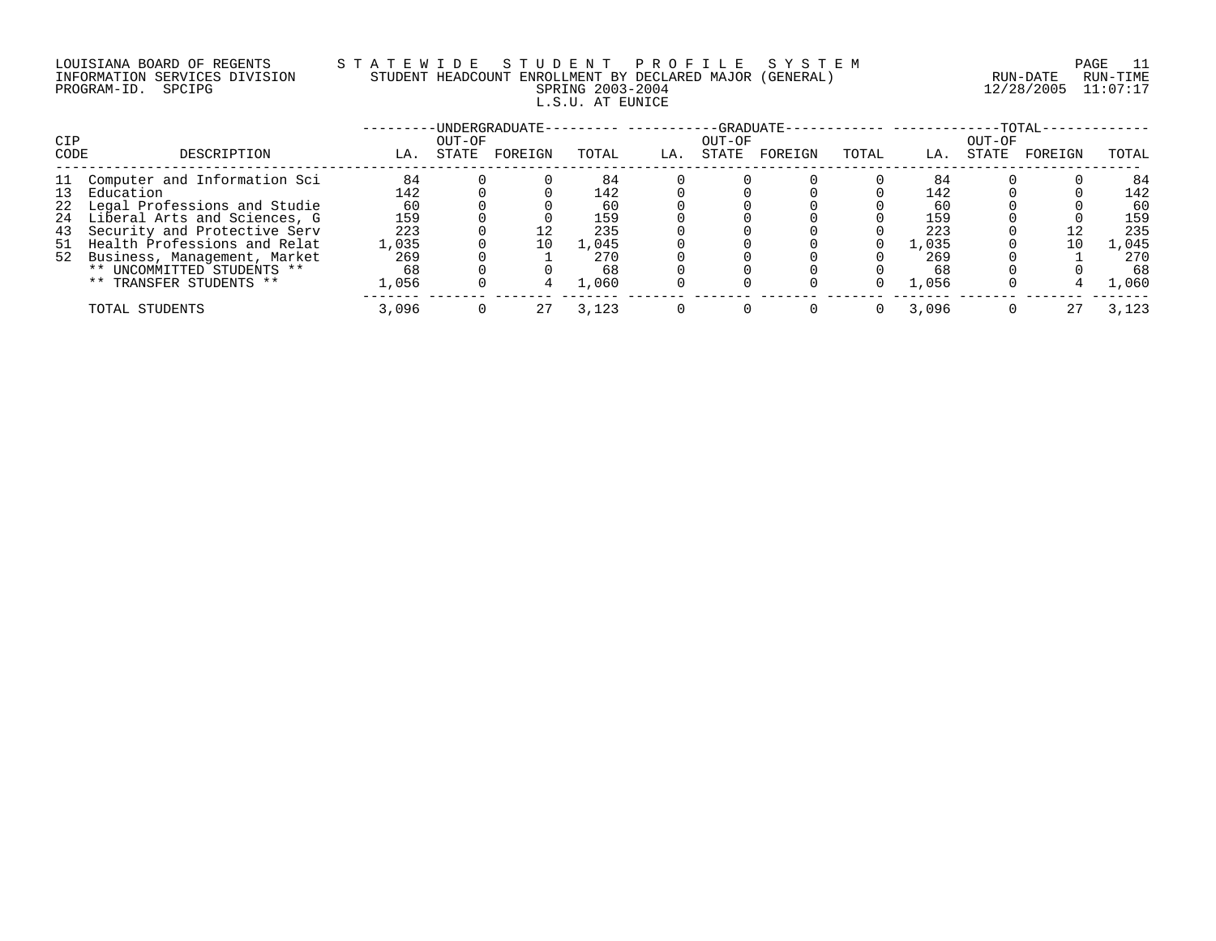LOUISIANA BOARD OF REGENTS
INFORMATION SERVICES DIVISION
PROGRAM-ID. SPCIPG

# STATEWIDE STUDENT PROFILE SYSTEM
## STUDENT HEADCOUNT ENROLLMENT BY DECLARED MAJOR (GENERAL)
## SPRING 2003-2004
## L.S.U. AT EUNICE

RUN-DATE 12/28/2005 RUN-TIME 11:07:17

| CIP CODE | DESCRIPTION | UNDERGRADUATE LA. | UNDERGRADUATE OUT-OF STATE | UNDERGRADUATE FOREIGN | UNDERGRADUATE TOTAL | GRADUATE LA. | GRADUATE OUT-OF STATE | GRADUATE FOREIGN | GRADUATE TOTAL | TOTAL LA. | TOTAL OUT-OF STATE | TOTAL FOREIGN | TOTAL |
|---|---|---|---|---|---|---|---|---|---|---|---|---|---|
| 11 | Computer and Information Sci | 84 | 0 | 0 | 84 | 0 | 0 | 0 | 0 | 84 | 0 | 0 | 84 |
| 13 | Education | 142 | 0 | 0 | 142 | 0 | 0 | 0 | 0 | 142 | 0 | 0 | 142 |
| 22 | Legal Professions and Studie | 60 | 0 | 0 | 60 | 0 | 0 | 0 | 0 | 60 | 0 | 0 | 60 |
| 24 | Liberal Arts and Sciences, G | 159 | 0 | 0 | 159 | 0 | 0 | 0 | 0 | 159 | 0 | 0 | 159 |
| 43 | Security and Protective Serv | 223 | 0 | 12 | 235 | 0 | 0 | 0 | 0 | 223 | 0 | 12 | 235 |
| 51 | Health Professions and Relat | 1,035 | 0 | 10 | 1,045 | 0 | 0 | 0 | 0 | 1,035 | 0 | 10 | 1,045 |
| 52 | Business, Management, Market | 269 | 0 | 1 | 270 | 0 | 0 | 0 | 0 | 269 | 0 | 1 | 270 |
| | ** UNCOMMITTED STUDENTS ** | 68 | 0 | 0 | 68 | 0 | 0 | 0 | 0 | 68 | 0 | 0 | 68 |
| | ** TRANSFER STUDENTS ** | 1,056 | 0 | 4 | 1,060 | 0 | 0 | 0 | 0 | 1,056 | 0 | 4 | 1,060 |
| | TOTAL STUDENTS | 3,096 | 0 | 27 | 3,123 | 0 | 0 | 0 | 0 | 3,096 | 0 | 27 | 3,123 |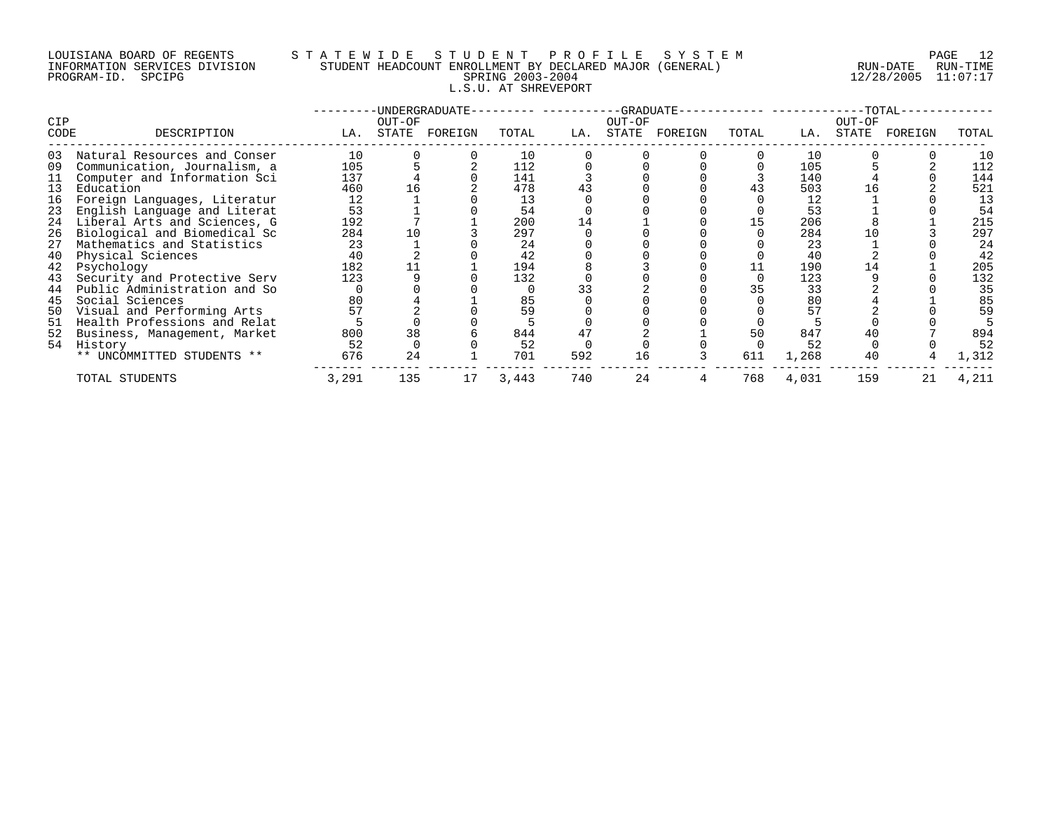LOUISIANA BOARD OF REGENTS — STATEWIDE STUDENT PROFILE SYSTEM
INFORMATION SERVICES DIVISION — STUDENT HEADCOUNT ENROLLMENT BY DECLARED MAJOR (GENERAL)
PROGRAM-ID. SPCIPG — SPRING 2003-2004 — RUN-DATE 12/28/2005 RUN-TIME 11:07:17

L.S.U. AT SHREVEPORT

| CIP CODE | DESCRIPTION | UNDERGRADUATE LA. | UNDERGRADUATE OUT-OF STATE | UNDERGRADUATE FOREIGN | UNDERGRADUATE TOTAL | GRADUATE LA. | GRADUATE OUT-OF STATE | GRADUATE FOREIGN | GRADUATE TOTAL | TOTAL LA. | TOTAL OUT-OF STATE | TOTAL FOREIGN | TOTAL |
|---|---|---|---|---|---|---|---|---|---|---|---|---|---|
| 03 | Natural Resources and Conser | 10 | 0 | 0 | 10 | 0 | 0 | 0 | 0 | 10 | 0 | 0 | 10 |
| 09 | Communication, Journalism, a | 105 | 5 | 2 | 112 | 0 | 0 | 0 | 0 | 105 | 5 | 2 | 112 |
| 11 | Computer and Information Sci | 137 | 4 | 0 | 141 | 3 | 0 | 0 | 3 | 140 | 4 | 0 | 144 |
| 13 | Education | 460 | 16 | 2 | 478 | 43 | 0 | 0 | 43 | 503 | 16 | 2 | 521 |
| 16 | Foreign Languages, Literatur | 12 | 1 | 0 | 13 | 0 | 0 | 0 | 0 | 12 | 1 | 0 | 13 |
| 23 | English Language and Literat | 53 | 1 | 0 | 54 | 0 | 0 | 0 | 0 | 53 | 1 | 0 | 54 |
| 24 | Liberal Arts and Sciences, G | 192 | 7 | 1 | 200 | 14 | 1 | 0 | 15 | 206 | 8 | 1 | 215 |
| 26 | Biological and Biomedical Sc | 284 | 10 | 3 | 297 | 0 | 0 | 0 | 0 | 284 | 10 | 3 | 297 |
| 27 | Mathematics and Statistics | 23 | 1 | 0 | 24 | 0 | 0 | 0 | 0 | 23 | 1 | 0 | 24 |
| 40 | Physical Sciences | 40 | 2 | 0 | 42 | 0 | 0 | 0 | 0 | 40 | 2 | 0 | 42 |
| 42 | Psychology | 182 | 11 | 1 | 194 | 8 | 3 | 0 | 11 | 190 | 14 | 1 | 205 |
| 43 | Security and Protective Serv | 123 | 9 | 0 | 132 | 0 | 0 | 0 | 0 | 123 | 9 | 0 | 132 |
| 44 | Public Administration and So | 0 | 0 | 0 | 0 | 33 | 2 | 0 | 35 | 33 | 2 | 0 | 35 |
| 45 | Social Sciences | 80 | 4 | 1 | 85 | 0 | 0 | 0 | 0 | 80 | 4 | 1 | 85 |
| 50 | Visual and Performing Arts | 57 | 2 | 0 | 59 | 0 | 0 | 0 | 0 | 57 | 2 | 0 | 59 |
| 51 | Health Professions and Relat | 5 | 0 | 0 | 5 | 0 | 0 | 0 | 0 | 5 | 0 | 0 | 5 |
| 52 | Business, Management, Market | 800 | 38 | 6 | 844 | 47 | 2 | 1 | 50 | 847 | 40 | 7 | 894 |
| 54 | History | 52 | 0 | 0 | 52 | 0 | 0 | 0 | 0 | 52 | 0 | 0 | 52 |
| | ** UNCOMMITTED STUDENTS ** | 676 | 24 | 1 | 701 | 592 | 16 | 3 | 611 | 1,268 | 40 | 4 | 1,312 |
| | TOTAL STUDENTS | 3,291 | 135 | 17 | 3,443 | 740 | 24 | 4 | 768 | 4,031 | 159 | 21 | 4,211 |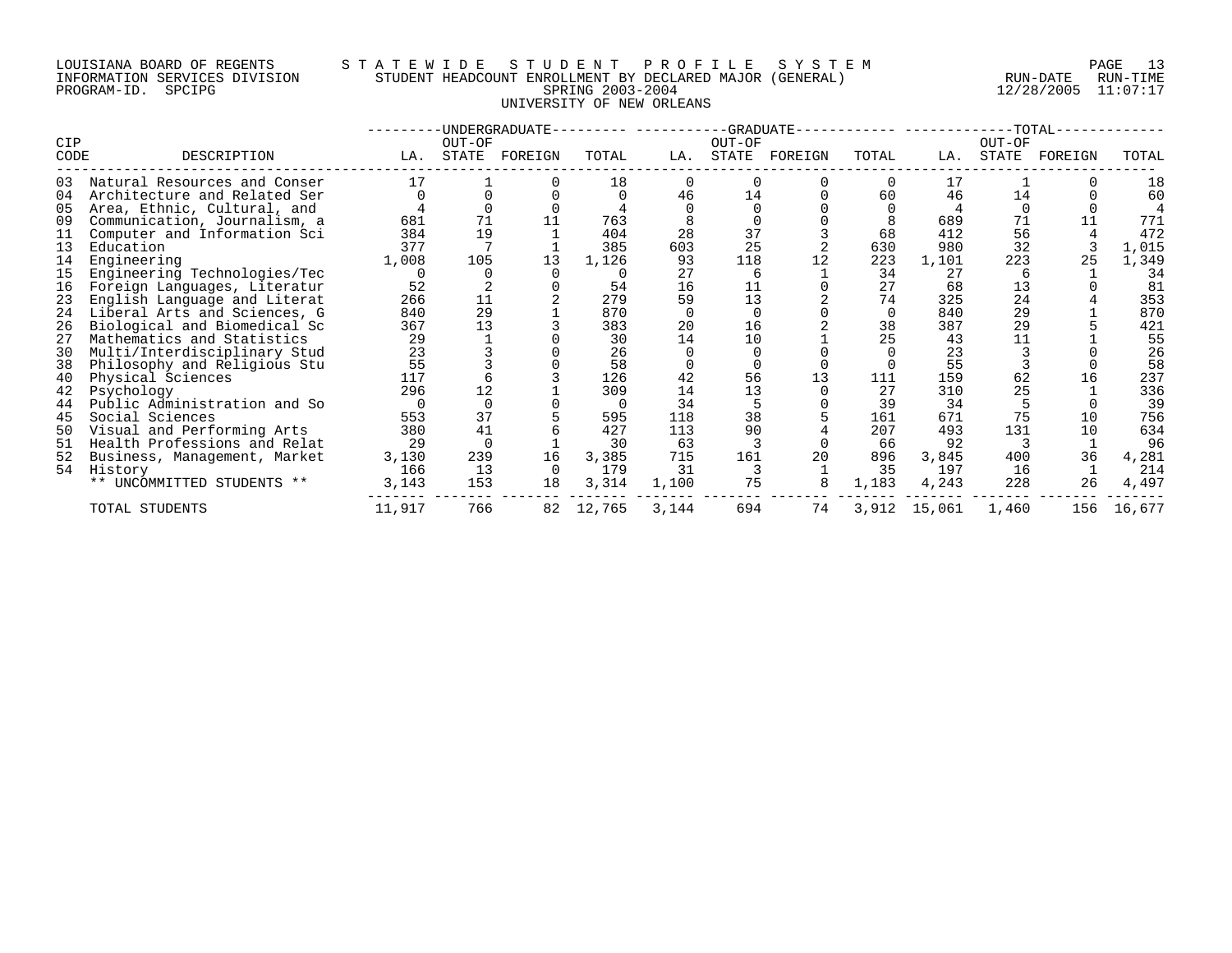LOUISIANA BOARD OF REGENTS — STATEWIDE STUDENT PROFILE SYSTEM

INFORMATION SERVICES DIVISION — STUDENT HEADCOUNT ENROLLMENT BY DECLARED MAJOR (GENERAL) — RUN-DATE 12/28/2005 RUN-TIME 11:07:17

PROGRAM-ID. SPCIPG — SPRING 2003-2004

UNIVERSITY OF NEW ORLEANS

| CIP CODE | DESCRIPTION | UNDERGRADUATE LA. | UNDERGRADUATE OUT-OF STATE | UNDERGRADUATE FOREIGN | UNDERGRADUATE TOTAL | GRADUATE LA. | GRADUATE OUT-OF STATE | GRADUATE FOREIGN | GRADUATE TOTAL | TOTAL LA. | TOTAL OUT-OF STATE | TOTAL FOREIGN | TOTAL TOTAL |
|---|---|---|---|---|---|---|---|---|---|---|---|---|---|
| 03 | Natural Resources and Conser | 17 | 1 | 0 | 18 | 0 | 0 | 0 | 0 | 17 | 1 | 0 | 18 |
| 04 | Architecture and Related Ser | 0 | 0 | 0 | 0 | 46 | 14 | 0 | 60 | 46 | 14 | 0 | 60 |
| 05 | Area, Ethnic, Cultural, and | 4 | 0 | 0 | 4 | 0 | 0 | 0 | 0 | 4 | 0 | 0 | 4 |
| 09 | Communication, Journalism, a | 681 | 71 | 11 | 763 | 8 | 0 | 0 | 8 | 689 | 71 | 11 | 771 |
| 11 | Computer and Information Sci | 384 | 19 | 1 | 404 | 28 | 37 | 3 | 68 | 412 | 56 | 4 | 472 |
| 13 | Education | 377 | 7 | 1 | 385 | 603 | 25 | 2 | 630 | 980 | 32 | 3 | 1,015 |
| 14 | Engineering | 1,008 | 105 | 13 | 1,126 | 93 | 118 | 12 | 223 | 1,101 | 223 | 25 | 1,349 |
| 15 | Engineering Technologies/Tec | 0 | 0 | 0 | 0 | 27 | 6 | 1 | 34 | 27 | 6 | 1 | 34 |
| 16 | Foreign Languages, Literatur | 52 | 2 | 0 | 54 | 16 | 11 | 0 | 27 | 68 | 13 | 0 | 81 |
| 23 | English Language and Literat | 266 | 11 | 2 | 279 | 59 | 13 | 2 | 74 | 325 | 24 | 4 | 353 |
| 24 | Liberal Arts and Sciences, G | 840 | 29 | 1 | 870 | 0 | 0 | 0 | 0 | 840 | 29 | 1 | 870 |
| 26 | Biological and Biomedical Sc | 367 | 13 | 3 | 383 | 20 | 16 | 2 | 38 | 387 | 29 | 5 | 421 |
| 27 | Mathematics and Statistics | 29 | 1 | 0 | 30 | 14 | 10 | 1 | 25 | 43 | 11 | 1 | 55 |
| 30 | Multi/Interdisciplinary Stud | 23 | 3 | 0 | 26 | 0 | 0 | 0 | 0 | 23 | 3 | 0 | 26 |
| 38 | Philosophy and Religious Stu | 55 | 3 | 0 | 58 | 0 | 0 | 0 | 0 | 55 | 3 | 0 | 58 |
| 40 | Physical Sciences | 117 | 6 | 3 | 126 | 42 | 56 | 13 | 111 | 159 | 62 | 16 | 237 |
| 42 | Psychology | 296 | 12 | 1 | 309 | 14 | 13 | 0 | 27 | 310 | 25 | 1 | 336 |
| 44 | Public Administration and So | 0 | 0 | 0 | 0 | 34 | 5 | 0 | 39 | 34 | 5 | 0 | 39 |
| 45 | Social Sciences | 553 | 37 | 5 | 595 | 118 | 38 | 5 | 161 | 671 | 75 | 10 | 756 |
| 50 | Visual and Performing Arts | 380 | 41 | 6 | 427 | 113 | 90 | 4 | 207 | 493 | 131 | 10 | 634 |
| 51 | Health Professions and Relat | 29 | 0 | 1 | 30 | 63 | 3 | 0 | 66 | 92 | 3 | 1 | 96 |
| 52 | Business, Management, Market | 3,130 | 239 | 16 | 3,385 | 715 | 161 | 20 | 896 | 3,845 | 400 | 36 | 4,281 |
| 54 | History | 166 | 13 | 0 | 179 | 31 | 3 | 1 | 35 | 197 | 16 | 1 | 214 |
| | ** UNCOMMITTED STUDENTS ** | 3,143 | 153 | 18 | 3,314 | 1,100 | 75 | 8 | 1,183 | 4,243 | 228 | 26 | 4,497 |
| | TOTAL STUDENTS | 11,917 | 766 | 82 | 12,765 | 3,144 | 694 | 74 | 3,912 | 15,061 | 1,460 | 156 | 16,677 |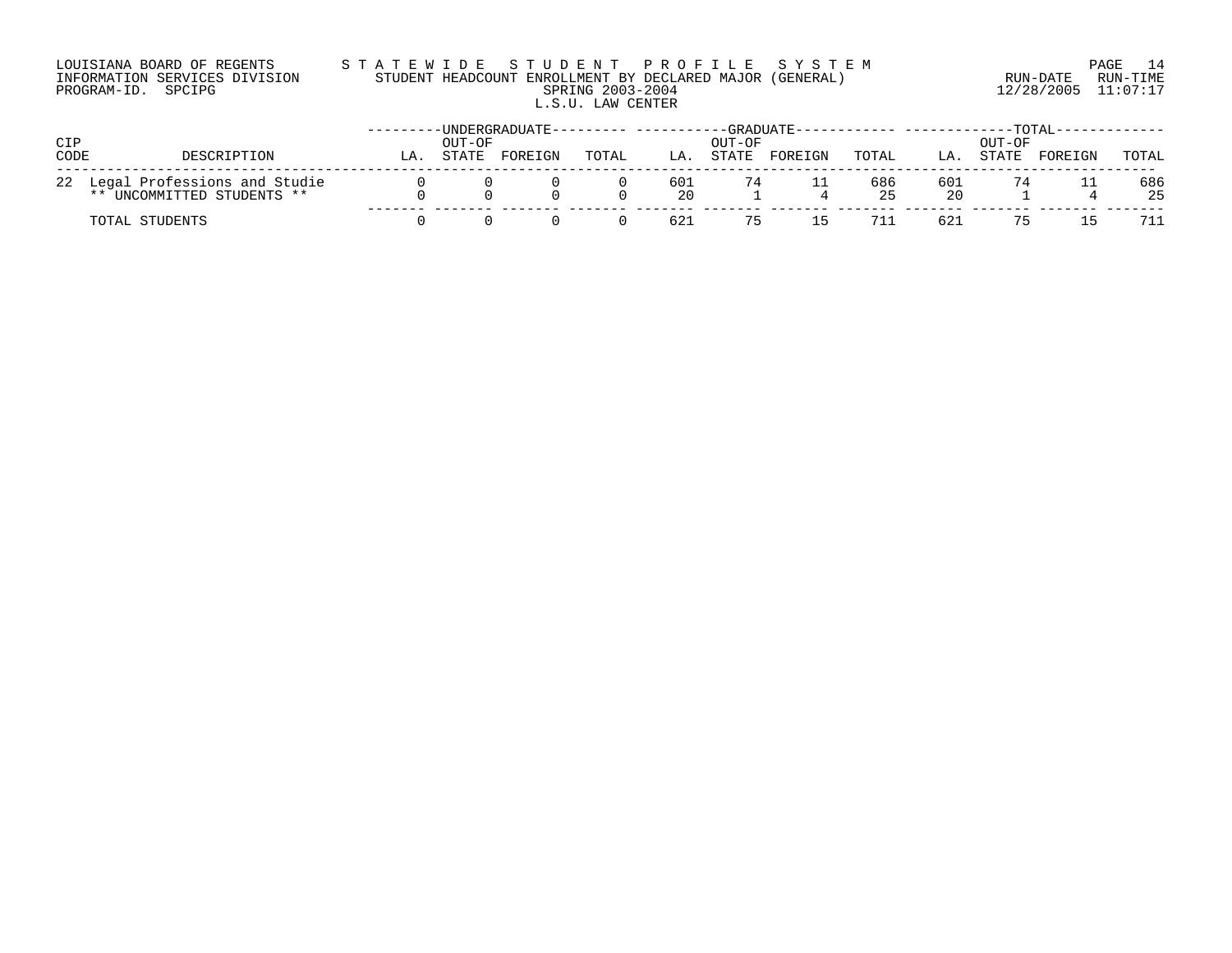LOUISIANA BOARD OF REGENTS
INFORMATION SERVICES DIVISION
PROGRAM-ID. SPCIPG

STATEWIDE STUDENT PROFILE SYSTEM
STUDENT HEADCOUNT ENROLLMENT BY DECLARED MAJOR (GENERAL)
SPRING 2003-2004
L.S.U. LAW CENTER

RUN-DATE 12/28/2005 RUN-TIME 11:07:17

| CIP CODE | DESCRIPTION | UNDERGRADUATE | | | | GRADUATE | | | | TOTAL | | | |
|---|---|---|---|---|---|---|---|---|---|---|---|---|---|
| | | LA. | OUT-OF STATE | FOREIGN | TOTAL | LA. | OUT-OF STATE | FOREIGN | TOTAL | LA. | OUT-OF STATE | FOREIGN | TOTAL |
| 22 | Legal Professions and Studie | 0 | 0 | 0 | 0 | 601 | 74 | 11 | 686 | 601 | 74 | 11 | 686 |
| | ** UNCOMMITTED STUDENTS ** | 0 | 0 | 0 | 0 | 20 | 1 | 4 | 25 | 20 | 1 | 4 | 25 |
| | TOTAL STUDENTS | 0 | 0 | 0 | 0 | 621 | 75 | 15 | 711 | 621 | 75 | 15 | 711 |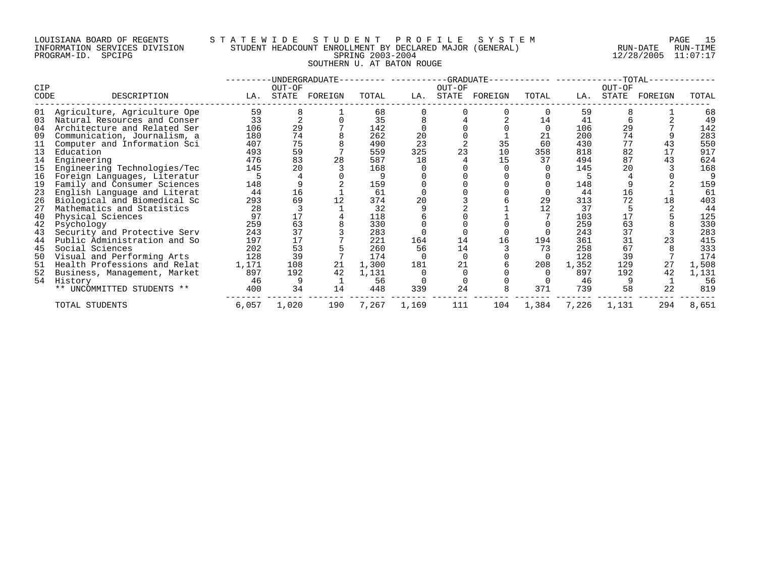LOUISIANA BOARD OF REGENTS — STATEWIDE STUDENT PROFILE SYSTEM
INFORMATION SERVICES DIVISION — STUDENT HEADCOUNT ENROLLMENT BY DECLARED MAJOR (GENERAL) — RUN-DATE 12/28/2005 RUN-TIME 11:07:17
PROGRAM-ID. SPCIPG — SPRING 2003-2004

SOUTHERN U. AT BATON ROUGE

| CIP CODE | DESCRIPTION | UNDERGRADUATE LA. | UNDERGRADUATE OUT-OF STATE | UNDERGRADUATE FOREIGN | UNDERGRADUATE TOTAL | GRADUATE LA. | GRADUATE OUT-OF STATE | GRADUATE FOREIGN | GRADUATE TOTAL | TOTAL LA. | TOTAL OUT-OF STATE | TOTAL FOREIGN | TOTAL TOTAL |
|---|---|---|---|---|---|---|---|---|---|---|---|---|---|
| 01 | Agriculture, Agriculture Ope | 59 | 8 | 1 | 68 | 0 | 0 | 0 | 0 | 59 | 8 | 1 | 68 |
| 03 | Natural Resources and Conser | 33 | 2 | 0 | 35 | 8 | 4 | 2 | 14 | 41 | 6 | 2 | 49 |
| 04 | Architecture and Related Ser | 106 | 29 | 7 | 142 | 0 | 0 | 0 | 0 | 106 | 29 | 7 | 142 |
| 09 | Communication, Journalism, a | 180 | 74 | 8 | 262 | 20 | 0 | 1 | 21 | 200 | 74 | 9 | 283 |
| 11 | Computer and Information Sci | 407 | 75 | 8 | 490 | 23 | 2 | 35 | 60 | 430 | 77 | 43 | 550 |
| 13 | Education | 493 | 59 | 7 | 559 | 325 | 23 | 10 | 358 | 818 | 82 | 17 | 917 |
| 14 | Engineering | 476 | 83 | 28 | 587 | 18 | 4 | 15 | 37 | 494 | 87 | 43 | 624 |
| 15 | Engineering Technologies/Tec | 145 | 20 | 3 | 168 | 0 | 0 | 0 | 0 | 145 | 20 | 3 | 168 |
| 16 | Foreign Languages, Literatur | 5 | 4 | 0 | 9 | 0 | 0 | 0 | 0 | 5 | 4 | 0 | 9 |
| 19 | Family and Consumer Sciences | 148 | 9 | 2 | 159 | 0 | 0 | 0 | 0 | 148 | 9 | 2 | 159 |
| 23 | English Language and Literat | 44 | 16 | 1 | 61 | 0 | 0 | 0 | 0 | 44 | 16 | 1 | 61 |
| 26 | Biological and Biomedical Sc | 293 | 69 | 12 | 374 | 20 | 3 | 6 | 29 | 313 | 72 | 18 | 403 |
| 27 | Mathematics and Statistics | 28 | 3 | 1 | 32 | 9 | 2 | 1 | 12 | 37 | 5 | 2 | 44 |
| 40 | Physical Sciences | 97 | 17 | 4 | 118 | 6 | 0 | 1 | 7 | 103 | 17 | 5 | 125 |
| 42 | Psychology | 259 | 63 | 8 | 330 | 0 | 0 | 0 | 0 | 259 | 63 | 8 | 330 |
| 43 | Security and Protective Serv | 243 | 37 | 3 | 283 | 0 | 0 | 0 | 0 | 243 | 37 | 3 | 283 |
| 44 | Public Administration and So | 197 | 17 | 7 | 221 | 164 | 14 | 16 | 194 | 361 | 31 | 23 | 415 |
| 45 | Social Sciences | 202 | 53 | 5 | 260 | 56 | 14 | 3 | 73 | 258 | 67 | 8 | 333 |
| 50 | Visual and Performing Arts | 128 | 39 | 7 | 174 | 0 | 0 | 0 | 0 | 128 | 39 | 7 | 174 |
| 51 | Health Professions and Relat | 1,171 | 108 | 21 | 1,300 | 181 | 21 | 6 | 208 | 1,352 | 129 | 27 | 1,508 |
| 52 | Business, Management, Market | 897 | 192 | 42 | 1,131 | 0 | 0 | 0 | 0 | 897 | 192 | 42 | 1,131 |
| 54 | History | 46 | 9 | 1 | 56 | 0 | 0 | 0 | 0 | 46 | 9 | 1 | 56 |
| | ** UNCOMMITTED STUDENTS ** | 400 | 34 | 14 | 448 | 339 | 24 | 8 | 371 | 739 | 58 | 22 | 819 |
| | TOTAL STUDENTS | 6,057 | 1,020 | 190 | 7,267 | 1,169 | 111 | 104 | 1,384 | 7,226 | 1,131 | 294 | 8,651 |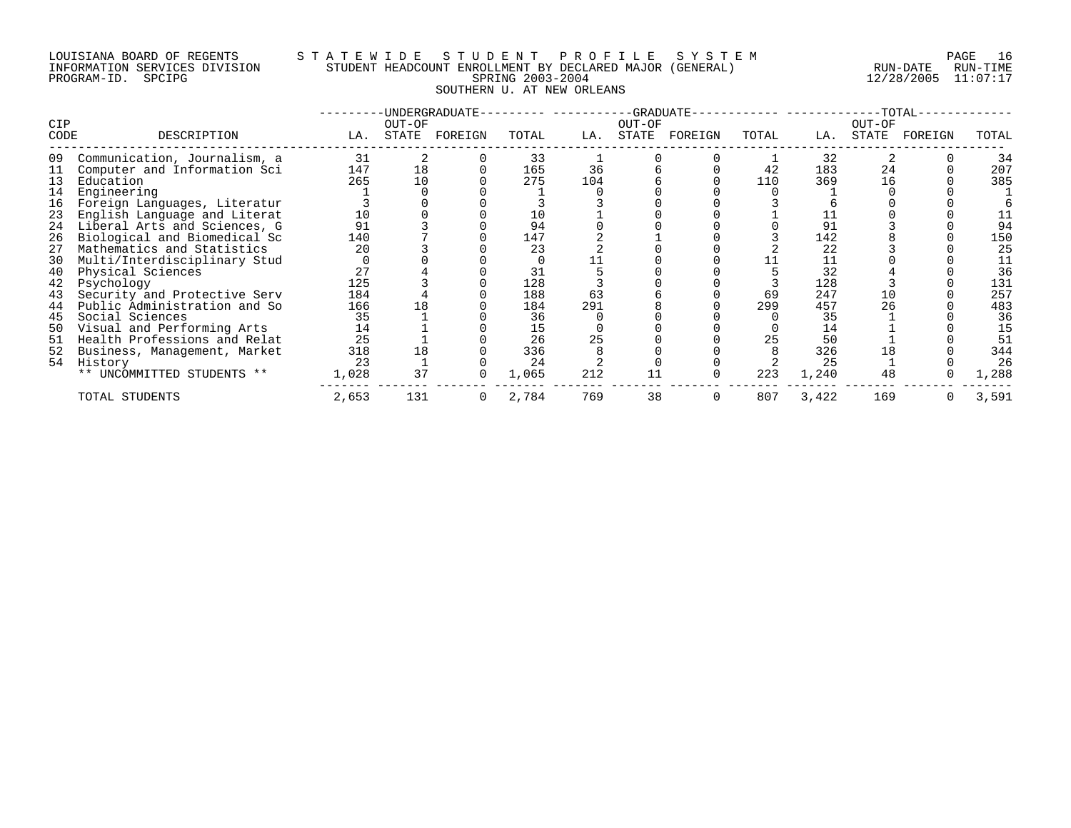LOUISIANA BOARD OF REGENTS — STATEWIDE STUDENT PROFILE SYSTEM
INFORMATION SERVICES DIVISION — STUDENT HEADCOUNT ENROLLMENT BY DECLARED MAJOR (GENERAL) — RUN-DATE 12/28/2005 RUN-TIME 11:07:17
PROGRAM-ID. SPCIPG — SPRING 2003-2004

SOUTHERN U. AT NEW ORLEANS

| CIP CODE | DESCRIPTION | UNDERGRADUATE LA. | UNDERGRADUATE OUT-OF STATE | UNDERGRADUATE FOREIGN | UNDERGRADUATE TOTAL | GRADUATE LA. | GRADUATE OUT-OF STATE | GRADUATE FOREIGN | GRADUATE TOTAL | TOTAL LA. | TOTAL OUT-OF STATE | TOTAL FOREIGN | TOTAL |
|---|---|---|---|---|---|---|---|---|---|---|---|---|---|
| 09 | Communication, Journalism, a | 31 | 2 | 0 | 33 | 1 | 0 | 0 | 1 | 32 | 2 | 0 | 34 |
| 11 | Computer and Information Sci | 147 | 18 | 0 | 165 | 36 | 6 | 0 | 42 | 183 | 24 | 0 | 207 |
| 13 | Education | 265 | 10 | 0 | 275 | 104 | 6 | 0 | 110 | 369 | 16 | 0 | 385 |
| 14 | Engineering | 1 | 0 | 0 | 1 | 0 | 0 | 0 | 0 | 1 | 0 | 0 | 1 |
| 16 | Foreign Languages, Literatur | 3 | 0 | 0 | 3 | 3 | 0 | 0 | 3 | 6 | 0 | 0 | 6 |
| 23 | English Language and Literat | 10 | 0 | 0 | 10 | 1 | 0 | 0 | 1 | 11 | 0 | 0 | 11 |
| 24 | Liberal Arts and Sciences, G | 91 | 3 | 0 | 94 | 0 | 0 | 0 | 0 | 91 | 3 | 0 | 94 |
| 26 | Biological and Biomedical Sc | 140 | 7 | 0 | 147 | 2 | 1 | 0 | 3 | 142 | 8 | 0 | 150 |
| 27 | Mathematics and Statistics | 20 | 3 | 0 | 23 | 2 | 0 | 0 | 2 | 22 | 3 | 0 | 25 |
| 30 | Multi/Interdisciplinary Stud | 0 | 0 | 0 | 0 | 11 | 0 | 0 | 11 | 11 | 0 | 0 | 11 |
| 40 | Physical Sciences | 27 | 4 | 0 | 31 | 5 | 0 | 0 | 5 | 32 | 4 | 0 | 36 |
| 42 | Psychology | 125 | 3 | 0 | 128 | 3 | 0 | 0 | 3 | 128 | 3 | 0 | 131 |
| 43 | Security and Protective Serv | 184 | 4 | 0 | 188 | 63 | 6 | 0 | 69 | 247 | 10 | 0 | 257 |
| 44 | Public Administration and So | 166 | 18 | 0 | 184 | 291 | 8 | 0 | 299 | 457 | 26 | 0 | 483 |
| 45 | Social Sciences | 35 | 1 | 0 | 36 | 0 | 0 | 0 | 0 | 35 | 1 | 0 | 36 |
| 50 | Visual and Performing Arts | 14 | 1 | 0 | 15 | 0 | 0 | 0 | 0 | 14 | 1 | 0 | 15 |
| 51 | Health Professions and Relat | 25 | 1 | 0 | 26 | 25 | 0 | 0 | 25 | 50 | 1 | 0 | 51 |
| 52 | Business, Management, Market | 318 | 18 | 0 | 336 | 8 | 0 | 0 | 8 | 326 | 18 | 0 | 344 |
| 54 | History | 23 | 1 | 0 | 24 | 2 | 0 | 0 | 2 | 25 | 1 | 0 | 26 |
| | ** UNCOMMITTED STUDENTS ** | 1,028 | 37 | 0 | 1,065 | 212 | 11 | 0 | 223 | 1,240 | 48 | 0 | 1,288 |
| | TOTAL STUDENTS | 2,653 | 131 | 0 | 2,784 | 769 | 38 | 0 | 807 | 3,422 | 169 | 0 | 3,591 |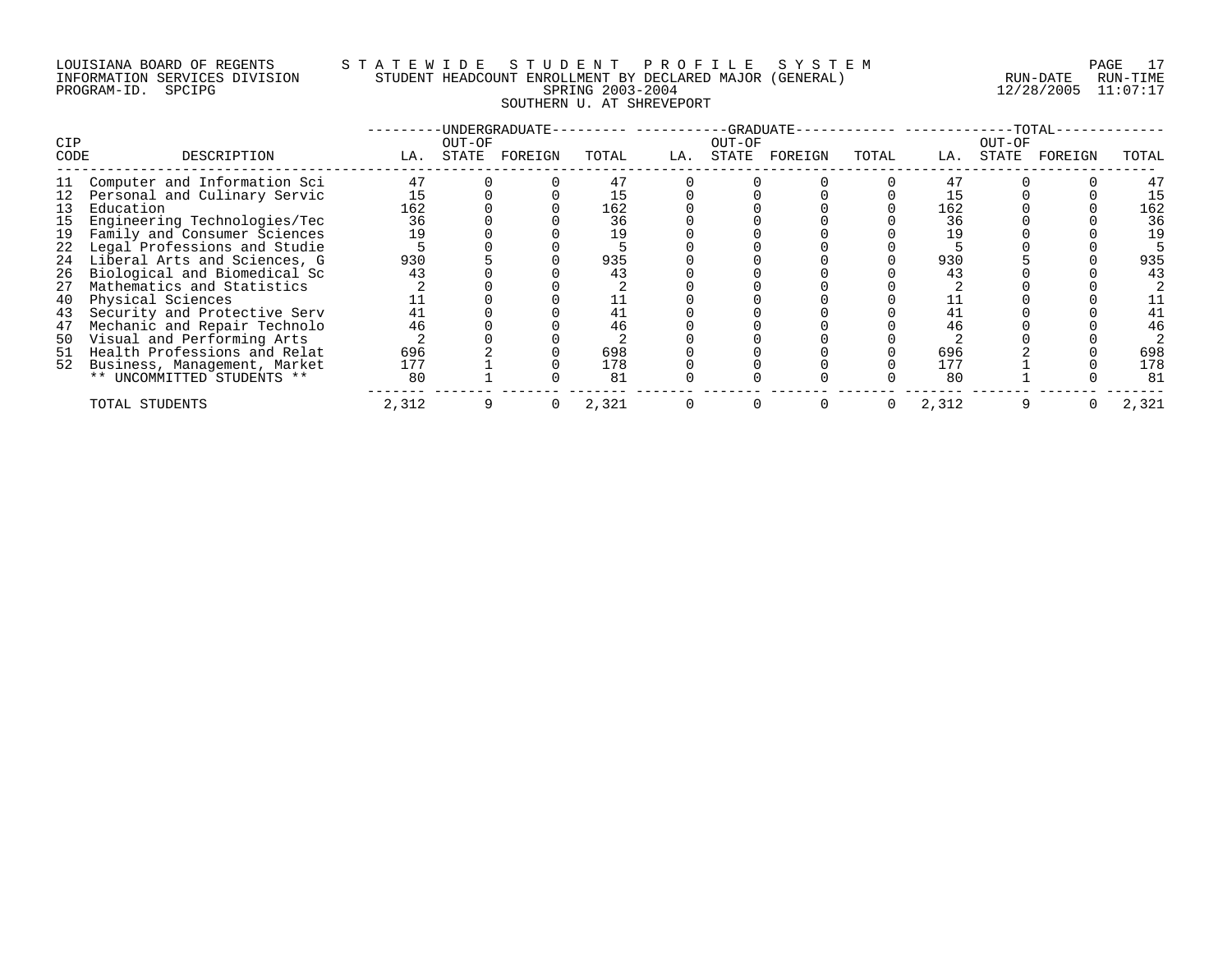LOUISIANA BOARD OF REGENTS
INFORMATION SERVICES DIVISION
PROGRAM-ID. SPCIPG

STATEWIDE STUDENT PROFILE SYSTEM
STUDENT HEADCOUNT ENROLLMENT BY DECLARED MAJOR (GENERAL)
SPRING 2003-2004
SOUTHERN U. AT SHREVEPORT

RUN-DATE 12/28/2005 RUN-TIME 11:07:17

| CIP CODE | DESCRIPTION | UNDERGRADUATE | | | | GRADUATE | | | | TOTAL | | | |
|---|---|---|---|---|---|---|---|---|---|---|---|---|---|
| | | LA. | OUT-OF STATE | FOREIGN | TOTAL | LA. | OUT-OF STATE | FOREIGN | TOTAL | LA. | OUT-OF STATE | FOREIGN | TOTAL |
| 11 | Computer and Information Sci | 47 | 0 | 0 | 47 | 0 | 0 | 0 | 0 | 47 | 0 | 0 | 47 |
| 12 | Personal and Culinary Servic | 15 | 0 | 0 | 15 | 0 | 0 | 0 | 0 | 15 | 0 | 0 | 15 |
| 13 | Education | 162 | 0 | 0 | 162 | 0 | 0 | 0 | 0 | 162 | 0 | 0 | 162 |
| 15 | Engineering Technologies/Tec | 36 | 0 | 0 | 36 | 0 | 0 | 0 | 0 | 36 | 0 | 0 | 36 |
| 19 | Family and Consumer Sciences | 19 | 0 | 0 | 19 | 0 | 0 | 0 | 0 | 19 | 0 | 0 | 19 |
| 22 | Legal Professions and Studie | 5 | 0 | 0 | 5 | 0 | 0 | 0 | 0 | 5 | 0 | 0 | 5 |
| 24 | Liberal Arts and Sciences, G | 930 | 5 | 0 | 935 | 0 | 0 | 0 | 0 | 930 | 5 | 0 | 935 |
| 26 | Biological and Biomedical Sc | 43 | 0 | 0 | 43 | 0 | 0 | 0 | 0 | 43 | 0 | 0 | 43 |
| 27 | Mathematics and Statistics | 2 | 0 | 0 | 2 | 0 | 0 | 0 | 0 | 2 | 0 | 0 | 2 |
| 40 | Physical Sciences | 11 | 0 | 0 | 11 | 0 | 0 | 0 | 0 | 11 | 0 | 0 | 11 |
| 43 | Security and Protective Serv | 41 | 0 | 0 | 41 | 0 | 0 | 0 | 0 | 41 | 0 | 0 | 41 |
| 47 | Mechanic and Repair Technolo | 46 | 0 | 0 | 46 | 0 | 0 | 0 | 0 | 46 | 0 | 0 | 46 |
| 50 | Visual and Performing Arts | 2 | 0 | 0 | 2 | 0 | 0 | 0 | 0 | 2 | 0 | 0 | 2 |
| 51 | Health Professions and Relat | 696 | 2 | 0 | 698 | 0 | 0 | 0 | 0 | 696 | 2 | 0 | 698 |
| 52 | Business, Management, Market | 177 | 1 | 0 | 178 | 0 | 0 | 0 | 0 | 177 | 1 | 0 | 178 |
| | ** UNCOMMITTED STUDENTS ** | 80 | 1 | 0 | 81 | 0 | 0 | 0 | 0 | 80 | 1 | 0 | 81 |
| | TOTAL STUDENTS | 2,312 | 9 | 0 | 2,321 | 0 | 0 | 0 | 0 | 2,312 | 9 | 0 | 2,321 |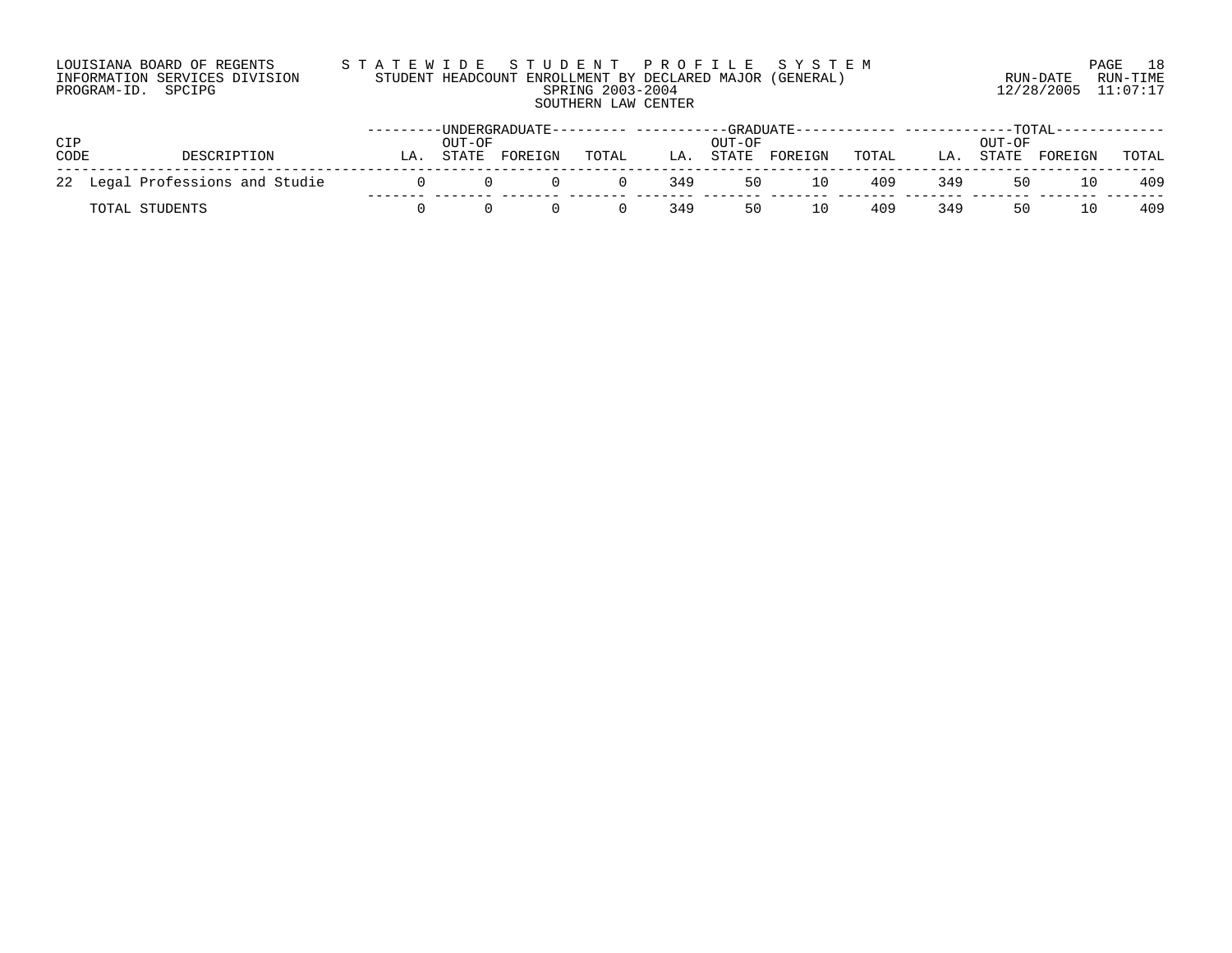LOUISIANA BOARD OF REGENTS
INFORMATION SERVICES DIVISION
PROGRAM-ID. SPCIPG

# STATEWIDE STUDENT PROFILE SYSTEM

STUDENT HEADCOUNT ENROLLMENT BY DECLARED MAJOR (GENERAL)
SPRING 2003-2004
SOUTHERN LAW CENTER

RUN-DATE 12/28/2005 RUN-TIME 11:07:17

| CIP CODE | DESCRIPTION | UNDERGRADUATE | | | | GRADUATE | | | | TOTAL | | | |
|---|---|---|---|---|---|---|---|---|---|---|---|---|---|
| | | LA. | OUT-OF STATE | FOREIGN | TOTAL | LA. | OUT-OF STATE | FOREIGN | TOTAL | LA. | OUT-OF STATE | FOREIGN | TOTAL |
| 22 | Legal Professions and Studie | 0 | 0 | 0 | 0 | 349 | 50 | 10 | 409 | 349 | 50 | 10 | 409 |
| | TOTAL STUDENTS | 0 | 0 | 0 | 0 | 349 | 50 | 10 | 409 | 349 | 50 | 10 | 409 |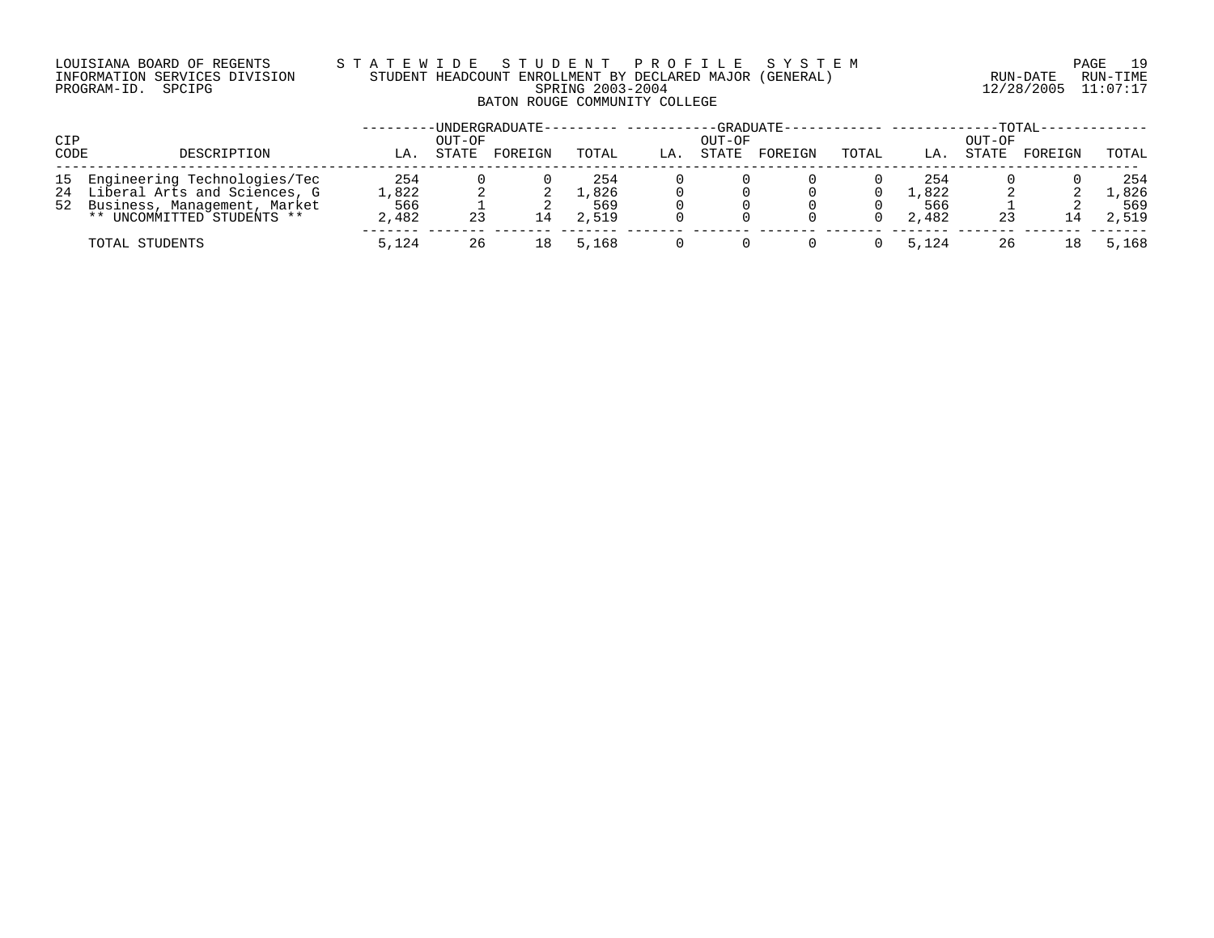# LOUISIANA BOARD OF REGENTS — STATEWIDE STUDENT PROFILE SYSTEM

INFORMATION SERVICES DIVISION
PROGRAM-ID. SPCIPG

STUDENT HEADCOUNT ENROLLMENT BY DECLARED MAJOR (GENERAL)
SPRING 2003-2004
BATON ROUGE COMMUNITY COLLEGE

RUN-DATE 12/28/2005 RUN-TIME 11:07:17

| CIP CODE | DESCRIPTION | UNDERGRADUATE | | | | GRADUATE | | | | TOTAL | | | |
|---|---|---|---|---|---|---|---|---|---|---|---|---|---|
| | | LA. | OUT-OF STATE | FOREIGN | TOTAL | LA. | OUT-OF STATE | FOREIGN | TOTAL | LA. | OUT-OF STATE | FOREIGN | TOTAL |
| 15 | Engineering Technologies/Tec | 254 | 0 | 0 | 254 | 0 | 0 | 0 | 0 | 254 | 0 | 0 | 254 |
| 24 | Liberal Arts and Sciences, G | 1,822 | 2 | 2 | 1,826 | 0 | 0 | 0 | 0 | 1,822 | 2 | 2 | 1,826 |
| 52 | Business, Management, Market | 566 | 1 | 2 | 569 | 0 | 0 | 0 | 0 | 566 | 1 | 2 | 569 |
| | ** UNCOMMITTED STUDENTS ** | 2,482 | 23 | 14 | 2,519 | 0 | 0 | 0 | 0 | 2,482 | 23 | 14 | 2,519 |
| | TOTAL STUDENTS | 5,124 | 26 | 18 | 5,168 | 0 | 0 | 0 | 0 | 5,124 | 26 | 18 | 5,168 |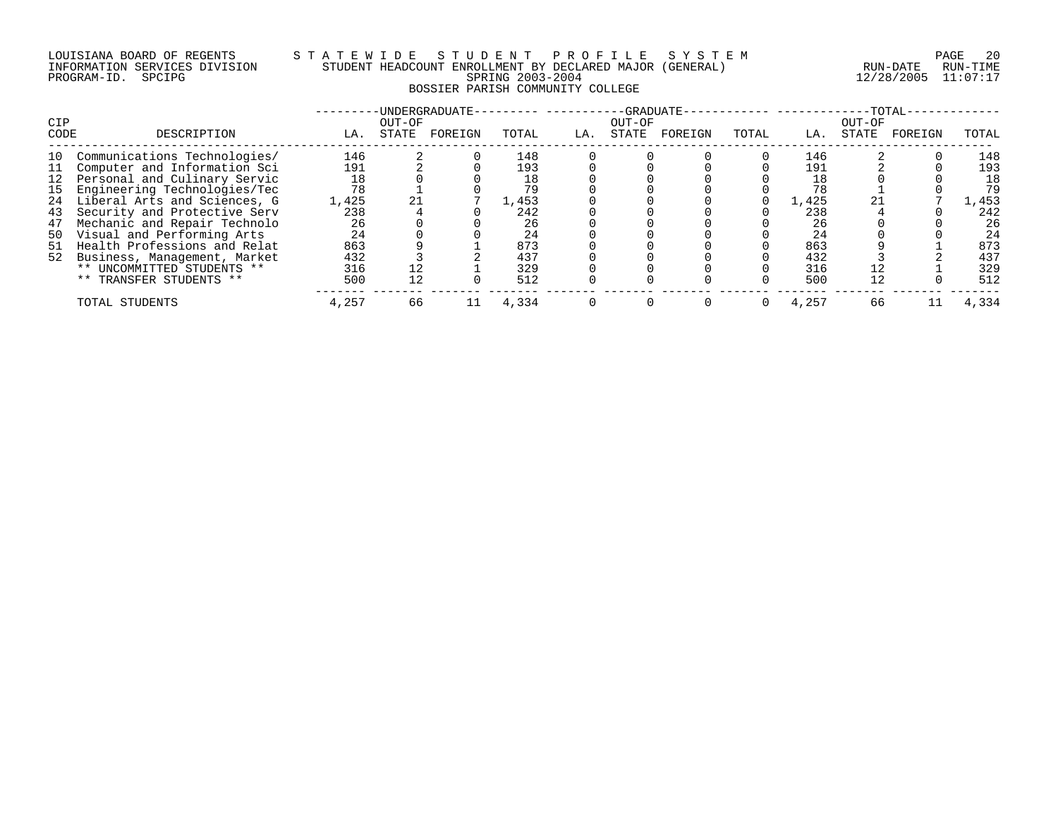LOUISIANA BOARD OF REGENTS — STATEWIDE STUDENT PROFILE SYSTEM
INFORMATION SERVICES DIVISION — STUDENT HEADCOUNT ENROLLMENT BY DECLARED MAJOR (GENERAL)
PROGRAM-ID. SPCIPG — SPRING 2003-2004
RUN-DATE 12/28/2005 RUN-TIME 11:07:17

## BOSSIER PARISH COMMUNITY COLLEGE

| CIP CODE | DESCRIPTION | UNDERGRADUATE LA. | UNDERGRADUATE OUT-OF STATE | UNDERGRADUATE FOREIGN | UNDERGRADUATE TOTAL | GRADUATE LA. | GRADUATE OUT-OF STATE | GRADUATE FOREIGN | GRADUATE TOTAL | TOTAL LA. | TOTAL OUT-OF STATE | TOTAL FOREIGN | TOTAL TOTAL |
|---|---|---|---|---|---|---|---|---|---|---|---|---|---|
| 10 | Communications Technologies/ | 146 | 2 | 0 | 148 | 0 | 0 | 0 | 0 | 146 | 2 | 0 | 148 |
| 11 | Computer and Information Sci | 191 | 2 | 0 | 193 | 0 | 0 | 0 | 0 | 191 | 2 | 0 | 193 |
| 12 | Personal and Culinary Servic | 18 | 0 | 0 | 18 | 0 | 0 | 0 | 0 | 18 | 0 | 0 | 18 |
| 15 | Engineering Technologies/Tec | 78 | 1 | 0 | 79 | 0 | 0 | 0 | 0 | 78 | 1 | 0 | 79 |
| 24 | Liberal Arts and Sciences, G | 1,425 | 21 | 7 | 1,453 | 0 | 0 | 0 | 0 | 1,425 | 21 | 7 | 1,453 |
| 43 | Security and Protective Serv | 238 | 4 | 0 | 242 | 0 | 0 | 0 | 0 | 238 | 4 | 0 | 242 |
| 47 | Mechanic and Repair Technolo | 26 | 0 | 0 | 26 | 0 | 0 | 0 | 0 | 26 | 0 | 0 | 26 |
| 50 | Visual and Performing Arts | 24 | 0 | 0 | 24 | 0 | 0 | 0 | 0 | 24 | 0 | 0 | 24 |
| 51 | Health Professions and Relat | 863 | 9 | 1 | 873 | 0 | 0 | 0 | 0 | 863 | 9 | 1 | 873 |
| 52 | Business, Management, Market | 432 | 3 | 2 | 437 | 0 | 0 | 0 | 0 | 432 | 3 | 2 | 437 |
| | ** UNCOMMITTED STUDENTS ** | 316 | 12 | 1 | 329 | 0 | 0 | 0 | 0 | 316 | 12 | 1 | 329 |
| | ** TRANSFER STUDENTS ** | 500 | 12 | 0 | 512 | 0 | 0 | 0 | 0 | 500 | 12 | 0 | 512 |
| | TOTAL STUDENTS | 4,257 | 66 | 11 | 4,334 | 0 | 0 | 0 | 0 | 4,257 | 66 | 11 | 4,334 |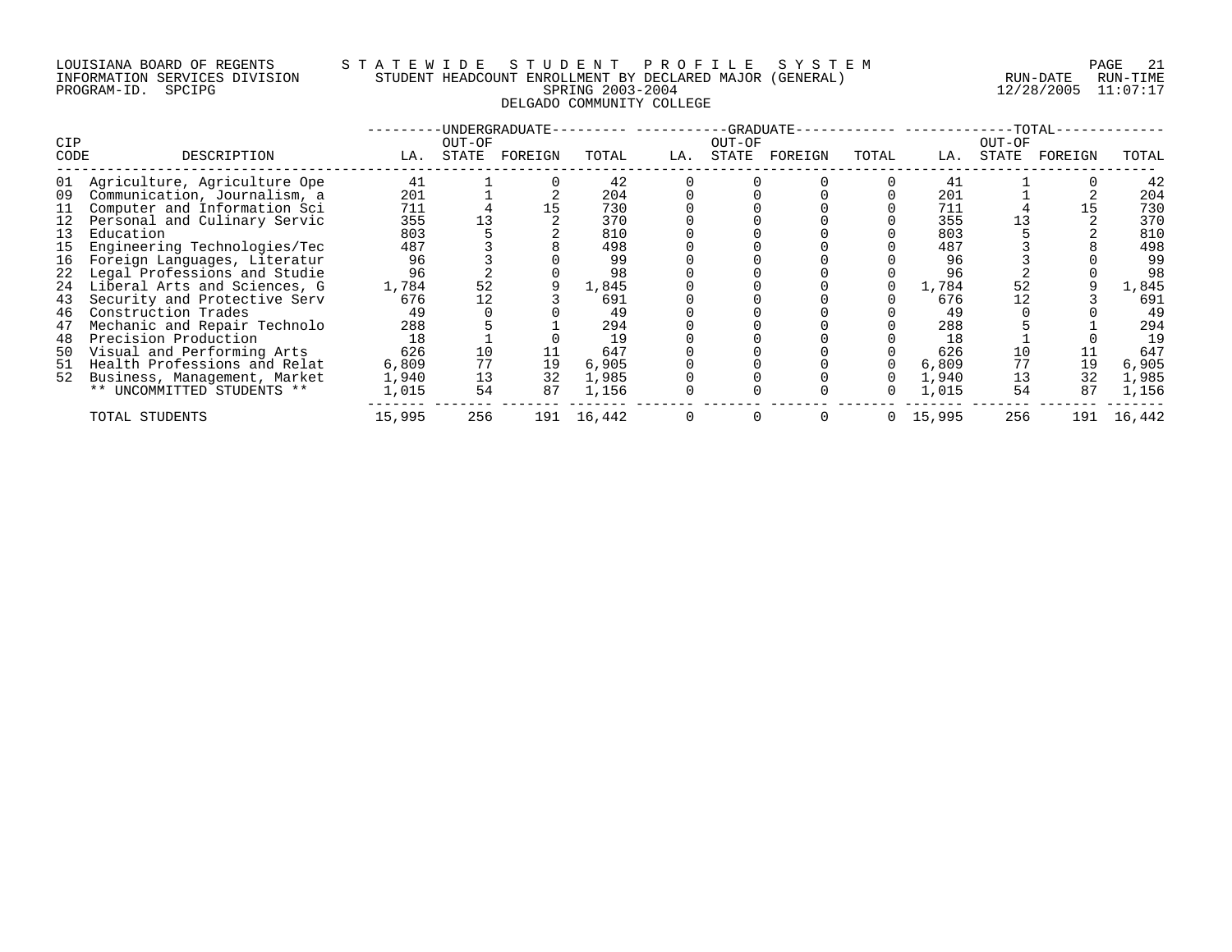LOUISIANA BOARD OF REGENTS — STATEWIDE STUDENT PROFILE SYSTEM
INFORMATION SERVICES DIVISION — STUDENT HEADCOUNT ENROLLMENT BY DECLARED MAJOR (GENERAL) — RUN-DATE 12/28/2005 RUN-TIME 11:07:17
PROGRAM-ID. SPCIPG — SPRING 2003-2004

DELGADO COMMUNITY COLLEGE

| CIP | | UNDERGRADUATE | | | | GRADUATE | | | | TOTAL | | | |
|---|---|---|---|---|---|---|---|---|---|---|---|---|---|
| CODE | DESCRIPTION | LA. | OUT-OF STATE | FOREIGN | TOTAL | LA. | OUT-OF STATE | FOREIGN | TOTAL | LA. | OUT-OF STATE | FOREIGN | TOTAL |
| 01 | Agriculture, Agriculture Ope | 41 | 1 | 0 | 42 | 0 | 0 | 0 | 0 | 41 | 1 | 0 | 42 |
| 09 | Communication, Journalism, a | 201 | 1 | 2 | 204 | 0 | 0 | 0 | 0 | 201 | 1 | 2 | 204 |
| 11 | Computer and Information Sci | 711 | 4 | 15 | 730 | 0 | 0 | 0 | 0 | 711 | 4 | 15 | 730 |
| 12 | Personal and Culinary Servic | 355 | 13 | 2 | 370 | 0 | 0 | 0 | 0 | 355 | 13 | 2 | 370 |
| 13 | Education | 803 | 5 | 2 | 810 | 0 | 0 | 0 | 0 | 803 | 5 | 2 | 810 |
| 15 | Engineering Technologies/Tec | 487 | 3 | 8 | 498 | 0 | 0 | 0 | 0 | 487 | 3 | 8 | 498 |
| 16 | Foreign Languages, Literatur | 96 | 3 | 0 | 99 | 0 | 0 | 0 | 0 | 96 | 3 | 0 | 99 |
| 22 | Legal Professions and Studie | 96 | 2 | 0 | 98 | 0 | 0 | 0 | 0 | 96 | 2 | 0 | 98 |
| 24 | Liberal Arts and Sciences, G | 1,784 | 52 | 9 | 1,845 | 0 | 0 | 0 | 0 | 1,784 | 52 | 9 | 1,845 |
| 43 | Security and Protective Serv | 676 | 12 | 3 | 691 | 0 | 0 | 0 | 0 | 676 | 12 | 3 | 691 |
| 46 | Construction Trades | 49 | 0 | 0 | 49 | 0 | 0 | 0 | 0 | 49 | 0 | 0 | 49 |
| 47 | Mechanic and Repair Technolo | 288 | 5 | 1 | 294 | 0 | 0 | 0 | 0 | 288 | 5 | 1 | 294 |
| 48 | Precision Production | 18 | 1 | 0 | 19 | 0 | 0 | 0 | 0 | 18 | 1 | 0 | 19 |
| 50 | Visual and Performing Arts | 626 | 10 | 11 | 647 | 0 | 0 | 0 | 0 | 626 | 10 | 11 | 647 |
| 51 | Health Professions and Relat | 6,809 | 77 | 19 | 6,905 | 0 | 0 | 0 | 0 | 6,809 | 77 | 19 | 6,905 |
| 52 | Business, Management, Market | 1,940 | 13 | 32 | 1,985 | 0 | 0 | 0 | 0 | 1,940 | 13 | 32 | 1,985 |
| | ** UNCOMMITTED STUDENTS ** | 1,015 | 54 | 87 | 1,156 | 0 | 0 | 0 | 0 | 1,015 | 54 | 87 | 1,156 |
| | TOTAL STUDENTS | 15,995 | 256 | 191 | 16,442 | 0 | 0 | 0 | 0 | 15,995 | 256 | 191 | 16,442 |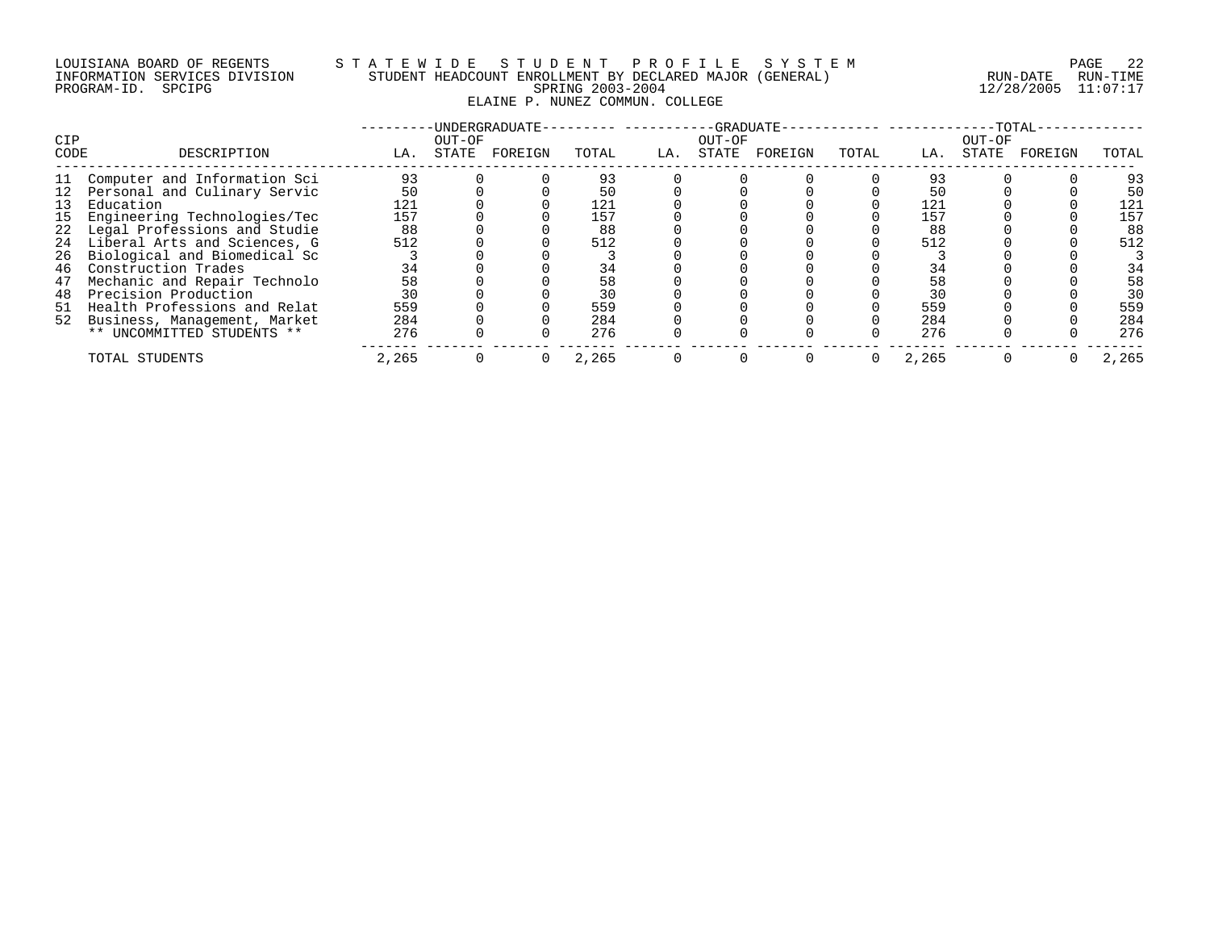LOUISIANA BOARD OF REGENTS — INFORMATION SERVICES DIVISION — PROGRAM-ID. SPCIPG

STATEWIDE STUDENT PROFILE SYSTEM

STUDENT HEADCOUNT ENROLLMENT BY DECLARED MAJOR (GENERAL)

SPRING 2003-2004

ELAINE P. NUNEZ COMMUN. COLLEGE

RUN-DATE 12/28/2005 RUN-TIME 11:07:17

| CIP CODE | DESCRIPTION | UNDERGRADUATE | | | | GRADUATE | | | | TOTAL | | | |
|---|---|---|---|---|---|---|---|---|---|---|---|---|---|
| | | LA. | OUT-OF STATE | FOREIGN | TOTAL | LA. | OUT-OF STATE | FOREIGN | TOTAL | LA. | OUT-OF STATE | FOREIGN | TOTAL |
| 11 | Computer and Information Sci | 93 | 0 | 0 | 93 | 0 | 0 | 0 | 0 | 93 | 0 | 0 | 93 |
| 12 | Personal and Culinary Servic | 50 | 0 | 0 | 50 | 0 | 0 | 0 | 0 | 50 | 0 | 0 | 50 |
| 13 | Education | 121 | 0 | 0 | 121 | 0 | 0 | 0 | 0 | 121 | 0 | 0 | 121 |
| 15 | Engineering Technologies/Tec | 157 | 0 | 0 | 157 | 0 | 0 | 0 | 0 | 157 | 0 | 0 | 157 |
| 22 | Legal Professions and Studie | 88 | 0 | 0 | 88 | 0 | 0 | 0 | 0 | 88 | 0 | 0 | 88 |
| 24 | Liberal Arts and Sciences, G | 512 | 0 | 0 | 512 | 0 | 0 | 0 | 0 | 512 | 0 | 0 | 512 |
| 26 | Biological and Biomedical Sc | 3 | 0 | 0 | 3 | 0 | 0 | 0 | 0 | 3 | 0 | 0 | 3 |
| 46 | Construction Trades | 34 | 0 | 0 | 34 | 0 | 0 | 0 | 0 | 34 | 0 | 0 | 34 |
| 47 | Mechanic and Repair Technolo | 58 | 0 | 0 | 58 | 0 | 0 | 0 | 0 | 58 | 0 | 0 | 58 |
| 48 | Precision Production | 30 | 0 | 0 | 30 | 0 | 0 | 0 | 0 | 30 | 0 | 0 | 30 |
| 51 | Health Professions and Relat | 559 | 0 | 0 | 559 | 0 | 0 | 0 | 0 | 559 | 0 | 0 | 559 |
| 52 | Business, Management, Market | 284 | 0 | 0 | 284 | 0 | 0 | 0 | 0 | 284 | 0 | 0 | 284 |
| | ** UNCOMMITTED STUDENTS ** | 276 | 0 | 0 | 276 | 0 | 0 | 0 | 0 | 276 | 0 | 0 | 276 |
| | TOTAL STUDENTS | 2,265 | 0 | 0 | 2,265 | 0 | 0 | 0 | 0 | 2,265 | 0 | 0 | 2,265 |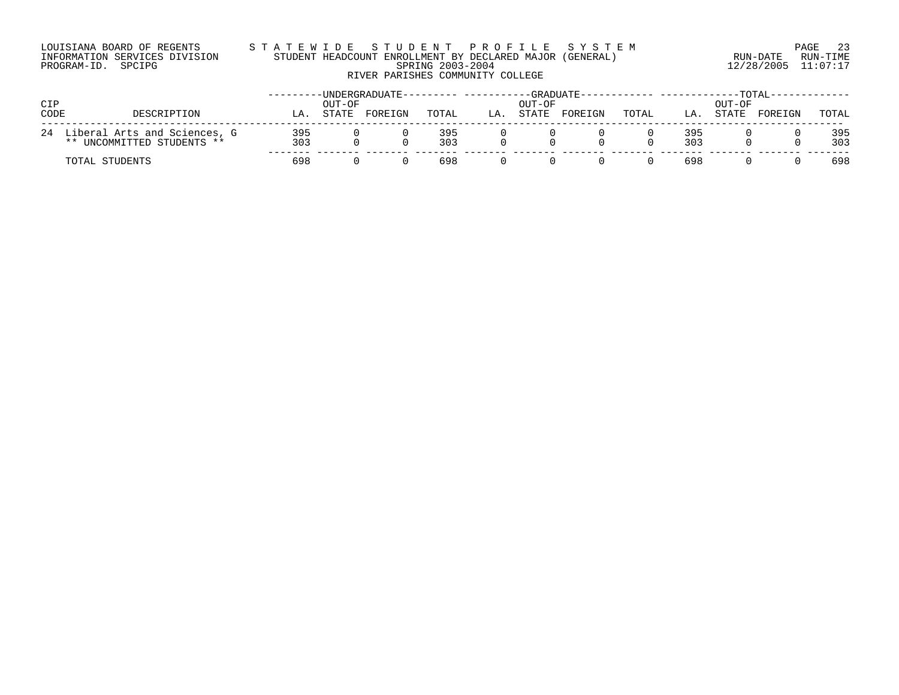LOUISIANA BOARD OF REGENTS
INFORMATION SERVICES DIVISION
PROGRAM-ID. SPCIPG

# STATEWIDE STUDENT PROFILE SYSTEM
## STUDENT HEADCOUNT ENROLLMENT BY DECLARED MAJOR (GENERAL)
## SPRING 2003-2004
## RIVER PARISHES COMMUNITY COLLEGE

RUN-DATE 12/28/2005 RUN-TIME 11:07:17

| CIP CODE | DESCRIPTION | UNDERGRADUATE LA. | UNDERGRADUATE OUT-OF STATE | UNDERGRADUATE FOREIGN | UNDERGRADUATE TOTAL | GRADUATE LA. | GRADUATE OUT-OF STATE | GRADUATE FOREIGN | GRADUATE TOTAL | TOTAL LA. | TOTAL OUT-OF STATE | TOTAL FOREIGN | TOTAL TOTAL |
|---|---|---|---|---|---|---|---|---|---|---|---|---|---|
| 24 | Liberal Arts and Sciences, G | 395 | 0 | 0 | 395 | 0 | 0 | 0 | 0 | 395 | 0 | 0 | 395 |
| | ** UNCOMMITTED STUDENTS ** | 303 | 0 | 0 | 303 | 0 | 0 | 0 | 0 | 303 | 0 | 0 | 303 |
| | TOTAL STUDENTS | 698 | 0 | 0 | 698 | 0 | 0 | 0 | 0 | 698 | 0 | 0 | 698 |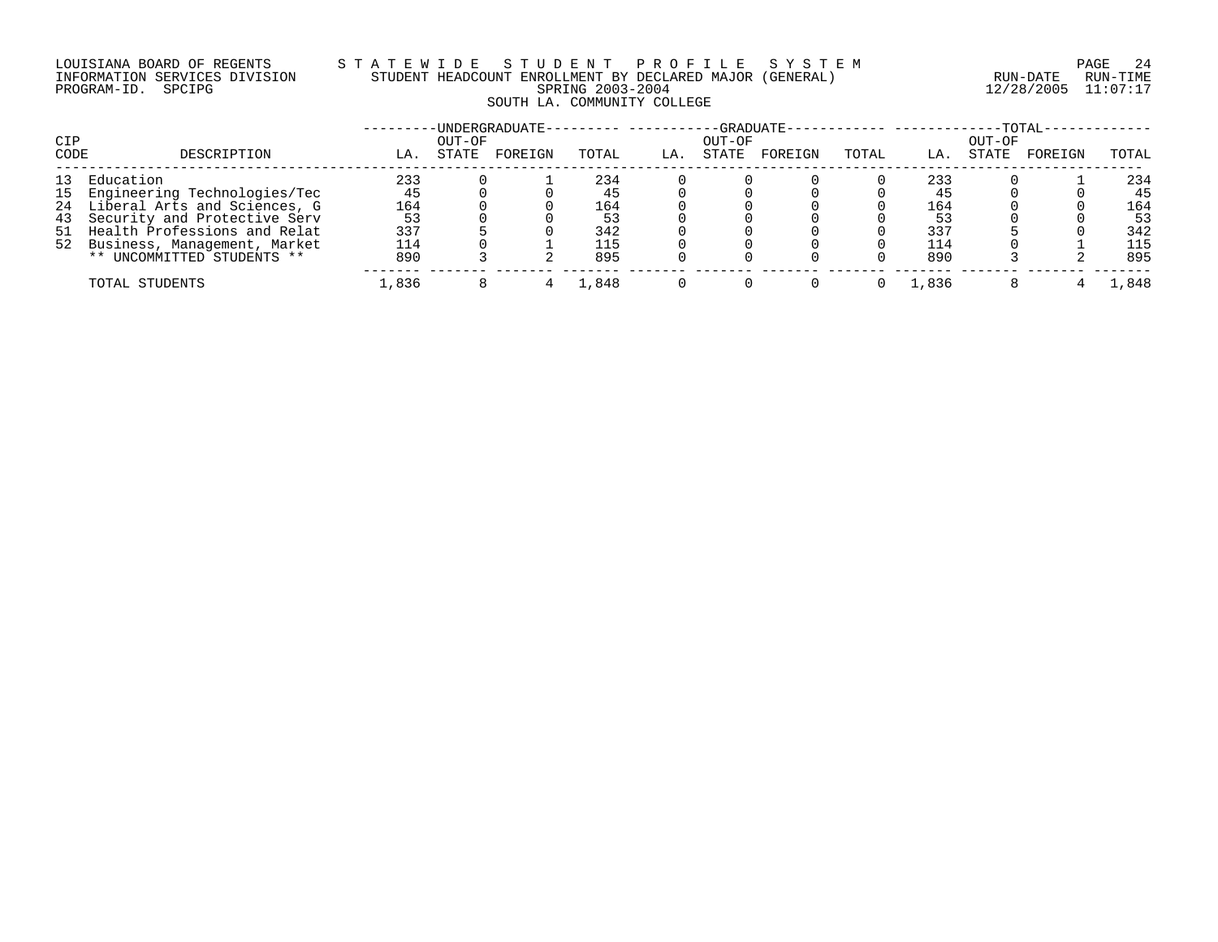LOUISIANA BOARD OF REGENTS — STATEWIDE STUDENT PROFILE SYSTEM
INFORMATION SERVICES DIVISION — STUDENT HEADCOUNT ENROLLMENT BY DECLARED MAJOR (GENERAL) — RUN-DATE 12/28/2005 RUN-TIME 11:07:17
PROGRAM-ID. SPCIPG — SPRING 2003-2004

## SOUTH LA. COMMUNITY COLLEGE

| CIP CODE | DESCRIPTION | UNDERGRADUATE | | | | GRADUATE | | | | TOTAL | | | |
|---|---|---|---|---|---|---|---|---|---|---|---|---|---|
| | | LA. | OUT-OF STATE | FOREIGN | TOTAL | LA. | OUT-OF STATE | FOREIGN | TOTAL | LA. | OUT-OF STATE | FOREIGN | TOTAL |
| 13 | Education | 233 | 0 | 1 | 234 | 0 | 0 | 0 | 0 | 233 | 0 | 1 | 234 |
| 15 | Engineering Technologies/Tec | 45 | 0 | 0 | 45 | 0 | 0 | 0 | 0 | 45 | 0 | 0 | 45 |
| 24 | Liberal Arts and Sciences, G | 164 | 0 | 0 | 164 | 0 | 0 | 0 | 0 | 164 | 0 | 0 | 164 |
| 43 | Security and Protective Serv | 53 | 0 | 0 | 53 | 0 | 0 | 0 | 0 | 53 | 0 | 0 | 53 |
| 51 | Health Professions and Relat | 337 | 5 | 0 | 342 | 0 | 0 | 0 | 0 | 337 | 5 | 0 | 342 |
| 52 | Business, Management, Market | 114 | 0 | 1 | 115 | 0 | 0 | 0 | 0 | 114 | 0 | 1 | 115 |
| | ** UNCOMMITTED STUDENTS ** | 890 | 3 | 2 | 895 | 0 | 0 | 0 | 0 | 890 | 3 | 2 | 895 |
| | TOTAL STUDENTS | 1,836 | 8 | 4 | 1,848 | 0 | 0 | 0 | 0 | 1,836 | 8 | 4 | 1,848 |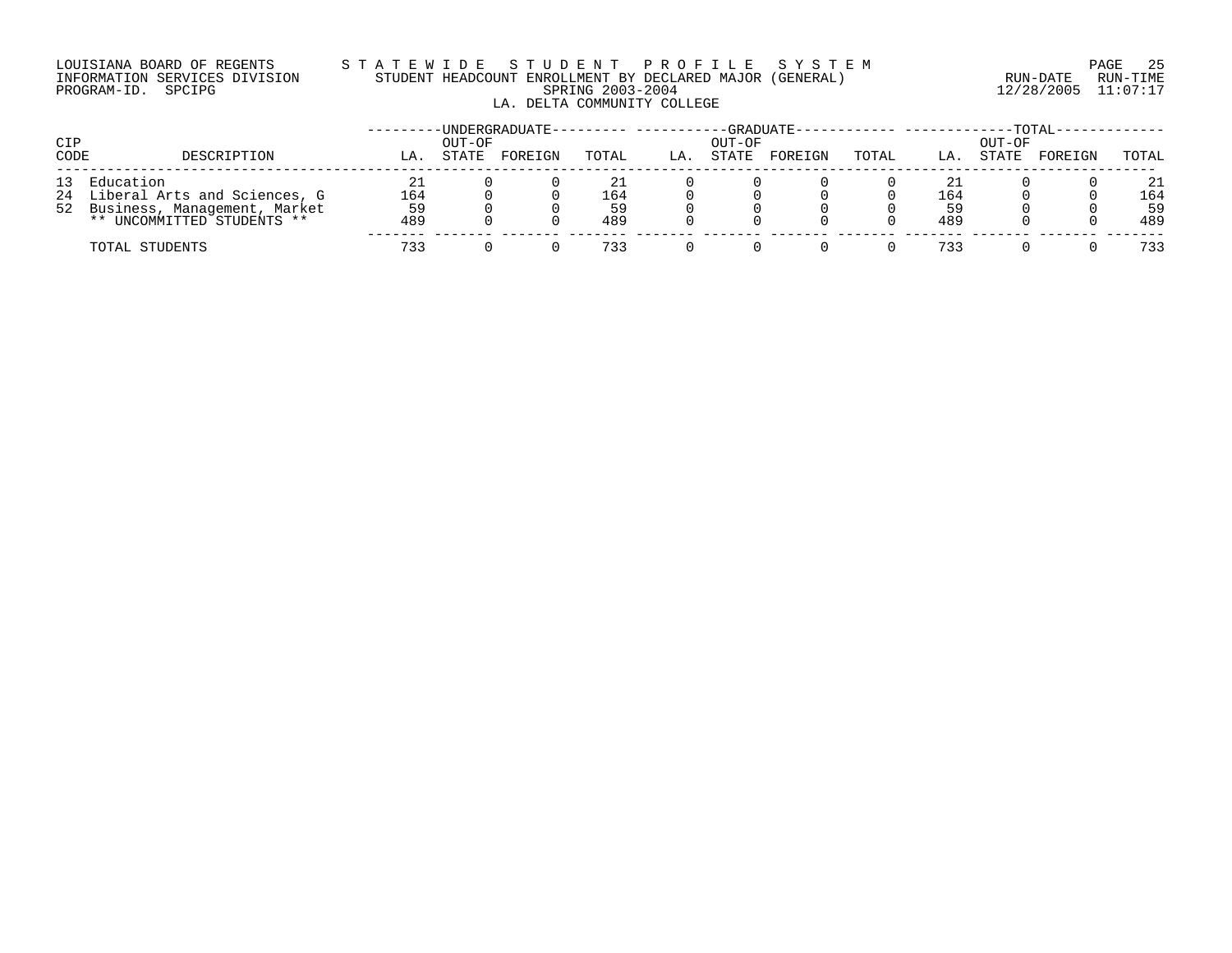LOUISIANA BOARD OF REGENTS
INFORMATION SERVICES DIVISION
PROGRAM-ID. SPCIPG

# STATEWIDE STUDENT PROFILE SYSTEM
## STUDENT HEADCOUNT ENROLLMENT BY DECLARED MAJOR (GENERAL)
### SPRING 2003-2004
### LA. DELTA COMMUNITY COLLEGE

RUN-DATE 12/28/2005 RUN-TIME 11:07:17

| CIP CODE | DESCRIPTION | UNDERGRADUATE | | | | GRADUATE | | | | TOTAL | | | |
|---|---|---|---|---|---|---|---|---|---|---|---|---|---|
| | | LA. | OUT-OF STATE | FOREIGN | TOTAL | LA. | OUT-OF STATE | FOREIGN | TOTAL | LA. | OUT-OF STATE | FOREIGN | TOTAL |
| 13 | Education | 21 | 0 | 0 | 21 | 0 | 0 | 0 | 0 | 21 | 0 | 0 | 21 |
| 24 | Liberal Arts and Sciences, G | 164 | 0 | 0 | 164 | 0 | 0 | 0 | 0 | 164 | 0 | 0 | 164 |
| 52 | Business, Management, Market | 59 | 0 | 0 | 59 | 0 | 0 | 0 | 0 | 59 | 0 | 0 | 59 |
| | ** UNCOMMITTED STUDENTS ** | 489 | 0 | 0 | 489 | 0 | 0 | 0 | 0 | 489 | 0 | 0 | 489 |
| | TOTAL STUDENTS | 733 | 0 | 0 | 733 | 0 | 0 | 0 | 0 | 733 | 0 | 0 | 733 |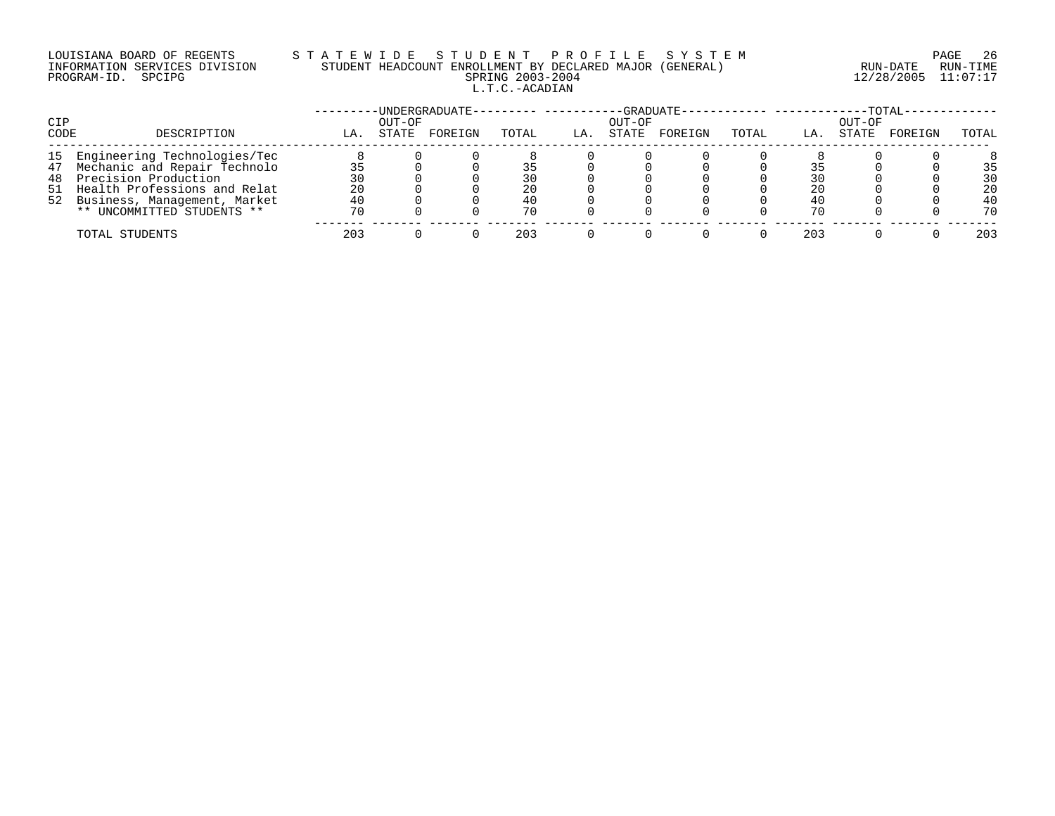LOUISIANA BOARD OF REGENTS — STATEWIDE STUDENT PROFILE SYSTEM
INFORMATION SERVICES DIVISION — STUDENT HEADCOUNT ENROLLMENT BY DECLARED MAJOR (GENERAL) — RUN-DATE 12/28/2005 RUN-TIME 11:07:17
PROGRAM-ID. SPCIPG — SPRING 2003-2004

L.T.C.-ACADIAN

| CIP CODE | DESCRIPTION | UNDERGRADUATE LA. | UNDERGRADUATE OUT-OF STATE | UNDERGRADUATE FOREIGN | UNDERGRADUATE TOTAL | GRADUATE LA. | GRADUATE OUT-OF STATE | GRADUATE FOREIGN | GRADUATE TOTAL | TOTAL LA. | TOTAL OUT-OF STATE | TOTAL FOREIGN | TOTAL TOTAL |
|---|---|---|---|---|---|---|---|---|---|---|---|---|---|
| 15 | Engineering Technologies/Tec | 8 | 0 | 0 | 8 | 0 | 0 | 0 | 0 | 8 | 0 | 0 | 8 |
| 47 | Mechanic and Repair Technolo | 35 | 0 | 0 | 35 | 0 | 0 | 0 | 0 | 35 | 0 | 0 | 35 |
| 48 | Precision Production | 30 | 0 | 0 | 30 | 0 | 0 | 0 | 0 | 30 | 0 | 0 | 30 |
| 51 | Health Professions and Relat | 20 | 0 | 0 | 20 | 0 | 0 | 0 | 0 | 20 | 0 | 0 | 20 |
| 52 | Business, Management, Market | 40 | 0 | 0 | 40 | 0 | 0 | 0 | 0 | 40 | 0 | 0 | 40 |
| | ** UNCOMMITTED STUDENTS ** | 70 | 0 | 0 | 70 | 0 | 0 | 0 | 0 | 70 | 0 | 0 | 70 |
| | TOTAL STUDENTS | 203 | 0 | 0 | 203 | 0 | 0 | 0 | 0 | 203 | 0 | 0 | 203 |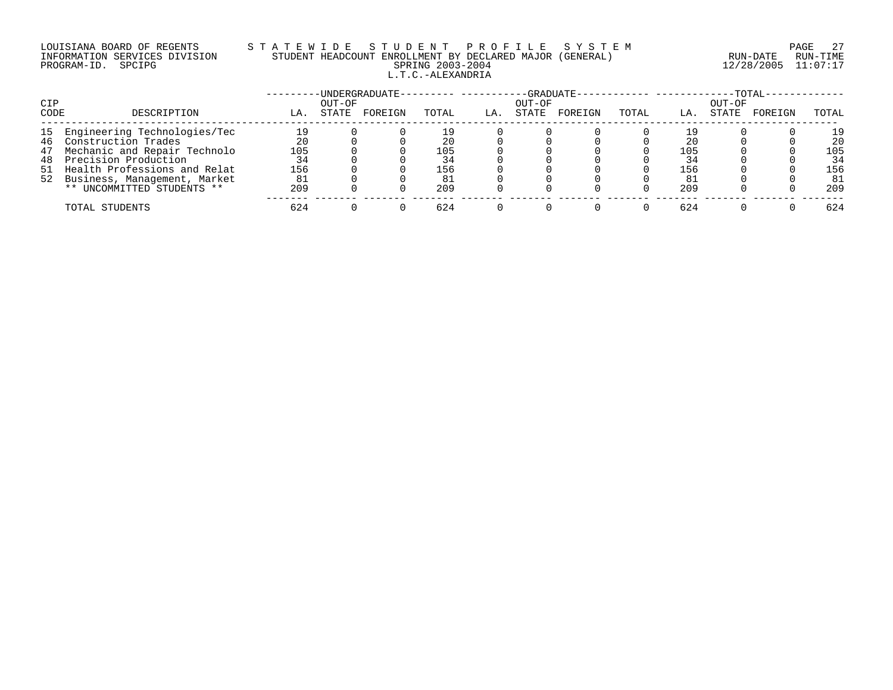LOUISIANA BOARD OF REGENTS
INFORMATION SERVICES DIVISION
PROGRAM-ID. SPCIPG

STATEWIDE STUDENT PROFILE SYSTEM
STUDENT HEADCOUNT ENROLLMENT BY DECLARED MAJOR (GENERAL)
SPRING 2003-2004
L.T.C.-ALEXANDRIA

RUN-DATE 12/28/2005 RUN-TIME 11:07:17

| CIP CODE | DESCRIPTION | UNDERGRADUATE | | | | GRADUATE | | | | TOTAL | | | |
|---|---|---|---|---|---|---|---|---|---|---|---|---|---|
| | | LA. | OUT-OF STATE | FOREIGN | TOTAL | LA. | OUT-OF STATE | FOREIGN | TOTAL | LA. | OUT-OF STATE | FOREIGN | TOTAL |
| 15 | Engineering Technologies/Tec | 19 | 0 | 0 | 19 | 0 | 0 | 0 | 0 | 19 | 0 | 0 | 19 |
| 46 | Construction Trades | 20 | 0 | 0 | 20 | 0 | 0 | 0 | 0 | 20 | 0 | 0 | 20 |
| 47 | Mechanic and Repair Technolo | 105 | 0 | 0 | 105 | 0 | 0 | 0 | 0 | 105 | 0 | 0 | 105 |
| 48 | Precision Production | 34 | 0 | 0 | 34 | 0 | 0 | 0 | 0 | 34 | 0 | 0 | 34 |
| 51 | Health Professions and Relat | 156 | 0 | 0 | 156 | 0 | 0 | 0 | 0 | 156 | 0 | 0 | 156 |
| 52 | Business, Management, Market | 81 | 0 | 0 | 81 | 0 | 0 | 0 | 0 | 81 | 0 | 0 | 81 |
| | ** UNCOMMITTED STUDENTS ** | 209 | 0 | 0 | 209 | 0 | 0 | 0 | 0 | 209 | 0 | 0 | 209 |
| | TOTAL STUDENTS | 624 | 0 | 0 | 624 | 0 | 0 | 0 | 0 | 624 | 0 | 0 | 624 |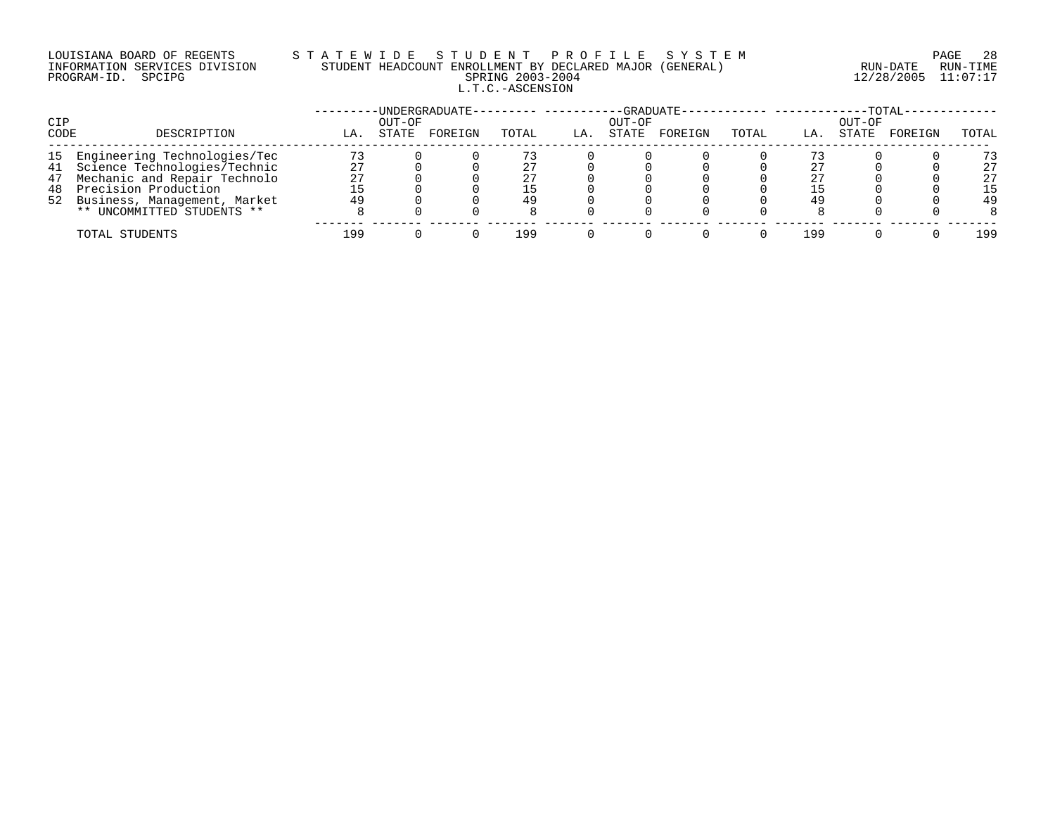LOUISIANA BOARD OF REGENTS — STATEWIDE STUDENT PROFILE SYSTEM
INFORMATION SERVICES DIVISION — STUDENT HEADCOUNT ENROLLMENT BY DECLARED MAJOR (GENERAL)
PROGRAM-ID. SPCIPG — SPRING 2003-2004

RUN-DATE 12/28/2005 RUN-TIME 11:07:17

## L.T.C.-ASCENSION

| CIP CODE | DESCRIPTION | UNDERGRADUATE | | | | GRADUATE | | | | TOTAL | | | |
|---|---|---|---|---|---|---|---|---|---|---|---|---|---|
| | | LA. | OUT-OF STATE | FOREIGN | TOTAL | LA. | OUT-OF STATE | FOREIGN | TOTAL | LA. | OUT-OF STATE | FOREIGN | TOTAL |
| 15 | Engineering Technologies/Tec | 73 | 0 | 0 | 73 | 0 | 0 | 0 | 0 | 73 | 0 | 0 | 73 |
| 41 | Science Technologies/Technic | 27 | 0 | 0 | 27 | 0 | 0 | 0 | 0 | 27 | 0 | 0 | 27 |
| 47 | Mechanic and Repair Technolo | 27 | 0 | 0 | 27 | 0 | 0 | 0 | 0 | 27 | 0 | 0 | 27 |
| 48 | Precision Production | 15 | 0 | 0 | 15 | 0 | 0 | 0 | 0 | 15 | 0 | 0 | 15 |
| 52 | Business, Management, Market | 49 | 0 | 0 | 49 | 0 | 0 | 0 | 0 | 49 | 0 | 0 | 49 |
| | ** UNCOMMITTED STUDENTS ** | 8 | 0 | 0 | 8 | 0 | 0 | 0 | 0 | 8 | 0 | 0 | 8 |
| | TOTAL STUDENTS | 199 | 0 | 0 | 199 | 0 | 0 | 0 | 0 | 199 | 0 | 0 | 199 |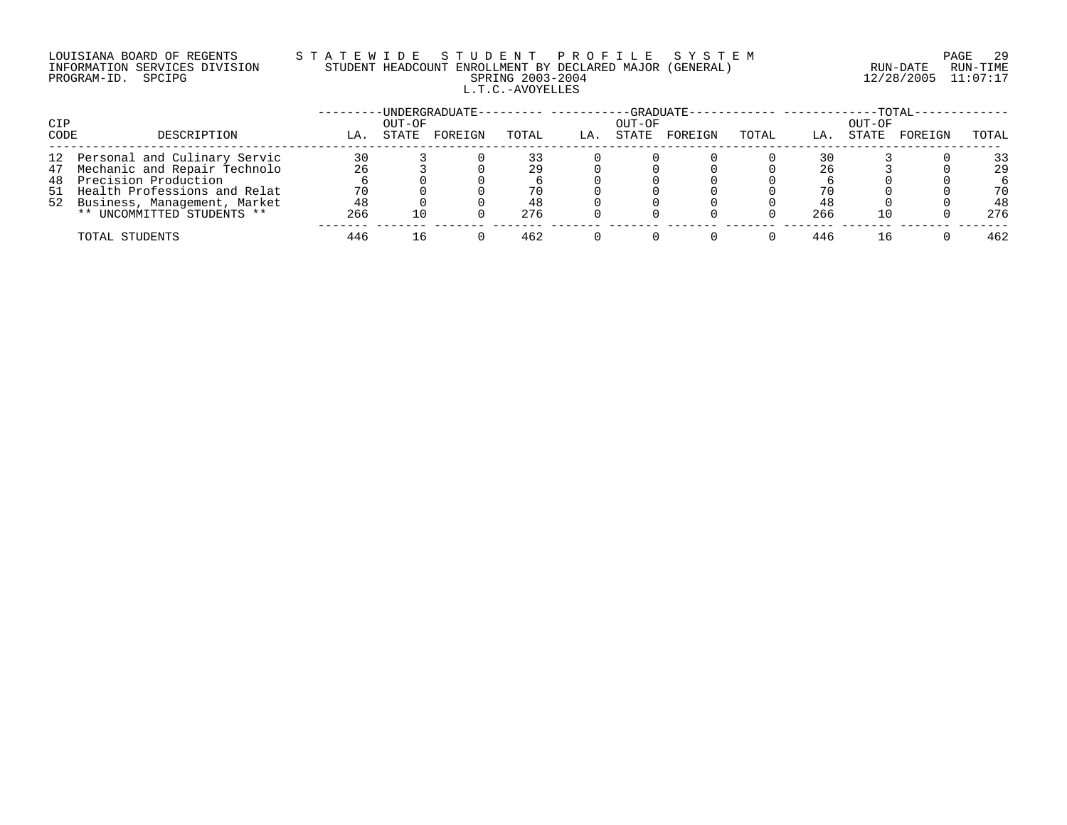LOUISIANA BOARD OF REGENTS
INFORMATION SERVICES DIVISION
PROGRAM-ID. SPCIPG

STATEWIDE STUDENT PROFILE SYSTEM
STUDENT HEADCOUNT ENROLLMENT BY DECLARED MAJOR (GENERAL)
SPRING 2003-2004
L.T.C.-AVOYELLES

RUN-DATE 12/28/2005 RUN-TIME 11:07:17

| CIP CODE | DESCRIPTION | UNDERGRADUATE | | | | GRADUATE | | | | TOTAL | | | |
|---|---|---|---|---|---|---|---|---|---|---|---|---|---|
| | | LA. | OUT-OF STATE | FOREIGN | TOTAL | LA. | OUT-OF STATE | FOREIGN | TOTAL | LA. | OUT-OF STATE | FOREIGN | TOTAL |
| 12 | Personal and Culinary Servic | 30 | 3 | 0 | 33 | 0 | 0 | 0 | 0 | 30 | 3 | 0 | 33 |
| 47 | Mechanic and Repair Technolo | 26 | 3 | 0 | 29 | 0 | 0 | 0 | 0 | 26 | 3 | 0 | 29 |
| 48 | Precision Production | 6 | 0 | 0 | 6 | 0 | 0 | 0 | 0 | 6 | 0 | 0 | 6 |
| 51 | Health Professions and Relat | 70 | 0 | 0 | 70 | 0 | 0 | 0 | 0 | 70 | 0 | 0 | 70 |
| 52 | Business, Management, Market | 48 | 0 | 0 | 48 | 0 | 0 | 0 | 0 | 48 | 0 | 0 | 48 |
| | ** UNCOMMITTED STUDENTS ** | 266 | 10 | 0 | 276 | 0 | 0 | 0 | 0 | 266 | 10 | 0 | 276 |
| | TOTAL STUDENTS | 446 | 16 | 0 | 462 | 0 | 0 | 0 | 0 | 446 | 16 | 0 | 462 |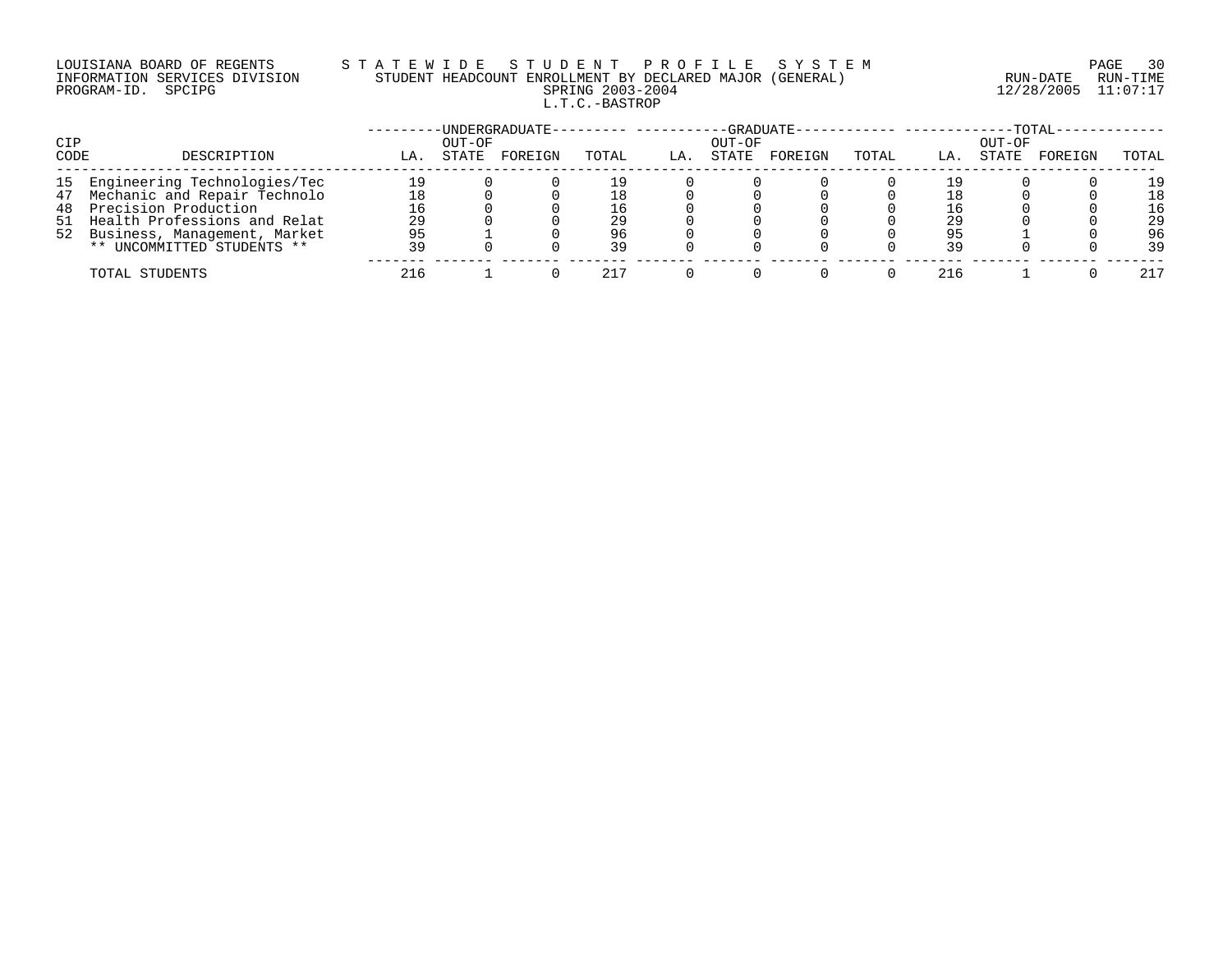LOUISIANA BOARD OF REGENTS — STATEWIDE STUDENT PROFILE SYSTEM
INFORMATION SERVICES DIVISION — STUDENT HEADCOUNT ENROLLMENT BY DECLARED MAJOR (GENERAL) — RUN-DATE 12/28/2005 RUN-TIME 11:07:17
PROGRAM-ID. SPCIPG — SPRING 2003-2004

## L.T.C.-BASTROP

| CIP CODE | DESCRIPTION | UNDERGRADUATE | | | | GRADUATE | | | | TOTAL | | | |
|---|---|---|---|---|---|---|---|---|---|---|---|---|---|
| | | LA. | OUT-OF STATE | FOREIGN | TOTAL | LA. | OUT-OF STATE | FOREIGN | TOTAL | LA. | OUT-OF STATE | FOREIGN | TOTAL |
| 15 | Engineering Technologies/Tec | 19 | 0 | 0 | 19 | 0 | 0 | 0 | 0 | 19 | 0 | 0 | 19 |
| 47 | Mechanic and Repair Technolo | 18 | 0 | 0 | 18 | 0 | 0 | 0 | 0 | 18 | 0 | 0 | 18 |
| 48 | Precision Production | 16 | 0 | 0 | 16 | 0 | 0 | 0 | 0 | 16 | 0 | 0 | 16 |
| 51 | Health Professions and Relat | 29 | 0 | 0 | 29 | 0 | 0 | 0 | 0 | 29 | 0 | 0 | 29 |
| 52 | Business, Management, Market | 95 | 1 | 0 | 96 | 0 | 0 | 0 | 0 | 95 | 1 | 0 | 96 |
| | ** UNCOMMITTED STUDENTS ** | 39 | 0 | 0 | 39 | 0 | 0 | 0 | 0 | 39 | 0 | 0 | 39 |
| | TOTAL STUDENTS | 216 | 1 | 0 | 217 | 0 | 0 | 0 | 0 | 216 | 1 | 0 | 217 |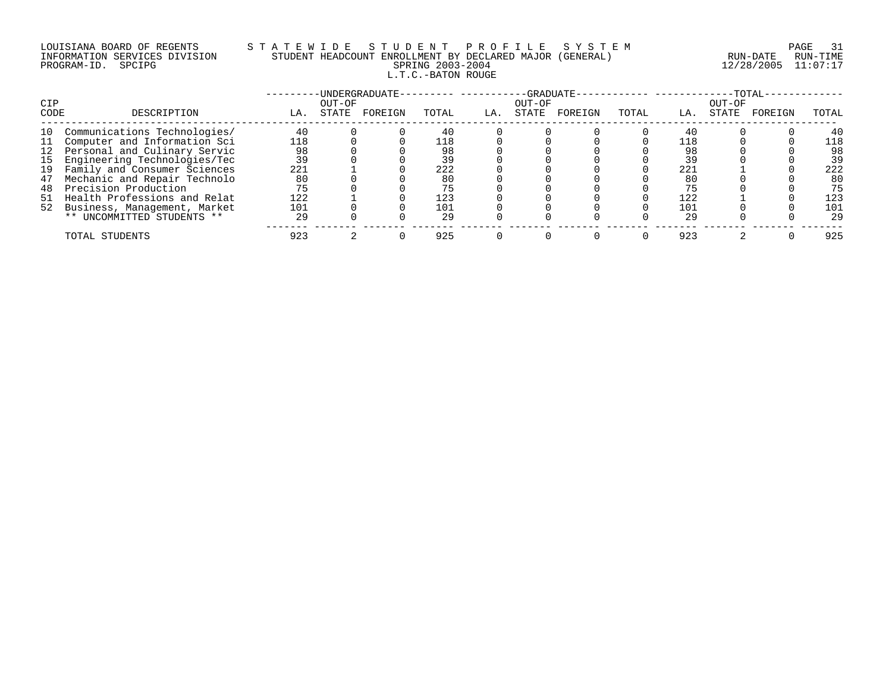LOUISIANA BOARD OF REGENTS — STATEWIDE STUDENT PROFILE SYSTEM
INFORMATION SERVICES DIVISION — STUDENT HEADCOUNT ENROLLMENT BY DECLARED MAJOR (GENERAL)
PROGRAM-ID. SPCIPG — SPRING 2003-2004 — RUN-DATE 12/28/2005 RUN-TIME 11:07:17

## L.T.C.-BATON ROUGE

| CIP CODE | DESCRIPTION | UNDERGRADUATE LA. | UNDERGRADUATE OUT-OF STATE | UNDERGRADUATE FOREIGN | UNDERGRADUATE TOTAL | GRADUATE LA. | GRADUATE OUT-OF STATE | GRADUATE FOREIGN | GRADUATE TOTAL | TOTAL LA. | TOTAL OUT-OF STATE | TOTAL FOREIGN | TOTAL TOTAL |
|---|---|---|---|---|---|---|---|---|---|---|---|---|---|
| 10 | Communications Technologies/ | 40 | 0 | 0 | 40 | 0 | 0 | 0 | 0 | 40 | 0 | 0 | 40 |
| 11 | Computer and Information Sci | 118 | 0 | 0 | 118 | 0 | 0 | 0 | 0 | 118 | 0 | 0 | 118 |
| 12 | Personal and Culinary Servic | 98 | 0 | 0 | 98 | 0 | 0 | 0 | 0 | 98 | 0 | 0 | 98 |
| 15 | Engineering Technologies/Tec | 39 | 0 | 0 | 39 | 0 | 0 | 0 | 0 | 39 | 0 | 0 | 39 |
| 19 | Family and Consumer Sciences | 221 | 1 | 0 | 222 | 0 | 0 | 0 | 0 | 221 | 1 | 0 | 222 |
| 47 | Mechanic and Repair Technolo | 80 | 0 | 0 | 80 | 0 | 0 | 0 | 0 | 80 | 0 | 0 | 80 |
| 48 | Precision Production | 75 | 0 | 0 | 75 | 0 | 0 | 0 | 0 | 75 | 0 | 0 | 75 |
| 51 | Health Professions and Relat | 122 | 1 | 0 | 123 | 0 | 0 | 0 | 0 | 122 | 1 | 0 | 123 |
| 52 | Business, Management, Market | 101 | 0 | 0 | 101 | 0 | 0 | 0 | 0 | 101 | 0 | 0 | 101 |
| | ** UNCOMMITTED STUDENTS ** | 29 | 0 | 0 | 29 | 0 | 0 | 0 | 0 | 29 | 0 | 0 | 29 |
| | TOTAL STUDENTS | 923 | 2 | 0 | 925 | 0 | 0 | 0 | 0 | 923 | 2 | 0 | 925 |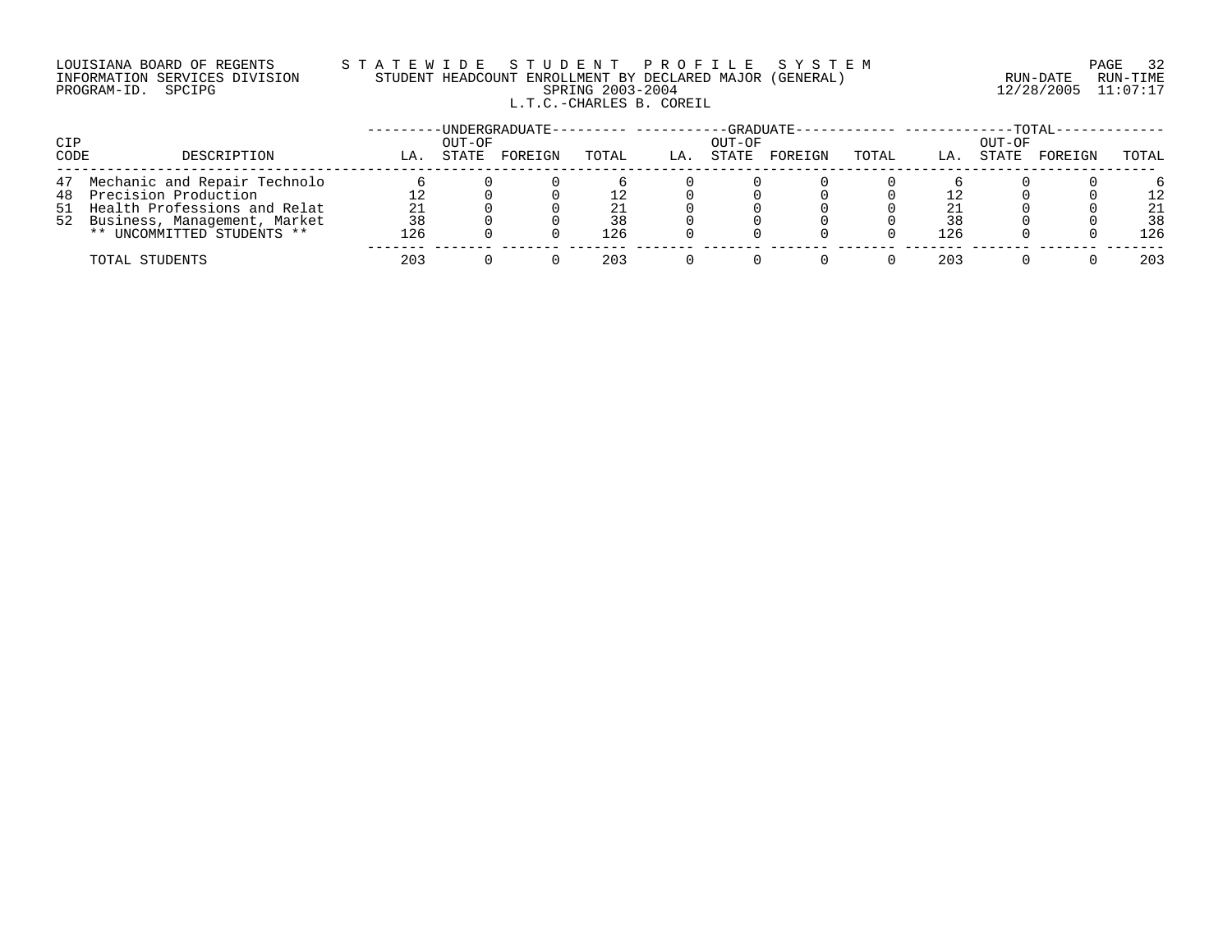LOUISIANA BOARD OF REGENTS
INFORMATION SERVICES DIVISION
PROGRAM-ID. SPCIPG

STATEWIDE STUDENT PROFILE SYSTEM
STUDENT HEADCOUNT ENROLLMENT BY DECLARED MAJOR (GENERAL)
SPRING 2003-2004
L.T.C.-CHARLES B. COREIL

RUN-DATE 12/28/2005 RUN-TIME 11:07:17

| CIP CODE | DESCRIPTION | UNDERGRADUATE | | | | GRADUATE | | | | TOTAL | | | |
|---|---|---|---|---|---|---|---|---|---|---|---|---|---|
| | | LA. | OUT-OF STATE | FOREIGN | TOTAL | LA. | OUT-OF STATE | FOREIGN | TOTAL | LA. | OUT-OF STATE | FOREIGN | TOTAL |
| 47 | Mechanic and Repair Technolo | 6 | 0 | 0 | 6 | 0 | 0 | 0 | 0 | 6 | 0 | 0 | 6 |
| 48 | Precision Production | 12 | 0 | 0 | 12 | 0 | 0 | 0 | 0 | 12 | 0 | 0 | 12 |
| 51 | Health Professions and Relat | 21 | 0 | 0 | 21 | 0 | 0 | 0 | 0 | 21 | 0 | 0 | 21 |
| 52 | Business, Management, Market | 38 | 0 | 0 | 38 | 0 | 0 | 0 | 0 | 38 | 0 | 0 | 38 |
| | ** UNCOMMITTED STUDENTS ** | 126 | 0 | 0 | 126 | 0 | 0 | 0 | 0 | 126 | 0 | 0 | 126 |
| | TOTAL STUDENTS | 203 | 0 | 0 | 203 | 0 | 0 | 0 | 0 | 203 | 0 | 0 | 203 |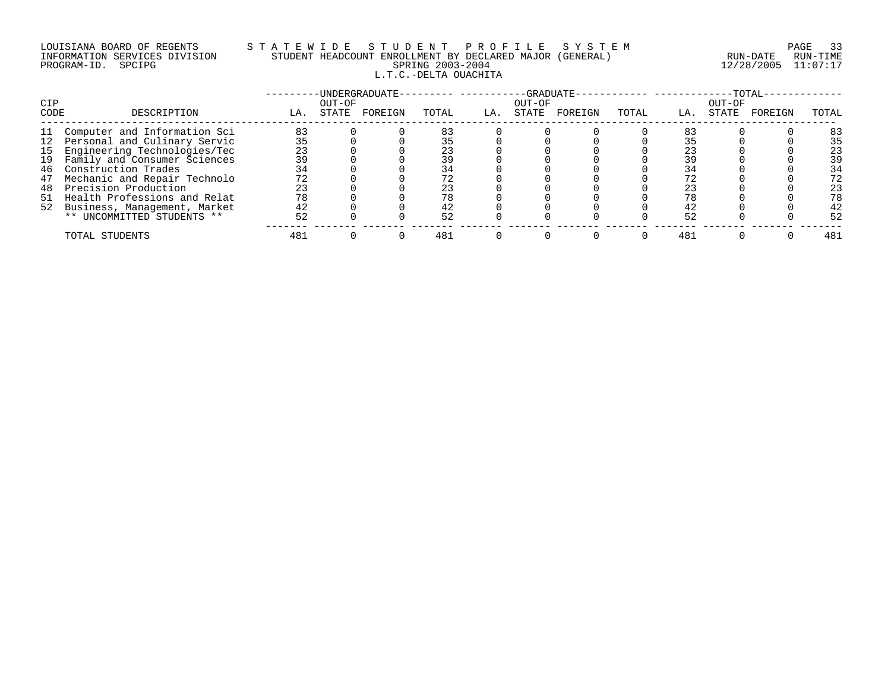LOUISIANA BOARD OF REGENTS
INFORMATION SERVICES DIVISION
PROGRAM-ID. SPCIPG

STATEWIDE STUDENT PROFILE SYSTEM
STUDENT HEADCOUNT ENROLLMENT BY DECLARED MAJOR (GENERAL)
SPRING 2003-2004
L.T.C.-DELTA OUACHITA

RUN-DATE 12/28/2005 RUN-TIME 11:07:17

| CIP CODE | DESCRIPTION | UNDERGRADUATE | | | | GRADUATE | | | | TOTAL | | | |
|---|---|---|---|---|---|---|---|---|---|---|---|---|---|
| | | LA. | OUT-OF STATE | FOREIGN | TOTAL | LA. | OUT-OF STATE | FOREIGN | TOTAL | LA. | OUT-OF STATE | FOREIGN | TOTAL |
| 11 | Computer and Information Sci | 83 | 0 | 0 | 83 | 0 | 0 | 0 | 0 | 83 | 0 | 0 | 83 |
| 12 | Personal and Culinary Servic | 35 | 0 | 0 | 35 | 0 | 0 | 0 | 0 | 35 | 0 | 0 | 35 |
| 15 | Engineering Technologies/Tec | 23 | 0 | 0 | 23 | 0 | 0 | 0 | 0 | 23 | 0 | 0 | 23 |
| 19 | Family and Consumer Sciences | 39 | 0 | 0 | 39 | 0 | 0 | 0 | 0 | 39 | 0 | 0 | 39 |
| 46 | Construction Trades | 34 | 0 | 0 | 34 | 0 | 0 | 0 | 0 | 34 | 0 | 0 | 34 |
| 47 | Mechanic and Repair Technolo | 72 | 0 | 0 | 72 | 0 | 0 | 0 | 0 | 72 | 0 | 0 | 72 |
| 48 | Precision Production | 23 | 0 | 0 | 23 | 0 | 0 | 0 | 0 | 23 | 0 | 0 | 23 |
| 51 | Health Professions and Relat | 78 | 0 | 0 | 78 | 0 | 0 | 0 | 0 | 78 | 0 | 0 | 78 |
| 52 | Business, Management, Market | 42 | 0 | 0 | 42 | 0 | 0 | 0 | 0 | 42 | 0 | 0 | 42 |
| | ** UNCOMMITTED STUDENTS ** | 52 | 0 | 0 | 52 | 0 | 0 | 0 | 0 | 52 | 0 | 0 | 52 |
| | TOTAL STUDENTS | 481 | 0 | 0 | 481 | 0 | 0 | 0 | 0 | 481 | 0 | 0 | 481 |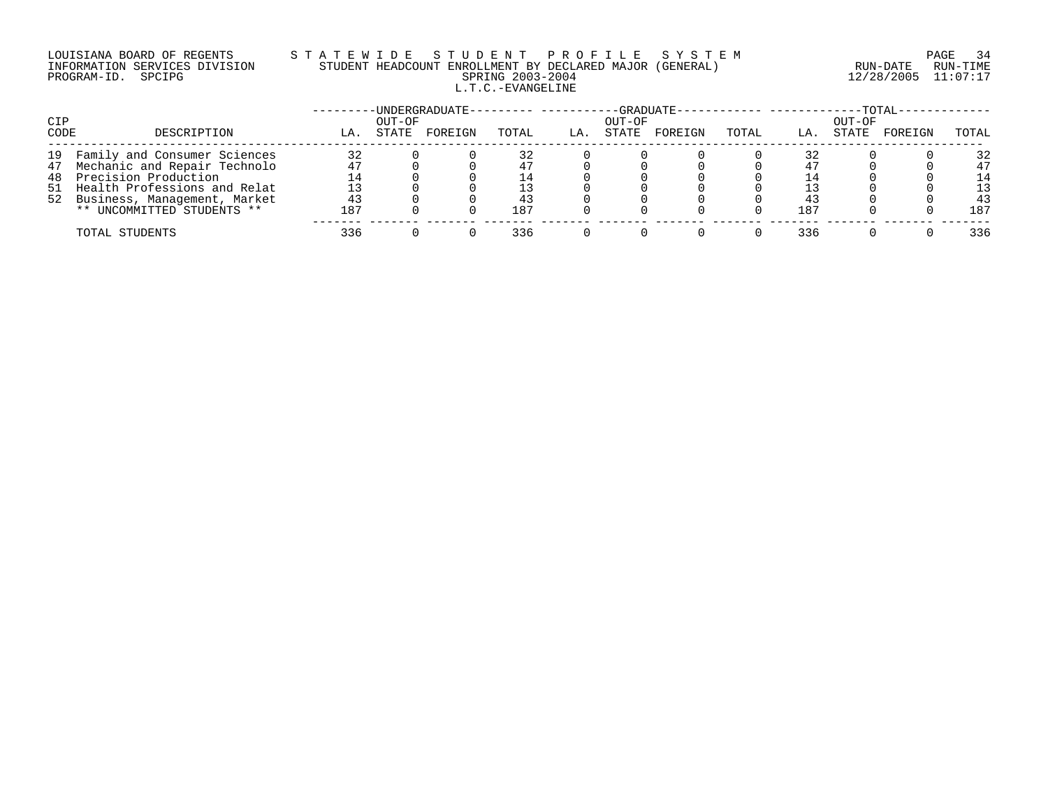LOUISIANA BOARD OF REGENTS
INFORMATION SERVICES DIVISION
PROGRAM-ID. SPCIPG

STATEWIDE STUDENT PROFILE SYSTEM
STUDENT HEADCOUNT ENROLLMENT BY DECLARED MAJOR (GENERAL)
SPRING 2003-2004
L.T.C.-EVANGELINE

RUN-DATE 12/28/2005 RUN-TIME 11:07:17

| CIP CODE | DESCRIPTION | UNDERGRADUATE LA. | UNDERGRADUATE OUT-OF STATE | UNDERGRADUATE FOREIGN | UNDERGRADUATE TOTAL | GRADUATE LA. | GRADUATE OUT-OF STATE | GRADUATE FOREIGN | GRADUATE TOTAL | TOTAL LA. | TOTAL OUT-OF STATE | TOTAL FOREIGN | TOTAL TOTAL |
|---|---|---|---|---|---|---|---|---|---|---|---|---|---|
| 19 | Family and Consumer Sciences | 32 | 0 | 0 | 32 | 0 | 0 | 0 | 0 | 32 | 0 | 0 | 32 |
| 47 | Mechanic and Repair Technolo | 47 | 0 | 0 | 47 | 0 | 0 | 0 | 0 | 47 | 0 | 0 | 47 |
| 48 | Precision Production | 14 | 0 | 0 | 14 | 0 | 0 | 0 | 0 | 14 | 0 | 0 | 14 |
| 51 | Health Professions and Relat | 13 | 0 | 0 | 13 | 0 | 0 | 0 | 0 | 13 | 0 | 0 | 13 |
| 52 | Business, Management, Market | 43 | 0 | 0 | 43 | 0 | 0 | 0 | 0 | 43 | 0 | 0 | 43 |
| | ** UNCOMMITTED STUDENTS ** | 187 | 0 | 0 | 187 | 0 | 0 | 0 | 0 | 187 | 0 | 0 | 187 |
| | TOTAL STUDENTS | 336 | 0 | 0 | 336 | 0 | 0 | 0 | 0 | 336 | 0 | 0 | 336 |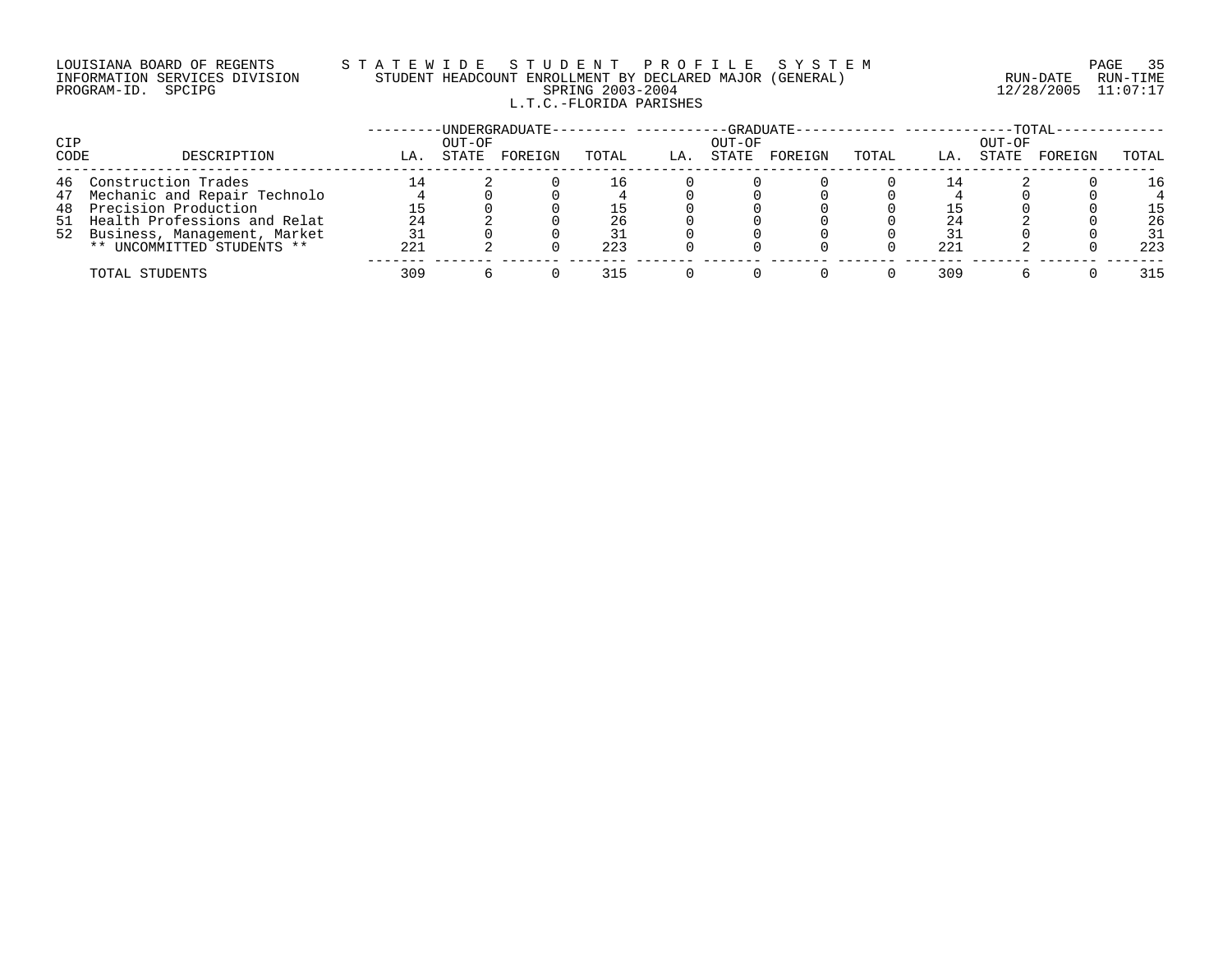LOUISIANA BOARD OF REGENTS — STATEWIDE STUDENT PROFILE SYSTEM
INFORMATION SERVICES DIVISION — STUDENT HEADCOUNT ENROLLMENT BY DECLARED MAJOR (GENERAL) — RUN-DATE 12/28/2005 RUN-TIME 11:07:17
PROGRAM-ID. SPCIPG — SPRING 2003-2004

L.T.C.-FLORIDA PARISHES

| CIP CODE | DESCRIPTION | UNDERGRADUATE LA. | UNDERGRADUATE OUT-OF STATE | UNDERGRADUATE FOREIGN | UNDERGRADUATE TOTAL | GRADUATE LA. | GRADUATE OUT-OF STATE | GRADUATE FOREIGN | GRADUATE TOTAL | TOTAL LA. | TOTAL OUT-OF STATE | TOTAL FOREIGN | TOTAL TOTAL |
|---|---|---|---|---|---|---|---|---|---|---|---|---|---|
| 46 | Construction Trades | 14 | 2 | 0 | 16 | 0 | 0 | 0 | 0 | 14 | 2 | 0 | 16 |
| 47 | Mechanic and Repair Technolo | 4 | 0 | 0 | 4 | 0 | 0 | 0 | 0 | 4 | 0 | 0 | 4 |
| 48 | Precision Production | 15 | 0 | 0 | 15 | 0 | 0 | 0 | 0 | 15 | 0 | 0 | 15 |
| 51 | Health Professions and Relat | 24 | 2 | 0 | 26 | 0 | 0 | 0 | 0 | 24 | 2 | 0 | 26 |
| 52 | Business, Management, Market | 31 | 0 | 0 | 31 | 0 | 0 | 0 | 0 | 31 | 0 | 0 | 31 |
| | ** UNCOMMITTED STUDENTS ** | 221 | 2 | 0 | 223 | 0 | 0 | 0 | 0 | 221 | 2 | 0 | 223 |
| | TOTAL STUDENTS | 309 | 6 | 0 | 315 | 0 | 0 | 0 | 0 | 309 | 6 | 0 | 315 |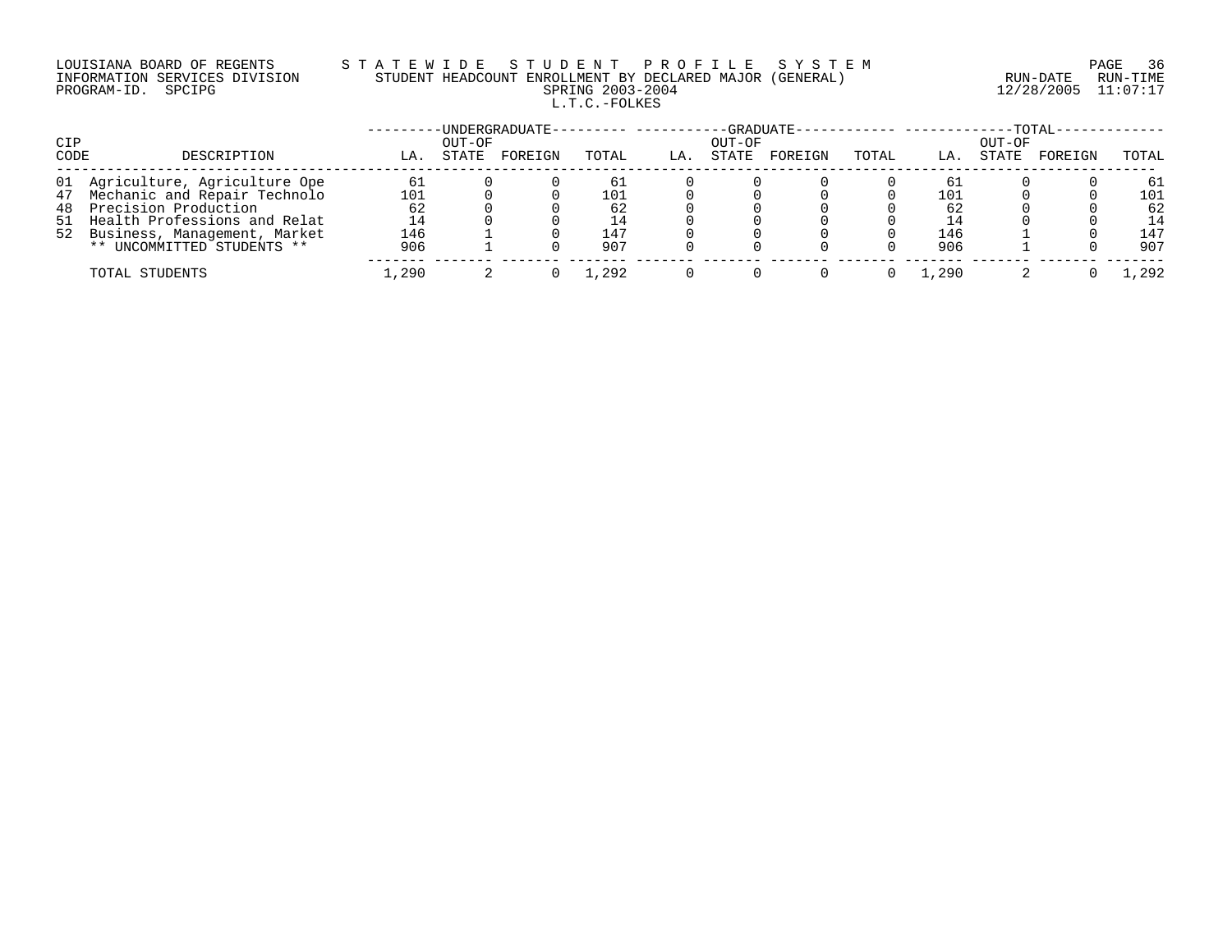LOUISIANA BOARD OF REGENTS
INFORMATION SERVICES DIVISION
PROGRAM-ID. SPCIPG

STATEWIDE STUDENT PROFILE SYSTEM
STUDENT HEADCOUNT ENROLLMENT BY DECLARED MAJOR (GENERAL)
SPRING 2003-2004
L.T.C.-FOLKES

RUN-DATE 12/28/2005 RUN-TIME 11:07:17

| CIP CODE | DESCRIPTION | UNDERGRADUATE | | | | GRADUATE | | | | TOTAL | | | |
|---|---|---|---|---|---|---|---|---|---|---|---|---|---|
| | | LA. | OUT-OF STATE | FOREIGN | TOTAL | LA. | OUT-OF STATE | FOREIGN | TOTAL | LA. | OUT-OF STATE | FOREIGN | TOTAL |
| 01 | Agriculture, Agriculture Ope | 61 | 0 | 0 | 61 | 0 | 0 | 0 | 0 | 61 | 0 | 0 | 61 |
| 47 | Mechanic and Repair Technolo | 101 | 0 | 0 | 101 | 0 | 0 | 0 | 0 | 101 | 0 | 0 | 101 |
| 48 | Precision Production | 62 | 0 | 0 | 62 | 0 | 0 | 0 | 0 | 62 | 0 | 0 | 62 |
| 51 | Health Professions and Relat | 14 | 0 | 0 | 14 | 0 | 0 | 0 | 0 | 14 | 0 | 0 | 14 |
| 52 | Business, Management, Market | 146 | 1 | 0 | 147 | 0 | 0 | 0 | 0 | 146 | 1 | 0 | 147 |
| | ** UNCOMMITTED STUDENTS ** | 906 | 1 | 0 | 907 | 0 | 0 | 0 | 0 | 906 | 1 | 0 | 907 |
| | TOTAL STUDENTS | 1,290 | 2 | 0 | 1,292 | 0 | 0 | 0 | 0 | 1,290 | 2 | 0 | 1,292 |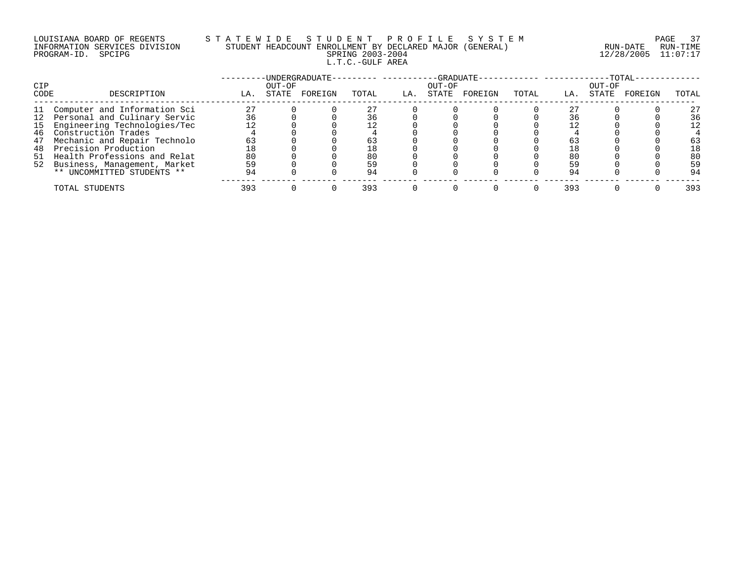LOUISIANA BOARD OF REGENTS — STATEWIDE STUDENT PROFILE SYSTEM
INFORMATION SERVICES DIVISION — STUDENT HEADCOUNT ENROLLMENT BY DECLARED MAJOR (GENERAL)
PROGRAM-ID. SPCIPG — SPRING 2003-2004

RUN-DATE 12/28/2005 RUN-TIME 11:07:17

## L.T.C.-GULF AREA

| CIP CODE | DESCRIPTION | UNDERGRADUATE LA. | UNDERGRADUATE OUT-OF STATE | UNDERGRADUATE FOREIGN | UNDERGRADUATE TOTAL | GRADUATE LA. | GRADUATE OUT-OF STATE | GRADUATE FOREIGN | GRADUATE TOTAL | TOTAL LA. | TOTAL OUT-OF STATE | TOTAL FOREIGN | TOTAL |
|---|---|---|---|---|---|---|---|---|---|---|---|---|---|
| 11 | Computer and Information Sci | 27 | 0 | 0 | 27 | 0 | 0 | 0 | 0 | 27 | 0 | 0 | 27 |
| 12 | Personal and Culinary Servic | 36 | 0 | 0 | 36 | 0 | 0 | 0 | 0 | 36 | 0 | 0 | 36 |
| 15 | Engineering Technologies/Tec | 12 | 0 | 0 | 12 | 0 | 0 | 0 | 0 | 12 | 0 | 0 | 12 |
| 46 | Construction Trades | 4 | 0 | 0 | 4 | 0 | 0 | 0 | 0 | 4 | 0 | 0 | 4 |
| 47 | Mechanic and Repair Technolo | 63 | 0 | 0 | 63 | 0 | 0 | 0 | 0 | 63 | 0 | 0 | 63 |
| 48 | Precision Production | 18 | 0 | 0 | 18 | 0 | 0 | 0 | 0 | 18 | 0 | 0 | 18 |
| 51 | Health Professions and Relat | 80 | 0 | 0 | 80 | 0 | 0 | 0 | 0 | 80 | 0 | 0 | 80 |
| 52 | Business, Management, Market | 59 | 0 | 0 | 59 | 0 | 0 | 0 | 0 | 59 | 0 | 0 | 59 |
| | ** UNCOMMITTED STUDENTS ** | 94 | 0 | 0 | 94 | 0 | 0 | 0 | 0 | 94 | 0 | 0 | 94 |
| | TOTAL STUDENTS | 393 | 0 | 0 | 393 | 0 | 0 | 0 | 0 | 393 | 0 | 0 | 393 |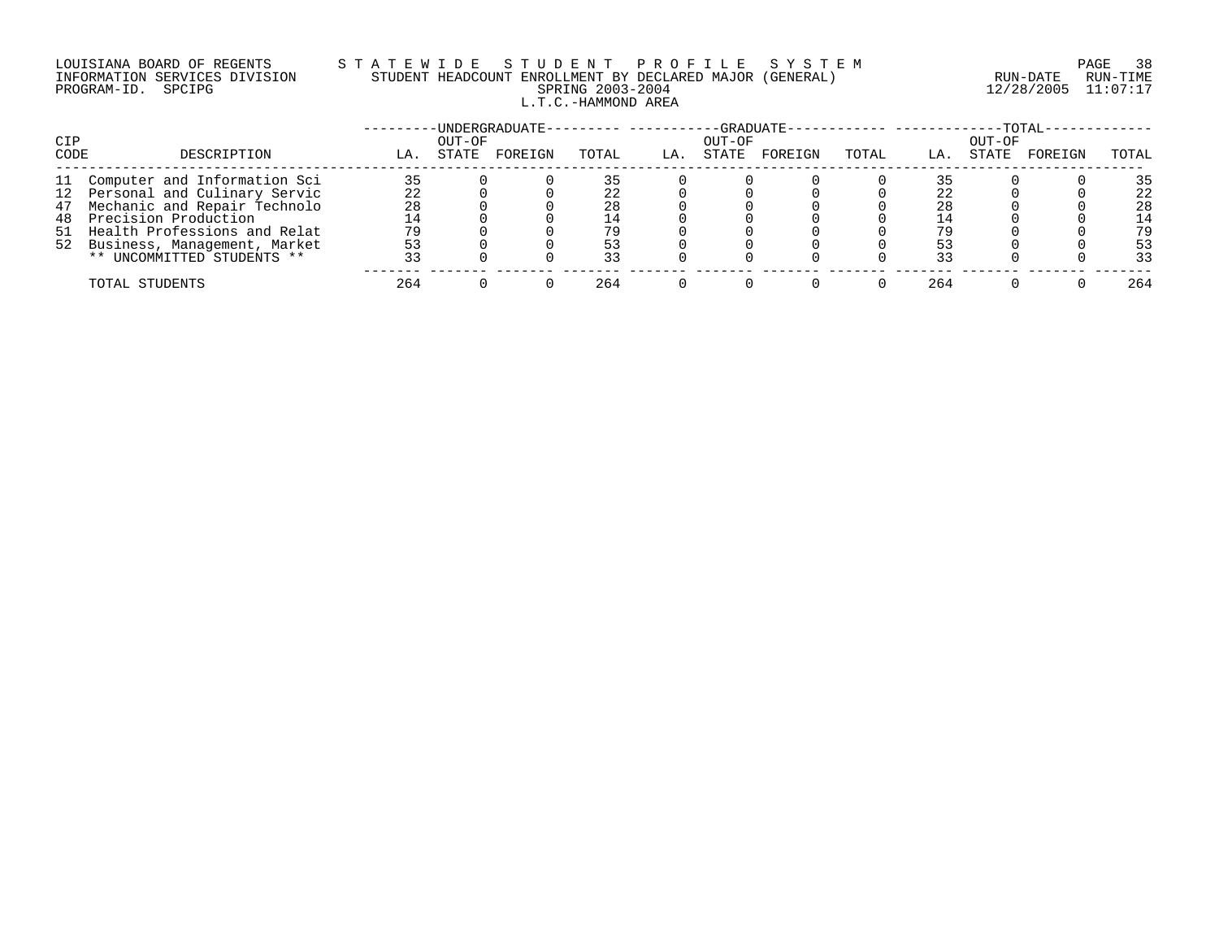LOUISIANA BOARD OF REGENTS
INFORMATION SERVICES DIVISION
PROGRAM-ID. SPCIPG

STATEWIDE STUDENT PROFILE SYSTEM
STUDENT HEADCOUNT ENROLLMENT BY DECLARED MAJOR (GENERAL)
SPRING 2003-2004
L.T.C.-HAMMOND AREA

RUN-DATE 12/28/2005 RUN-TIME 11:07:17

| CIP CODE | DESCRIPTION | UNDERGRADUATE LA. | UNDERGRADUATE OUT-OF STATE | UNDERGRADUATE FOREIGN | UNDERGRADUATE TOTAL | GRADUATE LA. | GRADUATE OUT-OF STATE | GRADUATE FOREIGN | GRADUATE TOTAL | TOTAL LA. | TOTAL OUT-OF STATE | TOTAL FOREIGN | TOTAL TOTAL |
|---|---|---|---|---|---|---|---|---|---|---|---|---|---|
| 11 | Computer and Information Sci | 35 | 0 | 0 | 35 | 0 | 0 | 0 | 0 | 35 | 0 | 0 | 35 |
| 12 | Personal and Culinary Servic | 22 | 0 | 0 | 22 | 0 | 0 | 0 | 0 | 22 | 0 | 0 | 22 |
| 47 | Mechanic and Repair Technolo | 28 | 0 | 0 | 28 | 0 | 0 | 0 | 0 | 28 | 0 | 0 | 28 |
| 48 | Precision Production | 14 | 0 | 0 | 14 | 0 | 0 | 0 | 0 | 14 | 0 | 0 | 14 |
| 51 | Health Professions and Relat | 79 | 0 | 0 | 79 | 0 | 0 | 0 | 0 | 79 | 0 | 0 | 79 |
| 52 | Business, Management, Market | 53 | 0 | 0 | 53 | 0 | 0 | 0 | 0 | 53 | 0 | 0 | 53 |
| | ** UNCOMMITTED STUDENTS ** | 33 | 0 | 0 | 33 | 0 | 0 | 0 | 0 | 33 | 0 | 0 | 33 |
| | TOTAL STUDENTS | 264 | 0 | 0 | 264 | 0 | 0 | 0 | 0 | 264 | 0 | 0 | 264 |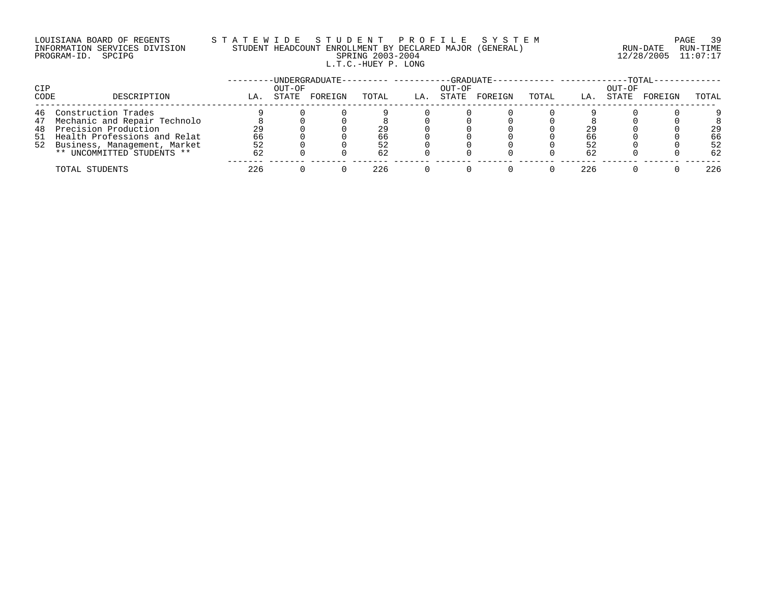LOUISIANA BOARD OF REGENTS
INFORMATION SERVICES DIVISION
PROGRAM-ID. SPCIPG

STATEWIDE STUDENT PROFILE SYSTEM
STUDENT HEADCOUNT ENROLLMENT BY DECLARED MAJOR (GENERAL)
SPRING 2003-2004
L.T.C.-HUEY P. LONG

RUN-DATE 12/28/2005 RUN-TIME 11:07:17

| CIP CODE | DESCRIPTION | UNDERGRADUATE LA. | UNDERGRADUATE OUT-OF STATE | UNDERGRADUATE FOREIGN | UNDERGRADUATE TOTAL | GRADUATE LA. | GRADUATE OUT-OF STATE | GRADUATE FOREIGN | GRADUATE TOTAL | TOTAL LA. | TOTAL OUT-OF STATE | TOTAL FOREIGN | TOTAL TOTAL |
|---|---|---|---|---|---|---|---|---|---|---|---|---|---|
| 46 | Construction Trades | 9 | 0 | 0 | 9 | 0 | 0 | 0 | 0 | 9 | 0 | 0 | 9 |
| 47 | Mechanic and Repair Technolo | 8 | 0 | 0 | 8 | 0 | 0 | 0 | 0 | 8 | 0 | 0 | 8 |
| 48 | Precision Production | 29 | 0 | 0 | 29 | 0 | 0 | 0 | 0 | 29 | 0 | 0 | 29 |
| 51 | Health Professions and Relat | 66 | 0 | 0 | 66 | 0 | 0 | 0 | 0 | 66 | 0 | 0 | 66 |
| 52 | Business, Management, Market | 52 | 0 | 0 | 52 | 0 | 0 | 0 | 0 | 52 | 0 | 0 | 52 |
| | ** UNCOMMITTED STUDENTS ** | 62 | 0 | 0 | 62 | 0 | 0 | 0 | 0 | 62 | 0 | 0 | 62 |
| | TOTAL STUDENTS | 226 | 0 | 0 | 226 | 0 | 0 | 0 | 0 | 226 | 0 | 0 | 226 |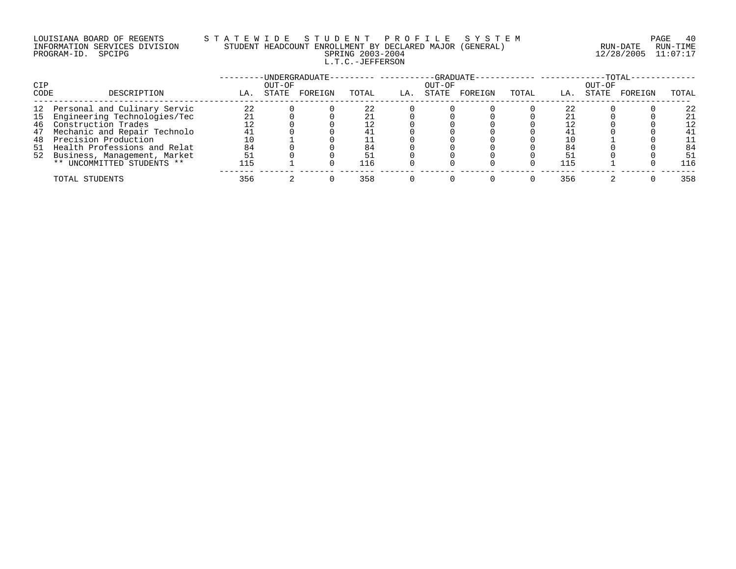LOUISIANA BOARD OF REGENTS — STATEWIDE STUDENT PROFILE SYSTEM
INFORMATION SERVICES DIVISION — STUDENT HEADCOUNT ENROLLMENT BY DECLARED MAJOR (GENERAL)
PROGRAM-ID. SPCIPG — SPRING 2003-2004

RUN-DATE 12/28/2005 RUN-TIME 11:07:17

L.T.C.-JEFFERSON

| CIP CODE | DESCRIPTION | UNDERGRADUATE | | | | GRADUATE | | | | TOTAL | | | |
|---|---|---|---|---|---|---|---|---|---|---|---|---|---|
| | | LA. | OUT-OF STATE | FOREIGN | TOTAL | LA. | OUT-OF STATE | FOREIGN | TOTAL | LA. | OUT-OF STATE | FOREIGN | TOTAL |
| 12 | Personal and Culinary Servic | 22 | 0 | 0 | 22 | 0 | 0 | 0 | 0 | 22 | 0 | 0 | 22 |
| 15 | Engineering Technologies/Tec | 21 | 0 | 0 | 21 | 0 | 0 | 0 | 0 | 21 | 0 | 0 | 21 |
| 46 | Construction Trades | 12 | 0 | 0 | 12 | 0 | 0 | 0 | 0 | 12 | 0 | 0 | 12 |
| 47 | Mechanic and Repair Technolo | 41 | 0 | 0 | 41 | 0 | 0 | 0 | 0 | 41 | 0 | 0 | 41 |
| 48 | Precision Production | 10 | 1 | 0 | 11 | 0 | 0 | 0 | 0 | 10 | 1 | 0 | 11 |
| 51 | Health Professions and Relat | 84 | 0 | 0 | 84 | 0 | 0 | 0 | 0 | 84 | 0 | 0 | 84 |
| 52 | Business, Management, Market | 51 | 0 | 0 | 51 | 0 | 0 | 0 | 0 | 51 | 0 | 0 | 51 |
| | ** UNCOMMITTED STUDENTS ** | 115 | 1 | 0 | 116 | 0 | 0 | 0 | 0 | 115 | 1 | 0 | 116 |
| | TOTAL STUDENTS | 356 | 2 | 0 | 358 | 0 | 0 | 0 | 0 | 356 | 2 | 0 | 358 |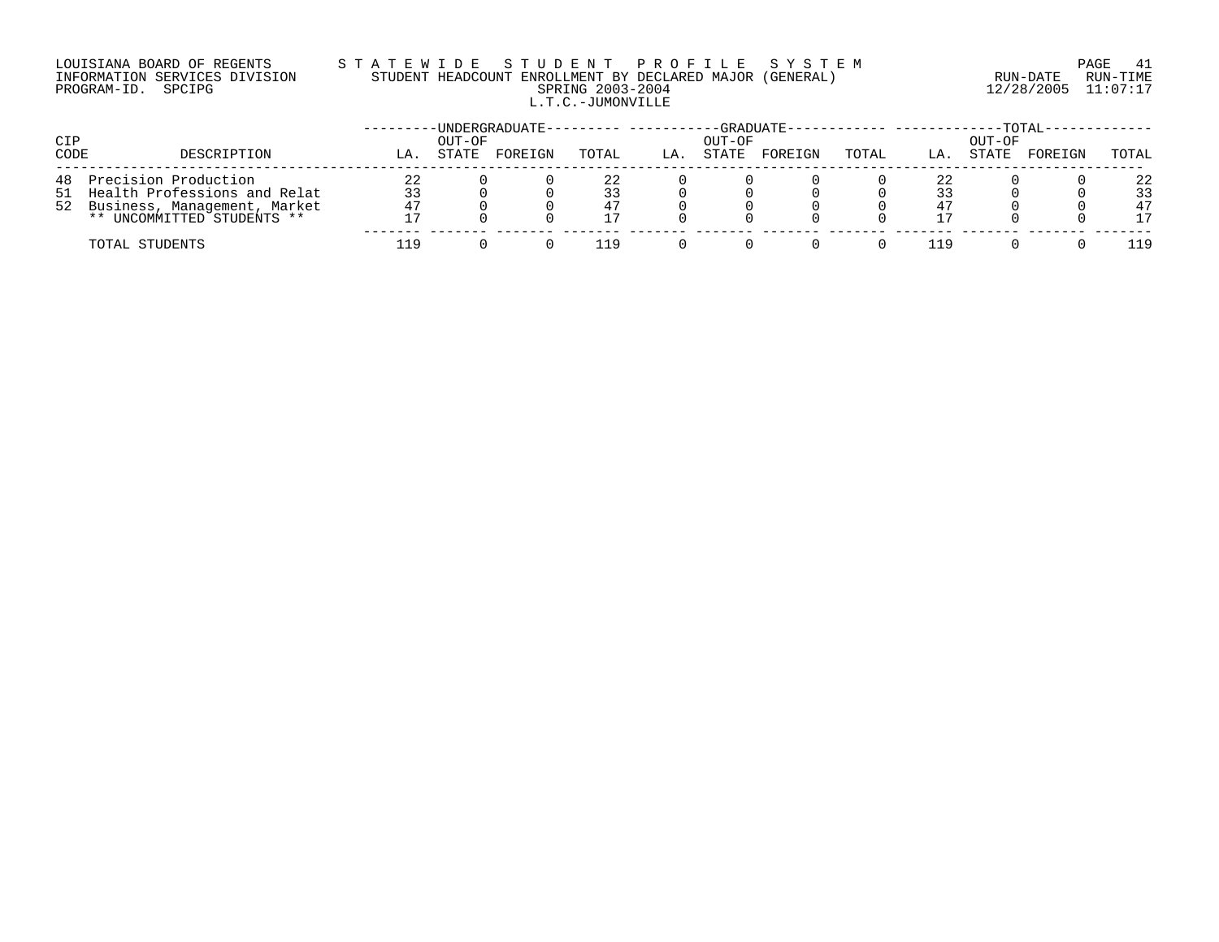LOUISIANA BOARD OF REGENTS — STATEWIDE STUDENT PROFILE SYSTEM
INFORMATION SERVICES DIVISION — STUDENT HEADCOUNT ENROLLMENT BY DECLARED MAJOR (GENERAL)
PROGRAM-ID. SPCIPG — SPRING 2003-2004 — RUN-DATE 12/28/2005 RUN-TIME 11:07:17

L.T.C.-JUMONVILLE

| CIP CODE | DESCRIPTION | UNDERGRADUATE | | | | GRADUATE | | | | TOTAL | | | |
|---|---|---|---|---|---|---|---|---|---|---|---|---|---|
| | | LA. | OUT-OF STATE | FOREIGN | TOTAL | LA. | OUT-OF STATE | FOREIGN | TOTAL | LA. | OUT-OF STATE | FOREIGN | TOTAL |
| 48 | Precision Production | 22 | 0 | 0 | 22 | 0 | 0 | 0 | 0 | 22 | 0 | 0 | 22 |
| 51 | Health Professions and Relat | 33 | 0 | 0 | 33 | 0 | 0 | 0 | 0 | 33 | 0 | 0 | 33 |
| 52 | Business, Management, Market | 47 | 0 | 0 | 47 | 0 | 0 | 0 | 0 | 47 | 0 | 0 | 47 |
| | ** UNCOMMITTED STUDENTS ** | 17 | 0 | 0 | 17 | 0 | 0 | 0 | 0 | 17 | 0 | 0 | 17 |
| | TOTAL STUDENTS | 119 | 0 | 0 | 119 | 0 | 0 | 0 | 0 | 119 | 0 | 0 | 119 |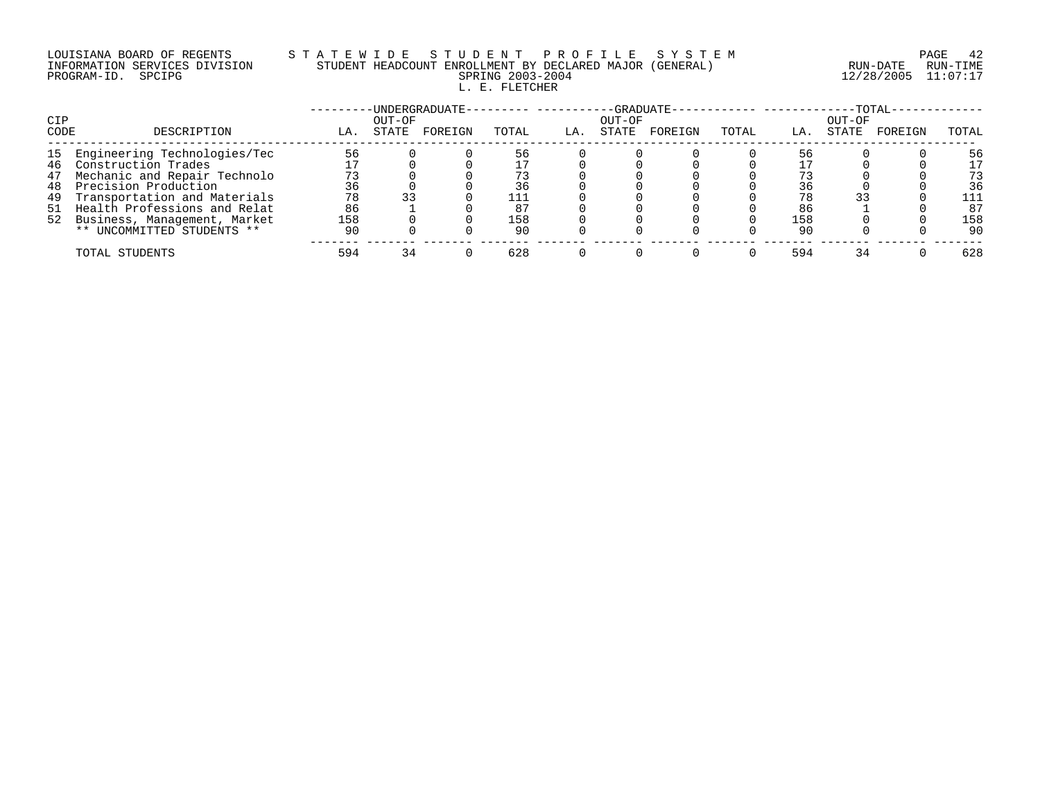LOUISIANA BOARD OF REGENTS
INFORMATION SERVICES DIVISION
PROGRAM-ID. SPCIPG

STATEWIDE STUDENT PROFILE SYSTEM
STUDENT HEADCOUNT ENROLLMENT BY DECLARED MAJOR (GENERAL)
SPRING 2003-2004
L. E. FLETCHER

RUN-DATE 12/28/2005
RUN-TIME 11:07:17

| CIP CODE | DESCRIPTION | UNDERGRADUATE | | | | GRADUATE | | | | TOTAL | | | |
|---|---|---|---|---|---|---|---|---|---|---|---|---|---|
| | | LA. | OUT-OF STATE | FOREIGN | TOTAL | LA. | OUT-OF STATE | FOREIGN | TOTAL | LA. | OUT-OF STATE | FOREIGN | TOTAL |
| 15 | Engineering Technologies/Tec | 56 | 0 | 0 | 56 | 0 | 0 | 0 | 0 | 56 | 0 | 0 | 56 |
| 46 | Construction Trades | 17 | 0 | 0 | 17 | 0 | 0 | 0 | 0 | 17 | 0 | 0 | 17 |
| 47 | Mechanic and Repair Technolo | 73 | 0 | 0 | 73 | 0 | 0 | 0 | 0 | 73 | 0 | 0 | 73 |
| 48 | Precision Production | 36 | 0 | 0 | 36 | 0 | 0 | 0 | 0 | 36 | 0 | 0 | 36 |
| 49 | Transportation and Materials | 78 | 33 | 0 | 111 | 0 | 0 | 0 | 0 | 78 | 33 | 0 | 111 |
| 51 | Health Professions and Relat | 86 | 1 | 0 | 87 | 0 | 0 | 0 | 0 | 86 | 1 | 0 | 87 |
| 52 | Business, Management, Market | 158 | 0 | 0 | 158 | 0 | 0 | 0 | 0 | 158 | 0 | 0 | 158 |
| | ** UNCOMMITTED STUDENTS ** | 90 | 0 | 0 | 90 | 0 | 0 | 0 | 0 | 90 | 0 | 0 | 90 |
| | TOTAL STUDENTS | 594 | 34 | 0 | 628 | 0 | 0 | 0 | 0 | 594 | 34 | 0 | 628 |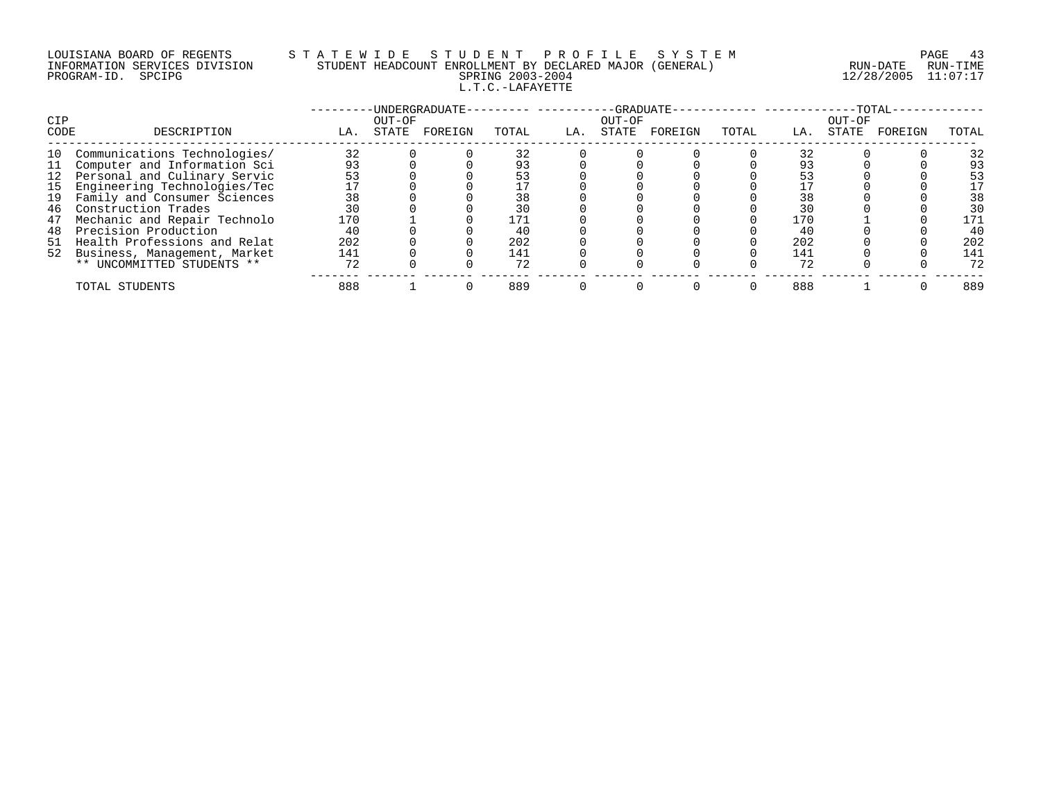LOUISIANA BOARD OF REGENTS — STATEWIDE STUDENT PROFILE SYSTEM
INFORMATION SERVICES DIVISION — STUDENT HEADCOUNT ENROLLMENT BY DECLARED MAJOR (GENERAL)
PROGRAM-ID. SPCIPG — SPRING 2003-2004
L.T.C.-LAFAYETTE

RUN-DATE 12/28/2005 RUN-TIME 11:07:17

| CIP | | UNDERGRADUATE | | | | GRADUATE | | | | TOTAL | | | |
|---|---|---|---|---|---|---|---|---|---|---|---|---|---|
| CODE | DESCRIPTION | LA. | OUT-OF STATE | FOREIGN | TOTAL | LA. | OUT-OF STATE | FOREIGN | TOTAL | LA. | OUT-OF STATE | FOREIGN | TOTAL |
| 10 | Communications Technologies/ | 32 | 0 | 0 | 32 | 0 | 0 | 0 | 0 | 32 | 0 | 0 | 32 |
| 11 | Computer and Information Sci | 93 | 0 | 0 | 93 | 0 | 0 | 0 | 0 | 93 | 0 | 0 | 93 |
| 12 | Personal and Culinary Servic | 53 | 0 | 0 | 53 | 0 | 0 | 0 | 0 | 53 | 0 | 0 | 53 |
| 15 | Engineering Technologies/Tec | 17 | 0 | 0 | 17 | 0 | 0 | 0 | 0 | 17 | 0 | 0 | 17 |
| 19 | Family and Consumer Sciences | 38 | 0 | 0 | 38 | 0 | 0 | 0 | 0 | 38 | 0 | 0 | 38 |
| 46 | Construction Trades | 30 | 0 | 0 | 30 | 0 | 0 | 0 | 0 | 30 | 0 | 0 | 30 |
| 47 | Mechanic and Repair Technolo | 170 | 1 | 0 | 171 | 0 | 0 | 0 | 0 | 170 | 1 | 0 | 171 |
| 48 | Precision Production | 40 | 0 | 0 | 40 | 0 | 0 | 0 | 0 | 40 | 0 | 0 | 40 |
| 51 | Health Professions and Relat | 202 | 0 | 0 | 202 | 0 | 0 | 0 | 0 | 202 | 0 | 0 | 202 |
| 52 | Business, Management, Market | 141 | 0 | 0 | 141 | 0 | 0 | 0 | 0 | 141 | 0 | 0 | 141 |
| | ** UNCOMMITTED STUDENTS ** | 72 | 0 | 0 | 72 | 0 | 0 | 0 | 0 | 72 | 0 | 0 | 72 |
| | TOTAL STUDENTS | 888 | 1 | 0 | 889 | 0 | 0 | 0 | 0 | 888 | 1 | 0 | 889 |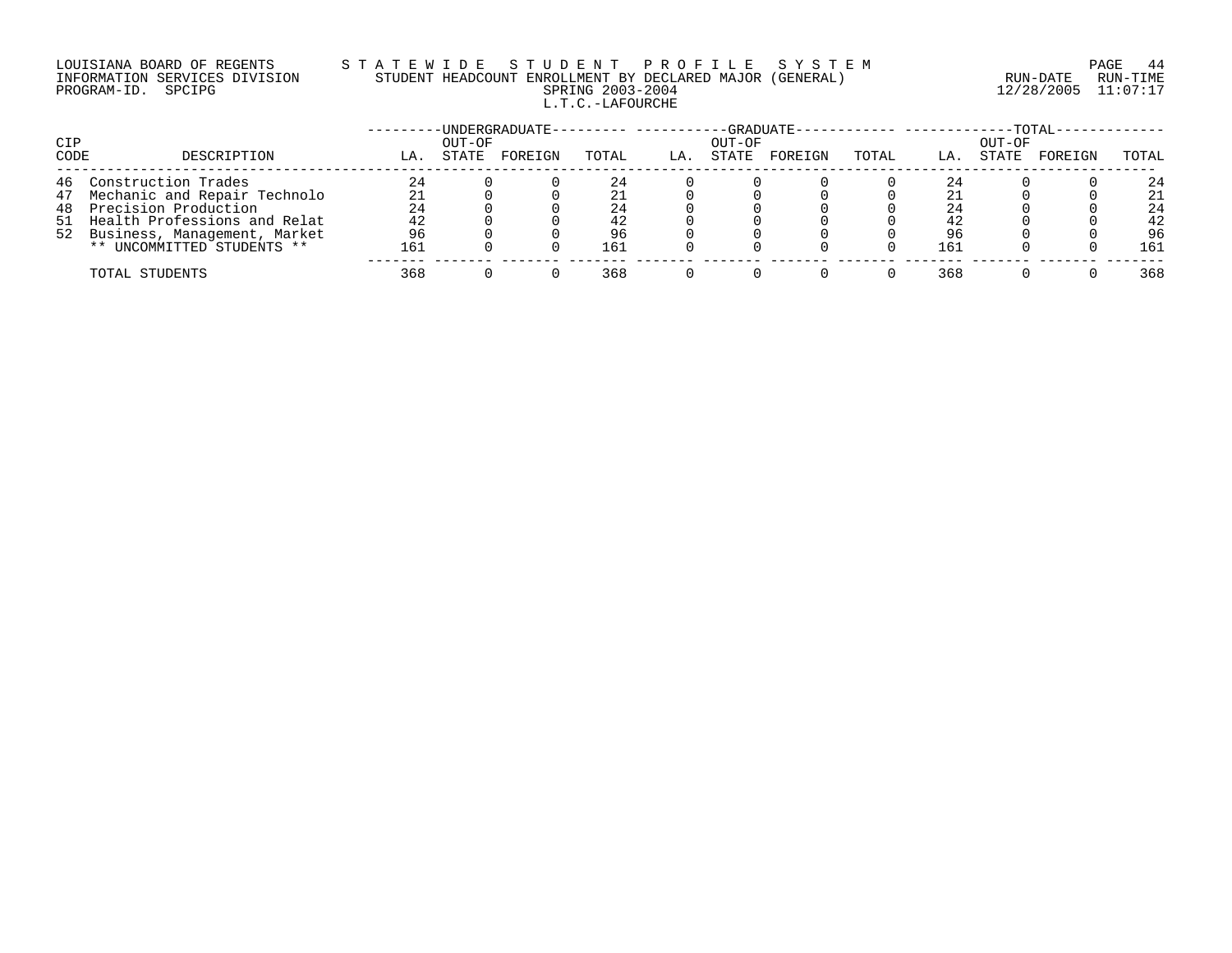LOUISIANA BOARD OF REGENTS — INFORMATION SERVICES DIVISION — PROGRAM-ID. SPCIPG

# STATEWIDE STUDENT PROFILE SYSTEM

## STUDENT HEADCOUNT ENROLLMENT BY DECLARED MAJOR (GENERAL)

SPRING 2003-2004

L.T.C.-LAFOURCHE

RUN-DATE 12/28/2005 RUN-TIME 11:07:17

| CIP CODE | DESCRIPTION | UNDERGRADUATE | | | | GRADUATE | | | | TOTAL | | | |
|---|---|---|---|---|---|---|---|---|---|---|---|---|---|
| | | LA. | OUT-OF STATE | FOREIGN | TOTAL | LA. | OUT-OF STATE | FOREIGN | TOTAL | LA. | OUT-OF STATE | FOREIGN | TOTAL |
| 46 | Construction Trades | 24 | 0 | 0 | 24 | 0 | 0 | 0 | 0 | 24 | 0 | 0 | 24 |
| 47 | Mechanic and Repair Technolo | 21 | 0 | 0 | 21 | 0 | 0 | 0 | 0 | 21 | 0 | 0 | 21 |
| 48 | Precision Production | 24 | 0 | 0 | 24 | 0 | 0 | 0 | 0 | 24 | 0 | 0 | 24 |
| 51 | Health Professions and Relat | 42 | 0 | 0 | 42 | 0 | 0 | 0 | 0 | 42 | 0 | 0 | 42 |
| 52 | Business, Management, Market | 96 | 0 | 0 | 96 | 0 | 0 | 0 | 0 | 96 | 0 | 0 | 96 |
| | ** UNCOMMITTED STUDENTS ** | 161 | 0 | 0 | 161 | 0 | 0 | 0 | 0 | 161 | 0 | 0 | 161 |
| | TOTAL STUDENTS | 368 | 0 | 0 | 368 | 0 | 0 | 0 | 0 | 368 | 0 | 0 | 368 |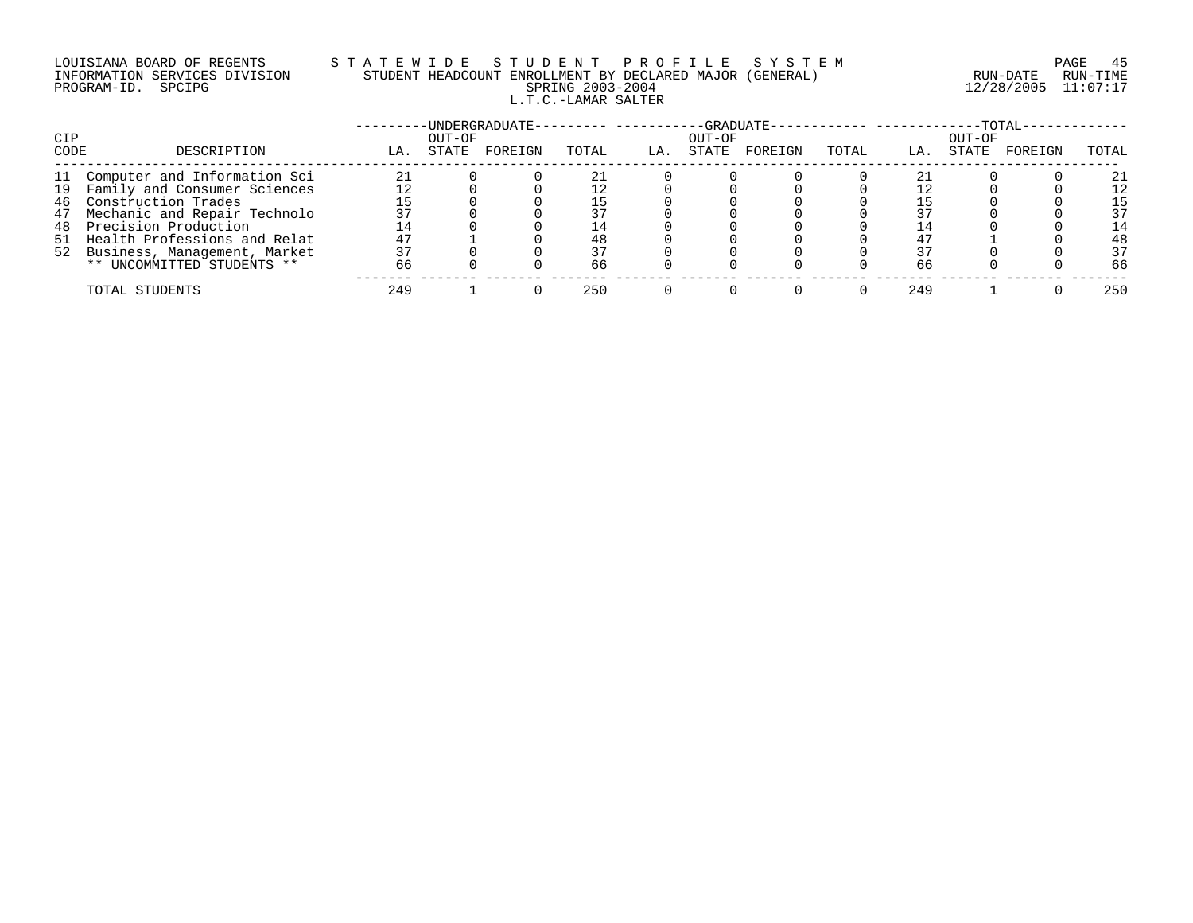LOUISIANA BOARD OF REGENTS — STATEWIDE STUDENT PROFILE SYSTEM
INFORMATION SERVICES DIVISION — STUDENT HEADCOUNT ENROLLMENT BY DECLARED MAJOR (GENERAL)
PROGRAM-ID. SPCIPG — SPRING 2003-2004

RUN-DATE 12/28/2005 RUN-TIME 11:07:17

## L.T.C.-LAMAR SALTER

| CIP CODE | DESCRIPTION | UNDERGRADUATE LA. | UNDERGRADUATE OUT-OF STATE | UNDERGRADUATE FOREIGN | UNDERGRADUATE TOTAL | GRADUATE LA. | GRADUATE OUT-OF STATE | GRADUATE FOREIGN | GRADUATE TOTAL | TOTAL LA. | TOTAL OUT-OF STATE | TOTAL FOREIGN | TOTAL |
|---|---|---|---|---|---|---|---|---|---|---|---|---|---|
| 11 | Computer and Information Sci | 21 | 0 | 0 | 21 | 0 | 0 | 0 | 0 | 21 | 0 | 0 | 21 |
| 19 | Family and Consumer Sciences | 12 | 0 | 0 | 12 | 0 | 0 | 0 | 0 | 12 | 0 | 0 | 12 |
| 46 | Construction Trades | 15 | 0 | 0 | 15 | 0 | 0 | 0 | 0 | 15 | 0 | 0 | 15 |
| 47 | Mechanic and Repair Technolo | 37 | 0 | 0 | 37 | 0 | 0 | 0 | 0 | 37 | 0 | 0 | 37 |
| 48 | Precision Production | 14 | 0 | 0 | 14 | 0 | 0 | 0 | 0 | 14 | 0 | 0 | 14 |
| 51 | Health Professions and Relat | 47 | 1 | 0 | 48 | 0 | 0 | 0 | 0 | 47 | 1 | 0 | 48 |
| 52 | Business, Management, Market | 37 | 0 | 0 | 37 | 0 | 0 | 0 | 0 | 37 | 0 | 0 | 37 |
| | ** UNCOMMITTED STUDENTS ** | 66 | 0 | 0 | 66 | 0 | 0 | 0 | 0 | 66 | 0 | 0 | 66 |
| | TOTAL STUDENTS | 249 | 1 | 0 | 250 | 0 | 0 | 0 | 0 | 249 | 1 | 0 | 250 |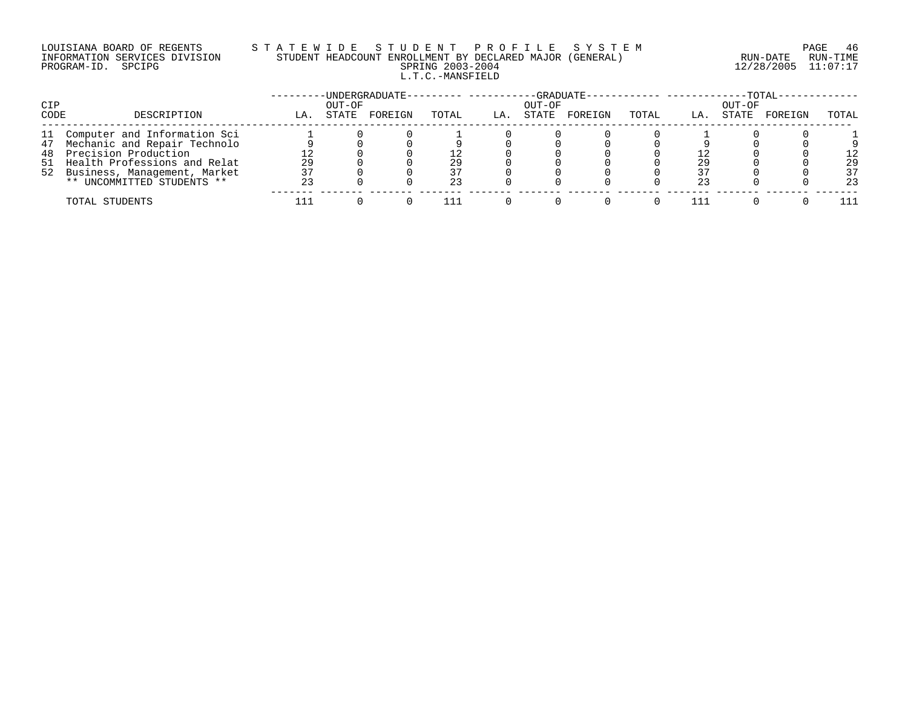LOUISIANA BOARD OF REGENTS
INFORMATION SERVICES DIVISION
PROGRAM-ID. SPCIPG

STATEWIDE STUDENT PROFILE SYSTEM
STUDENT HEADCOUNT ENROLLMENT BY DECLARED MAJOR (GENERAL)
SPRING 2003-2004
L.T.C.-MANSFIELD

RUN-DATE 12/28/2005 RUN-TIME 11:07:17

| CIP CODE | DESCRIPTION | UNDERGRADUATE | | | | GRADUATE | | | | TOTAL | | | |
|---|---|---|---|---|---|---|---|---|---|---|---|---|---|
| | | LA. | OUT-OF STATE | FOREIGN | TOTAL | LA. | OUT-OF STATE | FOREIGN | TOTAL | LA. | OUT-OF STATE | FOREIGN | TOTAL |
| 11 | Computer and Information Sci | 1 | 0 | 0 | 1 | 0 | 0 | 0 | 0 | 1 | 0 | 0 | 1 |
| 47 | Mechanic and Repair Technolo | 9 | 0 | 0 | 9 | 0 | 0 | 0 | 0 | 9 | 0 | 0 | 9 |
| 48 | Precision Production | 12 | 0 | 0 | 12 | 0 | 0 | 0 | 0 | 12 | 0 | 0 | 12 |
| 51 | Health Professions and Relat | 29 | 0 | 0 | 29 | 0 | 0 | 0 | 0 | 29 | 0 | 0 | 29 |
| 52 | Business, Management, Market | 37 | 0 | 0 | 37 | 0 | 0 | 0 | 0 | 37 | 0 | 0 | 37 |
| | ** UNCOMMITTED STUDENTS ** | 23 | 0 | 0 | 23 | 0 | 0 | 0 | 0 | 23 | 0 | 0 | 23 |
| | TOTAL STUDENTS | 111 | 0 | 0 | 111 | 0 | 0 | 0 | 0 | 111 | 0 | 0 | 111 |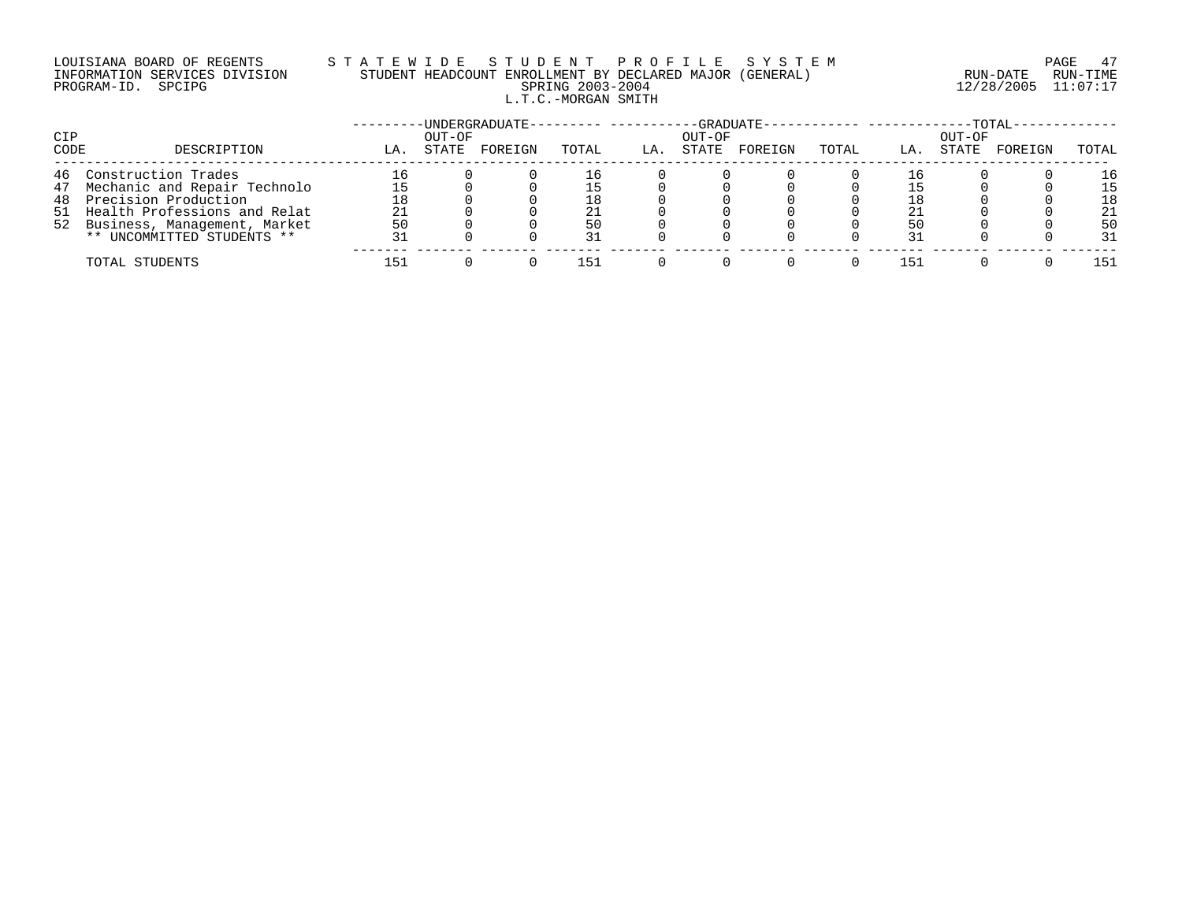LOUISIANA BOARD OF REGENTS
INFORMATION SERVICES DIVISION
PROGRAM-ID. SPCIPG

STATEWIDE STUDENT PROFILE SYSTEM
STUDENT HEADCOUNT ENROLLMENT BY DECLARED MAJOR (GENERAL)
SPRING 2003-2004
L.T.C.-MORGAN SMITH

RUN-DATE 12/28/2005 RUN-TIME 11:07:17

| CIP CODE | DESCRIPTION | UNDERGRADUATE LA. | UNDERGRADUATE OUT-OF STATE | UNDERGRADUATE FOREIGN | UNDERGRADUATE TOTAL | GRADUATE LA. | GRADUATE OUT-OF STATE | GRADUATE FOREIGN | GRADUATE TOTAL | TOTAL LA. | TOTAL OUT-OF STATE | TOTAL FOREIGN | TOTAL TOTAL |
|---|---|---|---|---|---|---|---|---|---|---|---|---|---|
| 46 | Construction Trades | 16 | 0 | 0 | 16 | 0 | 0 | 0 | 0 | 16 | 0 | 0 | 16 |
| 47 | Mechanic and Repair Technolo | 15 | 0 | 0 | 15 | 0 | 0 | 0 | 0 | 15 | 0 | 0 | 15 |
| 48 | Precision Production | 18 | 0 | 0 | 18 | 0 | 0 | 0 | 0 | 18 | 0 | 0 | 18 |
| 51 | Health Professions and Relat | 21 | 0 | 0 | 21 | 0 | 0 | 0 | 0 | 21 | 0 | 0 | 21 |
| 52 | Business, Management, Market | 50 | 0 | 0 | 50 | 0 | 0 | 0 | 0 | 50 | 0 | 0 | 50 |
| | ** UNCOMMITTED STUDENTS ** | 31 | 0 | 0 | 31 | 0 | 0 | 0 | 0 | 31 | 0 | 0 | 31 |
| | TOTAL STUDENTS | 151 | 0 | 0 | 151 | 0 | 0 | 0 | 0 | 151 | 0 | 0 | 151 |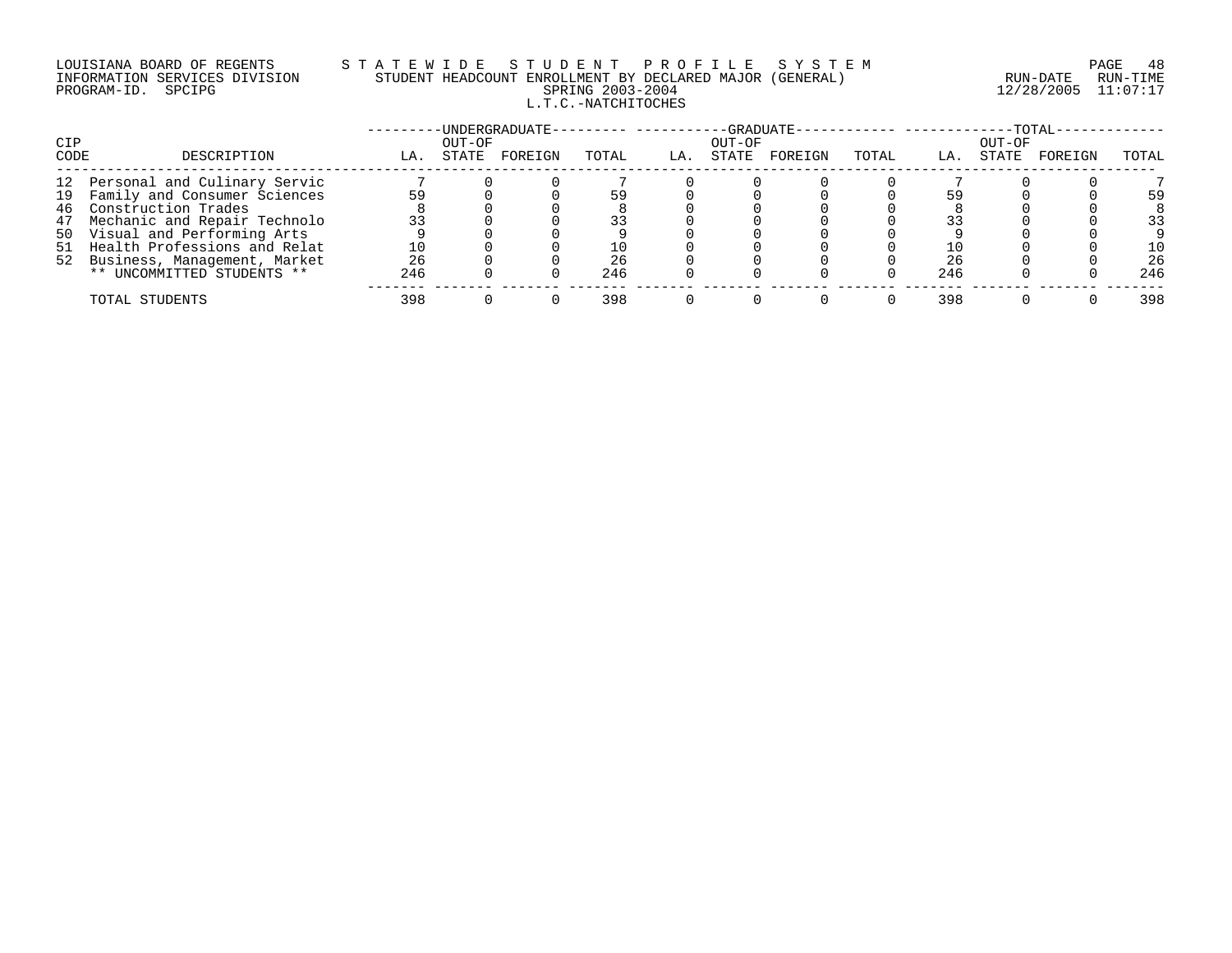LOUISIANA BOARD OF REGENTS
INFORMATION SERVICES DIVISION
PROGRAM-ID. SPCIPG

STATEWIDE STUDENT PROFILE SYSTEM
STUDENT HEADCOUNT ENROLLMENT BY DECLARED MAJOR (GENERAL)
SPRING 2003-2004
L.T.C.-NATCHITOCHES

RUN-DATE 12/28/2005 RUN-TIME 11:07:17

| CIP CODE | DESCRIPTION | UNDERGRADUATE LA. | UNDERGRADUATE OUT-OF STATE | UNDERGRADUATE FOREIGN | UNDERGRADUATE TOTAL | GRADUATE LA. | GRADUATE OUT-OF STATE | GRADUATE FOREIGN | GRADUATE TOTAL | TOTAL LA. | TOTAL OUT-OF STATE | TOTAL FOREIGN | TOTAL TOTAL |
|---|---|---|---|---|---|---|---|---|---|---|---|---|---|
| 12 | Personal and Culinary Servic | 7 | 0 | 0 | 7 | 0 | 0 | 0 | 0 | 7 | 0 | 0 | 7 |
| 19 | Family and Consumer Sciences | 59 | 0 | 0 | 59 | 0 | 0 | 0 | 0 | 59 | 0 | 0 | 59 |
| 46 | Construction Trades | 8 | 0 | 0 | 8 | 0 | 0 | 0 | 0 | 8 | 0 | 0 | 8 |
| 47 | Mechanic and Repair Technolo | 33 | 0 | 0 | 33 | 0 | 0 | 0 | 0 | 33 | 0 | 0 | 33 |
| 50 | Visual and Performing Arts | 9 | 0 | 0 | 9 | 0 | 0 | 0 | 0 | 9 | 0 | 0 | 9 |
| 51 | Health Professions and Relat | 10 | 0 | 0 | 10 | 0 | 0 | 0 | 0 | 10 | 0 | 0 | 10 |
| 52 | Business, Management, Market | 26 | 0 | 0 | 26 | 0 | 0 | 0 | 0 | 26 | 0 | 0 | 26 |
| | ** UNCOMMITTED STUDENTS ** | 246 | 0 | 0 | 246 | 0 | 0 | 0 | 0 | 246 | 0 | 0 | 246 |
| | TOTAL STUDENTS | 398 | 0 | 0 | 398 | 0 | 0 | 0 | 0 | 398 | 0 | 0 | 398 |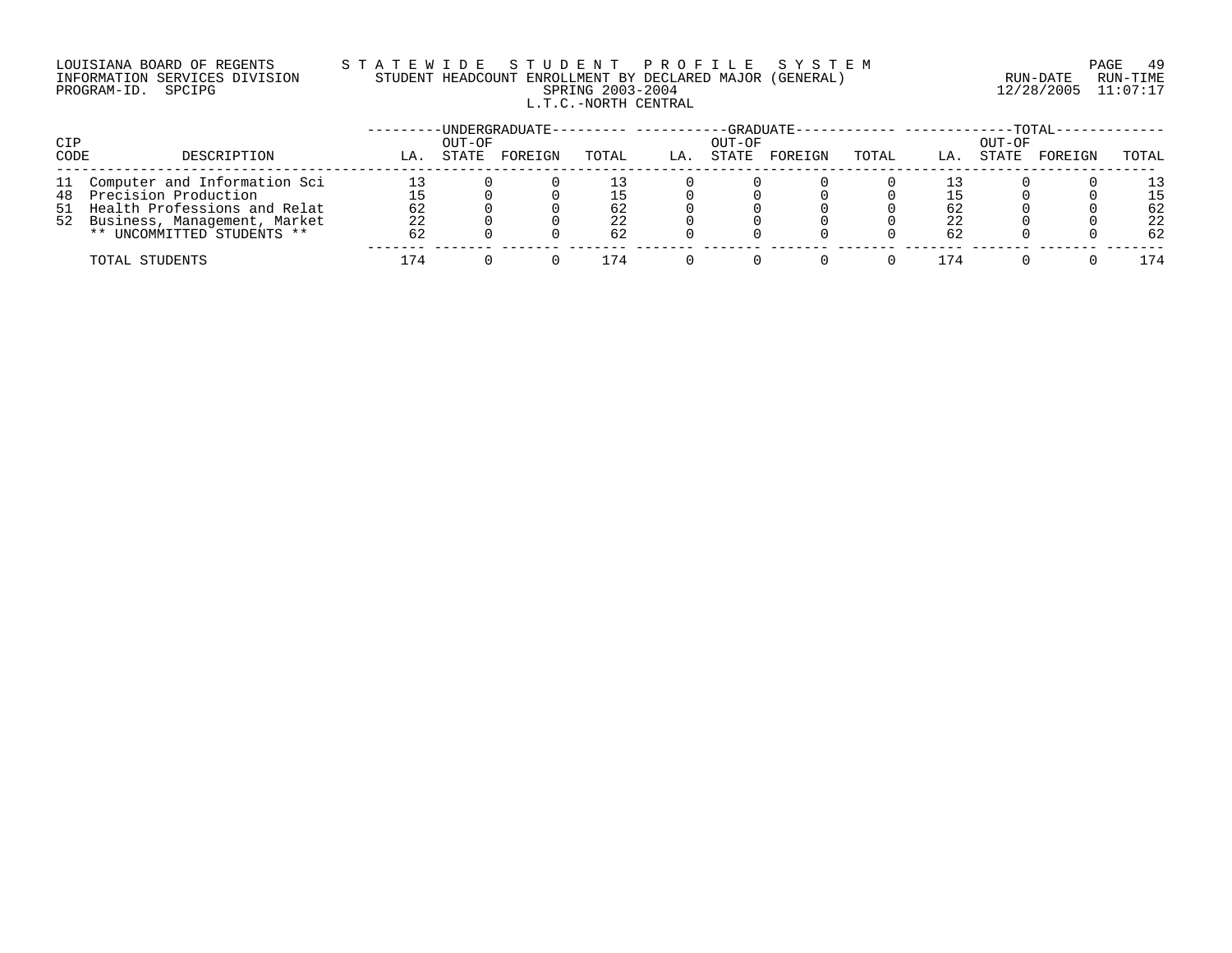LOUISIANA BOARD OF REGENTS
INFORMATION SERVICES DIVISION
PROGRAM-ID. SPCIPG

STATEWIDE STUDENT PROFILE SYSTEM
STUDENT HEADCOUNT ENROLLMENT BY DECLARED MAJOR (GENERAL)
SPRING 2003-2004
L.T.C.-NORTH CENTRAL

RUN-DATE 12/28/2005 RUN-TIME 11:07:17

| CIP CODE | DESCRIPTION | UNDERGRADUATE | | | | GRADUATE | | | | TOTAL | | | |
|---|---|---|---|---|---|---|---|---|---|---|---|---|---|
| | | LA. | OUT-OF STATE | FOREIGN | TOTAL | LA. | OUT-OF STATE | FOREIGN | TOTAL | LA. | OUT-OF STATE | FOREIGN | TOTAL |
| 11 | Computer and Information Sci | 13 | 0 | 0 | 13 | 0 | 0 | 0 | 0 | 13 | 0 | 0 | 13 |
| 48 | Precision Production | 15 | 0 | 0 | 15 | 0 | 0 | 0 | 0 | 15 | 0 | 0 | 15 |
| 51 | Health Professions and Relat | 62 | 0 | 0 | 62 | 0 | 0 | 0 | 0 | 62 | 0 | 0 | 62 |
| 52 | Business, Management, Market | 22 | 0 | 0 | 22 | 0 | 0 | 0 | 0 | 22 | 0 | 0 | 22 |
| | ** UNCOMMITTED STUDENTS ** | 62 | 0 | 0 | 62 | 0 | 0 | 0 | 0 | 62 | 0 | 0 | 62 |
| | TOTAL STUDENTS | 174 | 0 | 0 | 174 | 0 | 0 | 0 | 0 | 174 | 0 | 0 | 174 |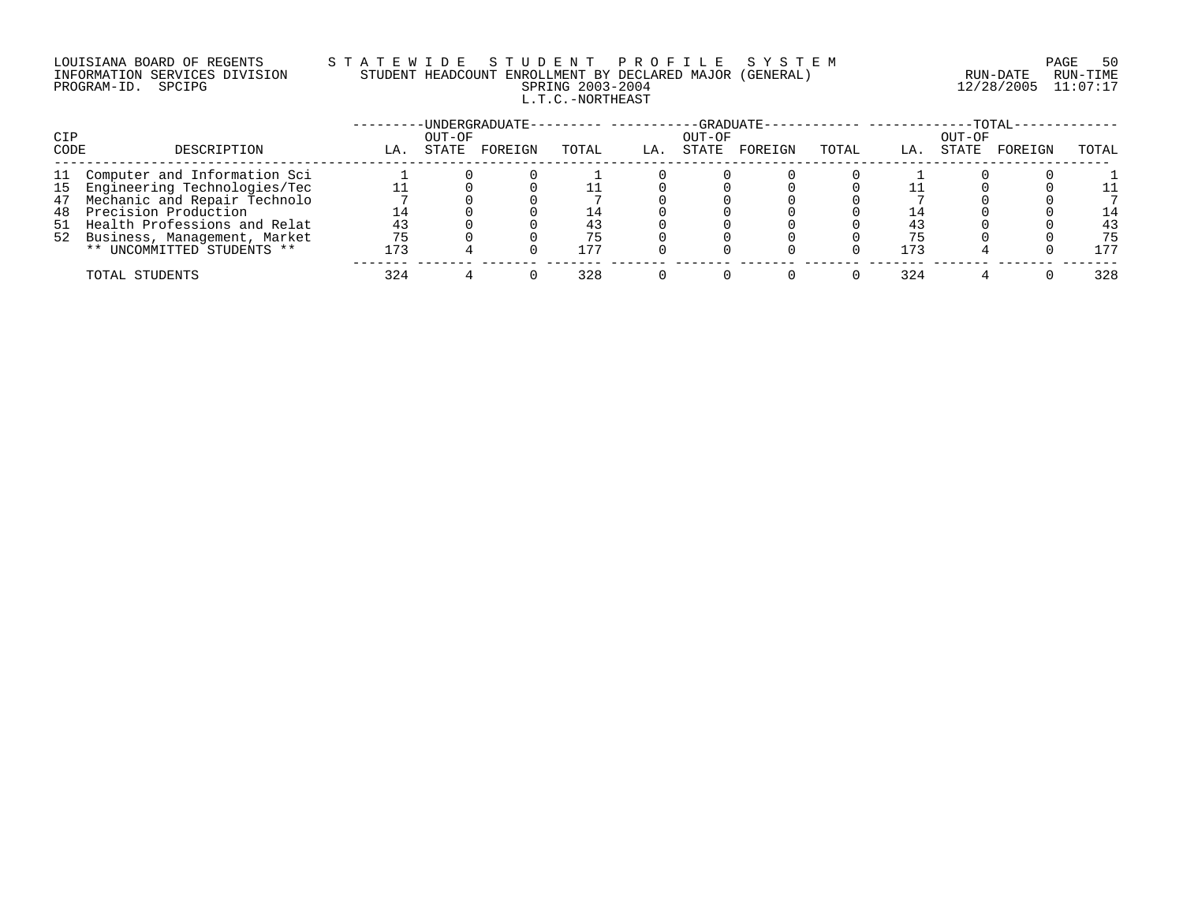LOUISIANA BOARD OF REGENTS
INFORMATION SERVICES DIVISION
PROGRAM-ID. SPCIPG

STATEWIDE STUDENT PROFILE SYSTEM
STUDENT HEADCOUNT ENROLLMENT BY DECLARED MAJOR (GENERAL)
SPRING 2003-2004
L.T.C.-NORTHEAST

RUN-DATE 12/28/2005 RUN-TIME 11:07:17

| CIP CODE | DESCRIPTION | UNDERGRADUATE | | | | GRADUATE | | | | TOTAL | | | |
|---|---|---|---|---|---|---|---|---|---|---|---|---|---|
| | | LA. | OUT-OF STATE | FOREIGN | TOTAL | LA. | OUT-OF STATE | FOREIGN | TOTAL | LA. | OUT-OF STATE | FOREIGN | TOTAL |
| 11 | Computer and Information Sci | 1 | 0 | 0 | 1 | 0 | 0 | 0 | 0 | 1 | 0 | 0 | 1 |
| 15 | Engineering Technologies/Tec | 11 | 0 | 0 | 11 | 0 | 0 | 0 | 0 | 11 | 0 | 0 | 11 |
| 47 | Mechanic and Repair Technolo | 7 | 0 | 0 | 7 | 0 | 0 | 0 | 0 | 7 | 0 | 0 | 7 |
| 48 | Precision Production | 14 | 0 | 0 | 14 | 0 | 0 | 0 | 0 | 14 | 0 | 0 | 14 |
| 51 | Health Professions and Relat | 43 | 0 | 0 | 43 | 0 | 0 | 0 | 0 | 43 | 0 | 0 | 43 |
| 52 | Business, Management, Market | 75 | 0 | 0 | 75 | 0 | 0 | 0 | 0 | 75 | 0 | 0 | 75 |
| | ** UNCOMMITTED STUDENTS ** | 173 | 4 | 0 | 177 | 0 | 0 | 0 | 0 | 173 | 4 | 0 | 177 |
| | TOTAL STUDENTS | 324 | 4 | 0 | 328 | 0 | 0 | 0 | 0 | 324 | 4 | 0 | 328 |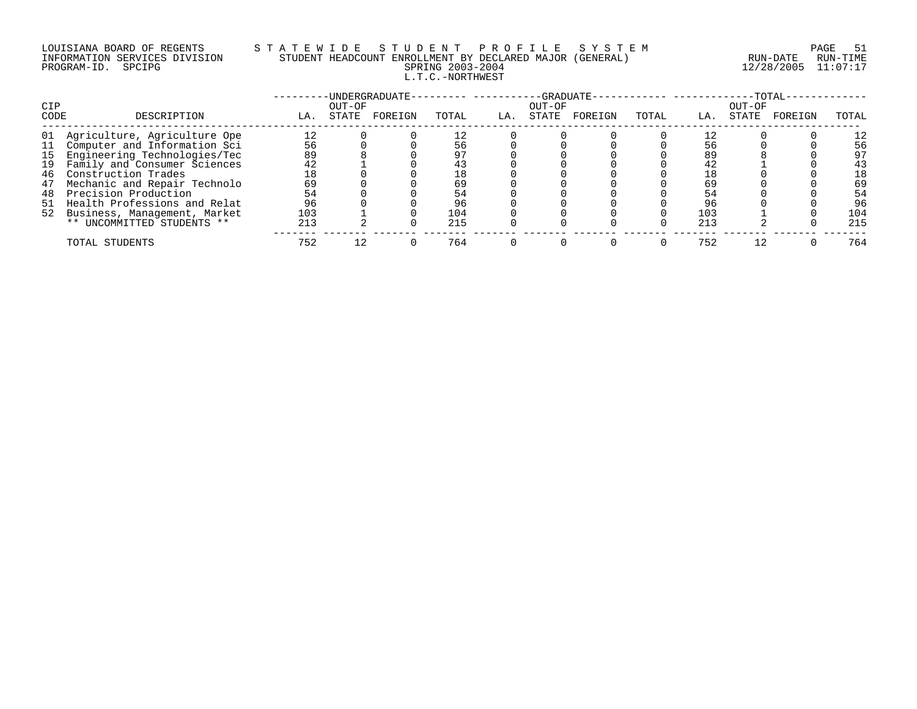LOUISIANA BOARD OF REGENTS — STATEWIDE STUDENT PROFILE SYSTEM
INFORMATION SERVICES DIVISION — STUDENT HEADCOUNT ENROLLMENT BY DECLARED MAJOR (GENERAL)
PROGRAM-ID. SPCIPG — SPRING 2003-2004 — RUN-DATE 12/28/2005 RUN-TIME 11:07:17

L.T.C.-NORTHWEST

| CIP CODE | DESCRIPTION | UNDERGRADUATE | | | | GRADUATE | | | | TOTAL | | | |
|---|---|---|---|---|---|---|---|---|---|---|---|---|---|
| | | LA. | OUT-OF STATE | FOREIGN | TOTAL | LA. | OUT-OF STATE | FOREIGN | TOTAL | LA. | OUT-OF STATE | FOREIGN | TOTAL |
| 01 | Agriculture, Agriculture Ope | 12 | 0 | 0 | 12 | 0 | 0 | 0 | 0 | 12 | 0 | 0 | 12 |
| 11 | Computer and Information Sci | 56 | 0 | 0 | 56 | 0 | 0 | 0 | 0 | 56 | 0 | 0 | 56 |
| 15 | Engineering Technologies/Tec | 89 | 8 | 0 | 97 | 0 | 0 | 0 | 0 | 89 | 8 | 0 | 97 |
| 19 | Family and Consumer Sciences | 42 | 1 | 0 | 43 | 0 | 0 | 0 | 0 | 42 | 1 | 0 | 43 |
| 46 | Construction Trades | 18 | 0 | 0 | 18 | 0 | 0 | 0 | 0 | 18 | 0 | 0 | 18 |
| 47 | Mechanic and Repair Technolo | 69 | 0 | 0 | 69 | 0 | 0 | 0 | 0 | 69 | 0 | 0 | 69 |
| 48 | Precision Production | 54 | 0 | 0 | 54 | 0 | 0 | 0 | 0 | 54 | 0 | 0 | 54 |
| 51 | Health Professions and Relat | 96 | 0 | 0 | 96 | 0 | 0 | 0 | 0 | 96 | 0 | 0 | 96 |
| 52 | Business, Management, Market | 103 | 1 | 0 | 104 | 0 | 0 | 0 | 0 | 103 | 1 | 0 | 104 |
| | ** UNCOMMITTED STUDENTS ** | 213 | 2 | 0 | 215 | 0 | 0 | 0 | 0 | 213 | 2 | 0 | 215 |
| | TOTAL STUDENTS | 752 | 12 | 0 | 764 | 0 | 0 | 0 | 0 | 752 | 12 | 0 | 764 |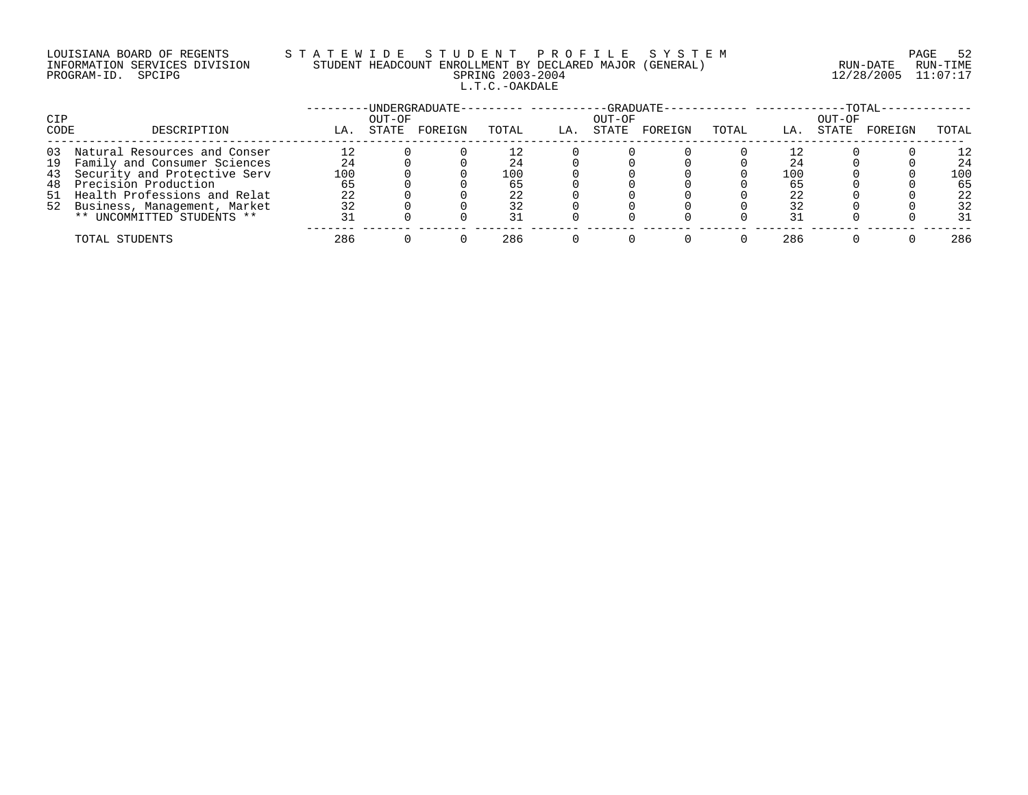LOUISIANA BOARD OF REGENTS — STATEWIDE STUDENT PROFILE SYSTEM
INFORMATION SERVICES DIVISION — STUDENT HEADCOUNT ENROLLMENT BY DECLARED MAJOR (GENERAL)
PROGRAM-ID. SPCIPG — SPRING 2003-2004 — RUN-DATE 12/28/2005 RUN-TIME 11:07:17

L.T.C.-OAKDALE

| CIP CODE | DESCRIPTION | UNDERGRADUATE | | | | GRADUATE | | | | TOTAL | | | |
|---|---|---|---|---|---|---|---|---|---|---|---|---|---|
| | | LA. | OUT-OF STATE | FOREIGN | TOTAL | LA. | OUT-OF STATE | FOREIGN | TOTAL | LA. | OUT-OF STATE | FOREIGN | TOTAL |
| 03 | Natural Resources and Conser | 12 | 0 | 0 | 12 | 0 | 0 | 0 | 0 | 12 | 0 | 0 | 12 |
| 19 | Family and Consumer Sciences | 24 | 0 | 0 | 24 | 0 | 0 | 0 | 0 | 24 | 0 | 0 | 24 |
| 43 | Security and Protective Serv | 100 | 0 | 0 | 100 | 0 | 0 | 0 | 0 | 100 | 0 | 0 | 100 |
| 48 | Precision Production | 65 | 0 | 0 | 65 | 0 | 0 | 0 | 0 | 65 | 0 | 0 | 65 |
| 51 | Health Professions and Relat | 22 | 0 | 0 | 22 | 0 | 0 | 0 | 0 | 22 | 0 | 0 | 22 |
| 52 | Business, Management, Market | 32 | 0 | 0 | 32 | 0 | 0 | 0 | 0 | 32 | 0 | 0 | 32 |
| | ** UNCOMMITTED STUDENTS ** | 31 | 0 | 0 | 31 | 0 | 0 | 0 | 0 | 31 | 0 | 0 | 31 |
| | TOTAL STUDENTS | 286 | 0 | 0 | 286 | 0 | 0 | 0 | 0 | 286 | 0 | 0 | 286 |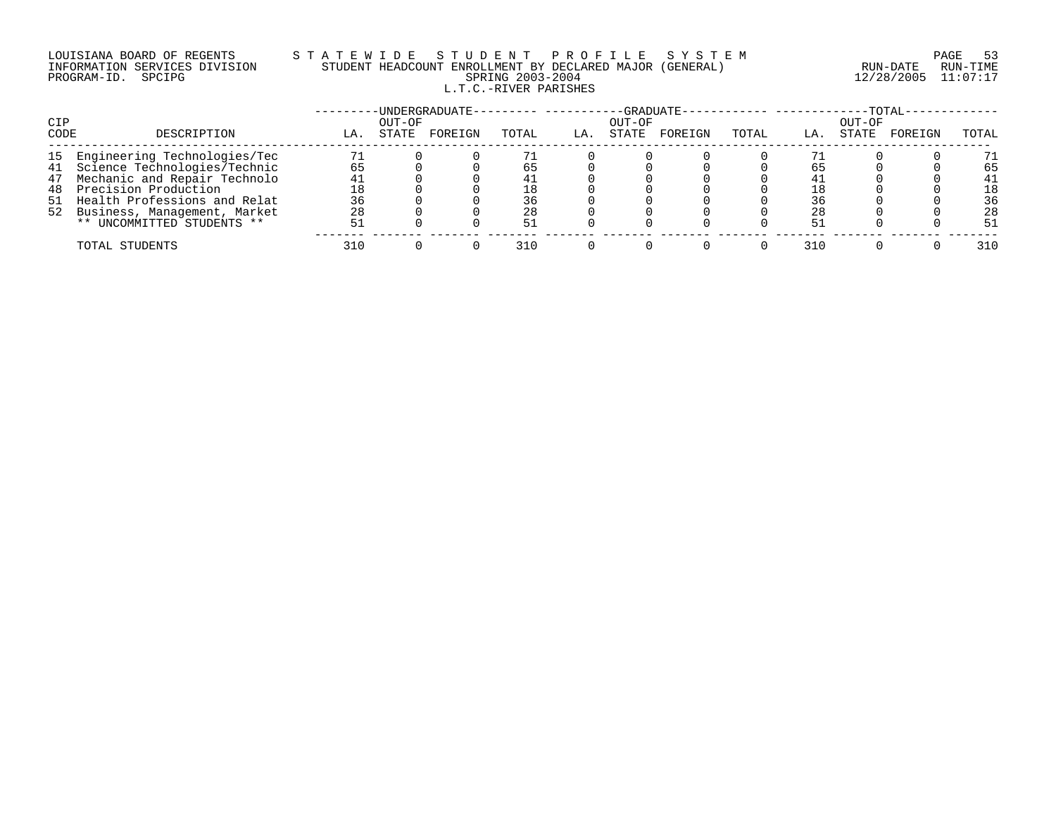LOUISIANA BOARD OF REGENTS
INFORMATION SERVICES DIVISION
PROGRAM-ID. SPCIPG

STATEWIDE STUDENT PROFILE SYSTEM
STUDENT HEADCOUNT ENROLLMENT BY DECLARED MAJOR (GENERAL)
SPRING 2003-2004
L.T.C.-RIVER PARISHES

RUN-DATE 12/28/2005 RUN-TIME 11:07:17

| CIP CODE | DESCRIPTION | UNDERGRADUATE | | | | GRADUATE | | | | TOTAL | | | |
|---|---|---|---|---|---|---|---|---|---|---|---|---|---|
| | | LA. | OUT-OF STATE | FOREIGN | TOTAL | LA. | OUT-OF STATE | FOREIGN | TOTAL | LA. | OUT-OF STATE | FOREIGN | TOTAL |
| 15 | Engineering Technologies/Tec | 71 | 0 | 0 | 71 | 0 | 0 | 0 | 0 | 71 | 0 | 0 | 71 |
| 41 | Science Technologies/Technic | 65 | 0 | 0 | 65 | 0 | 0 | 0 | 0 | 65 | 0 | 0 | 65 |
| 47 | Mechanic and Repair Technolo | 41 | 0 | 0 | 41 | 0 | 0 | 0 | 0 | 41 | 0 | 0 | 41 |
| 48 | Precision Production | 18 | 0 | 0 | 18 | 0 | 0 | 0 | 0 | 18 | 0 | 0 | 18 |
| 51 | Health Professions and Relat | 36 | 0 | 0 | 36 | 0 | 0 | 0 | 0 | 36 | 0 | 0 | 36 |
| 52 | Business, Management, Market | 28 | 0 | 0 | 28 | 0 | 0 | 0 | 0 | 28 | 0 | 0 | 28 |
| | ** UNCOMMITTED STUDENTS ** | 51 | 0 | 0 | 51 | 0 | 0 | 0 | 0 | 51 | 0 | 0 | 51 |
| | TOTAL STUDENTS | 310 | 0 | 0 | 310 | 0 | 0 | 0 | 0 | 310 | 0 | 0 | 310 |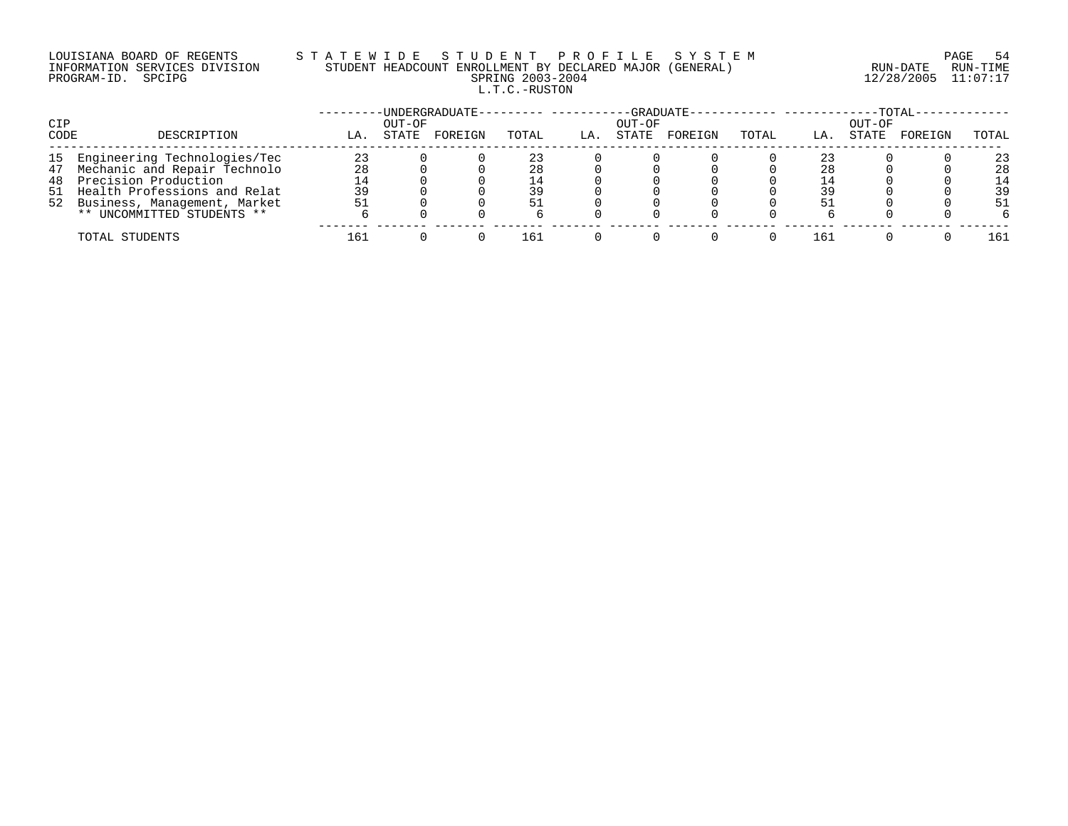LOUISIANA BOARD OF REGENTS
INFORMATION SERVICES DIVISION
PROGRAM-ID. SPCIPG

STATEWIDE STUDENT PROFILE SYSTEM
STUDENT HEADCOUNT ENROLLMENT BY DECLARED MAJOR (GENERAL)
SPRING 2003-2004
L.T.C.-RUSTON

RUN-DATE 12/28/2005 RUN-TIME 11:07:17

| CIP CODE | DESCRIPTION | UNDERGRADUATE | | | | GRADUATE | | | | TOTAL | | | |
|---|---|---|---|---|---|---|---|---|---|---|---|---|---|
| | | LA. | OUT-OF STATE | FOREIGN | TOTAL | LA. | OUT-OF STATE | FOREIGN | TOTAL | LA. | OUT-OF STATE | FOREIGN | TOTAL |
| 15 | Engineering Technologies/Tec | 23 | 0 | 0 | 23 | 0 | 0 | 0 | 0 | 23 | 0 | 0 | 23 |
| 47 | Mechanic and Repair Technolo | 28 | 0 | 0 | 28 | 0 | 0 | 0 | 0 | 28 | 0 | 0 | 28 |
| 48 | Precision Production | 14 | 0 | 0 | 14 | 0 | 0 | 0 | 0 | 14 | 0 | 0 | 14 |
| 51 | Health Professions and Relat | 39 | 0 | 0 | 39 | 0 | 0 | 0 | 0 | 39 | 0 | 0 | 39 |
| 52 | Business, Management, Market | 51 | 0 | 0 | 51 | 0 | 0 | 0 | 0 | 51 | 0 | 0 | 51 |
| | ** UNCOMMITTED STUDENTS ** | 6 | 0 | 0 | 6 | 0 | 0 | 0 | 0 | 6 | 0 | 0 | 6 |
| | TOTAL STUDENTS | 161 | 0 | 0 | 161 | 0 | 0 | 0 | 0 | 161 | 0 | 0 | 161 |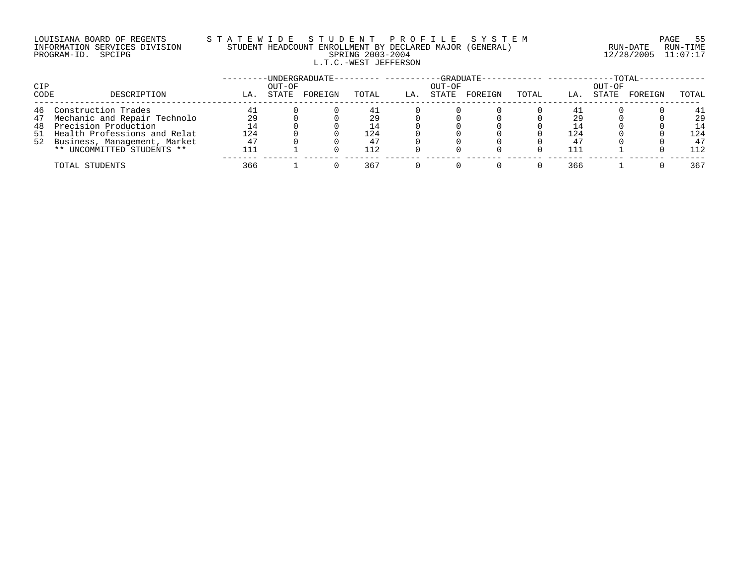LOUISIANA BOARD OF REGENTS — STATEWIDE STUDENT PROFILE SYSTEM
INFORMATION SERVICES DIVISION — STUDENT HEADCOUNT ENROLLMENT BY DECLARED MAJOR (GENERAL) — RUN-DATE 12/28/2005 RUN-TIME 11:07:17
PROGRAM-ID. SPCIPG — SPRING 2003-2004

L.T.C.-WEST JEFFERSON

| CIP CODE | DESCRIPTION | UNDERGRADUATE LA. | UNDERGRADUATE OUT-OF STATE | UNDERGRADUATE FOREIGN | UNDERGRADUATE TOTAL | GRADUATE LA. | GRADUATE OUT-OF STATE | GRADUATE FOREIGN | GRADUATE TOTAL | TOTAL LA. | TOTAL OUT-OF STATE | TOTAL FOREIGN | TOTAL TOTAL |
|---|---|---|---|---|---|---|---|---|---|---|---|---|---|
| 46 | Construction Trades | 41 | 0 | 0 | 41 | 0 | 0 | 0 | 0 | 41 | 0 | 0 | 41 |
| 47 | Mechanic and Repair Technolo | 29 | 0 | 0 | 29 | 0 | 0 | 0 | 0 | 29 | 0 | 0 | 29 |
| 48 | Precision Production | 14 | 0 | 0 | 14 | 0 | 0 | 0 | 0 | 14 | 0 | 0 | 14 |
| 51 | Health Professions and Relat | 124 | 0 | 0 | 124 | 0 | 0 | 0 | 0 | 124 | 0 | 0 | 124 |
| 52 | Business, Management, Market | 47 | 0 | 0 | 47 | 0 | 0 | 0 | 0 | 47 | 0 | 0 | 47 |
| | ** UNCOMMITTED STUDENTS ** | 111 | 1 | 0 | 112 | 0 | 0 | 0 | 0 | 111 | 1 | 0 | 112 |
| | TOTAL STUDENTS | 366 | 1 | 0 | 367 | 0 | 0 | 0 | 0 | 366 | 1 | 0 | 367 |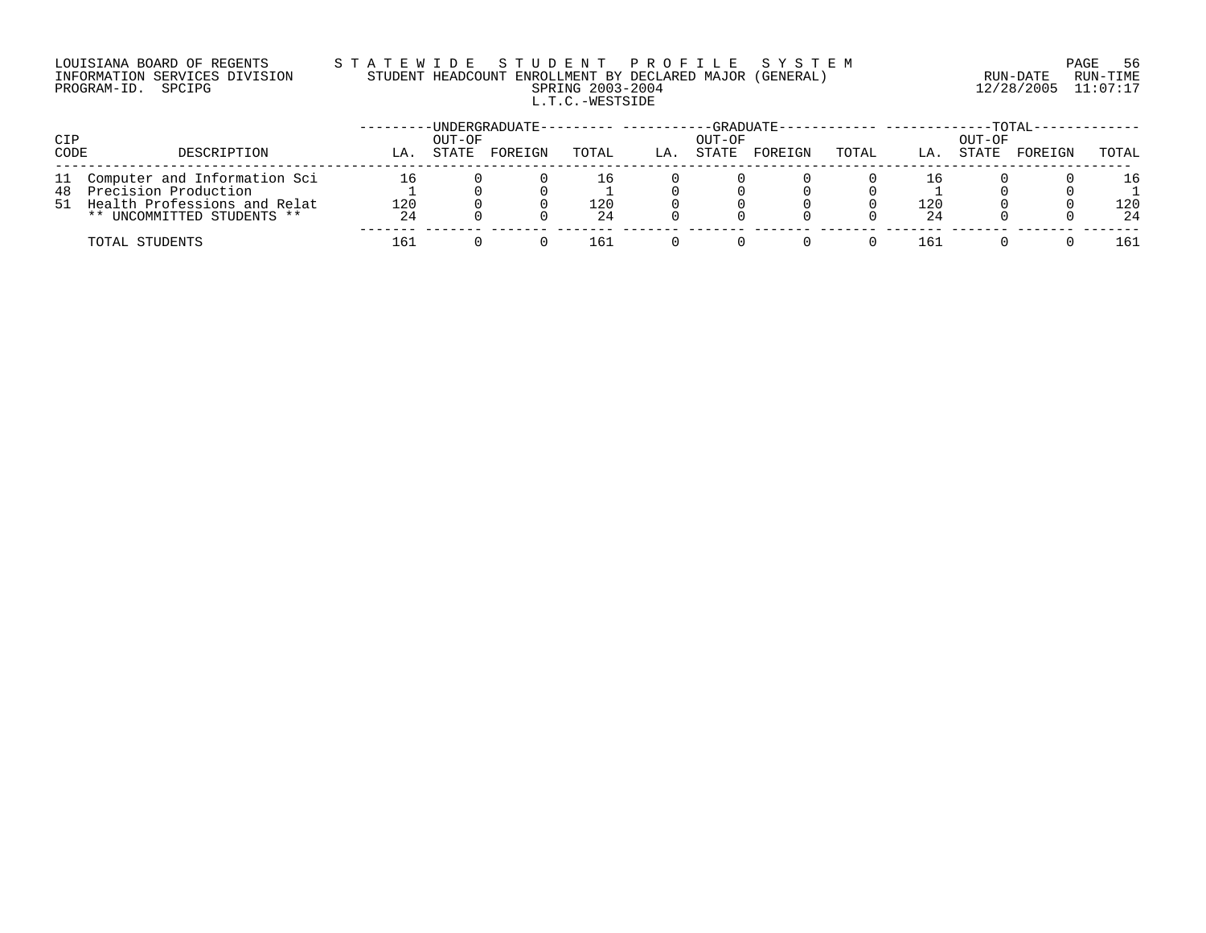LOUISIANA BOARD OF REGENTS
INFORMATION SERVICES DIVISION
PROGRAM-ID. SPCIPG

# STATEWIDE STUDENT PROFILE SYSTEM

STUDENT HEADCOUNT ENROLLMENT BY DECLARED MAJOR (GENERAL)
SPRING 2003-2004
L.T.C.-WESTSIDE

RUN-DATE 12/28/2005 RUN-TIME 11:07:17

| CIP CODE | DESCRIPTION | UNDERGRADUATE | | | | GRADUATE | | | | TOTAL | | | |
|---|---|---|---|---|---|---|---|---|---|---|---|---|---|
| | | LA. | OUT-OF STATE | FOREIGN | TOTAL | LA. | OUT-OF STATE | FOREIGN | TOTAL | LA. | OUT-OF STATE | FOREIGN | TOTAL |
| 11 | Computer and Information Sci | 16 | 0 | 0 | 16 | 0 | 0 | 0 | 0 | 16 | 0 | 0 | 16 |
| 48 | Precision Production | 1 | 0 | 0 | 1 | 0 | 0 | 0 | 0 | 1 | 0 | 0 | 1 |
| 51 | Health Professions and Relat | 120 | 0 | 0 | 120 | 0 | 0 | 0 | 0 | 120 | 0 | 0 | 120 |
| | ** UNCOMMITTED STUDENTS ** | 24 | 0 | 0 | 24 | 0 | 0 | 0 | 0 | 24 | 0 | 0 | 24 |
| | TOTAL STUDENTS | 161 | 0 | 0 | 161 | 0 | 0 | 0 | 0 | 161 | 0 | 0 | 161 |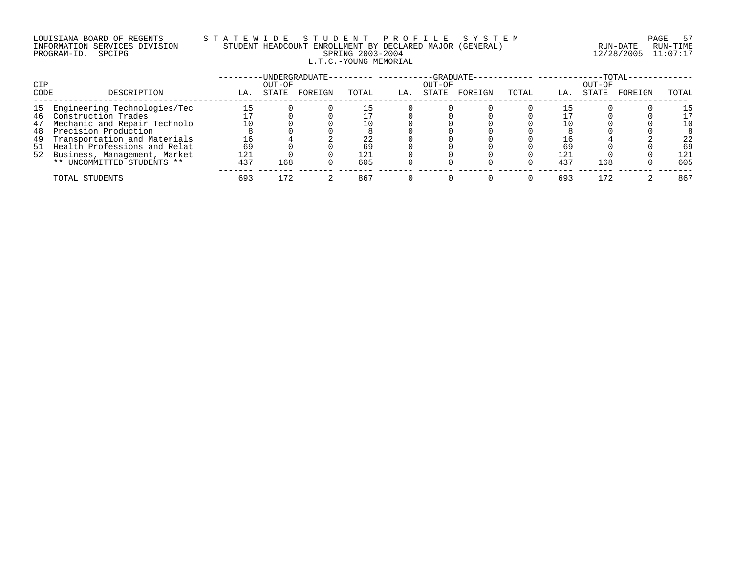LOUISIANA BOARD OF REGENTS — STATEWIDE STUDENT PROFILE SYSTEM
INFORMATION SERVICES DIVISION — STUDENT HEADCOUNT ENROLLMENT BY DECLARED MAJOR (GENERAL) — RUN-DATE 12/28/2005 RUN-TIME 11:07:17
PROGRAM-ID. SPCIPG — SPRING 2003-2004

L.T.C.-YOUNG MEMORIAL

| CIP CODE | DESCRIPTION | UNDERGRADUATE LA. | UNDERGRADUATE OUT-OF STATE | UNDERGRADUATE FOREIGN | UNDERGRADUATE TOTAL | GRADUATE LA. | GRADUATE OUT-OF STATE | GRADUATE FOREIGN | GRADUATE TOTAL | TOTAL LA. | TOTAL OUT-OF STATE | TOTAL FOREIGN | TOTAL TOTAL |
|---|---|---|---|---|---|---|---|---|---|---|---|---|---|
| 15 | Engineering Technologies/Tec | 15 | 0 | 0 | 15 | 0 | 0 | 0 | 0 | 15 | 0 | 0 | 15 |
| 46 | Construction Trades | 17 | 0 | 0 | 17 | 0 | 0 | 0 | 0 | 17 | 0 | 0 | 17 |
| 47 | Mechanic and Repair Technolo | 10 | 0 | 0 | 10 | 0 | 0 | 0 | 0 | 10 | 0 | 0 | 10 |
| 48 | Precision Production | 8 | 0 | 0 | 8 | 0 | 0 | 0 | 0 | 8 | 0 | 0 | 8 |
| 49 | Transportation and Materials | 16 | 4 | 2 | 22 | 0 | 0 | 0 | 0 | 16 | 4 | 2 | 22 |
| 51 | Health Professions and Relat | 69 | 0 | 0 | 69 | 0 | 0 | 0 | 0 | 69 | 0 | 0 | 69 |
| 52 | Business, Management, Market | 121 | 0 | 0 | 121 | 0 | 0 | 0 | 0 | 121 | 0 | 0 | 121 |
| | ** UNCOMMITTED STUDENTS ** | 437 | 168 | 0 | 605 | 0 | 0 | 0 | 0 | 437 | 168 | 0 | 605 |
| | TOTAL STUDENTS | 693 | 172 | 2 | 867 | 0 | 0 | 0 | 0 | 693 | 172 | 2 | 867 |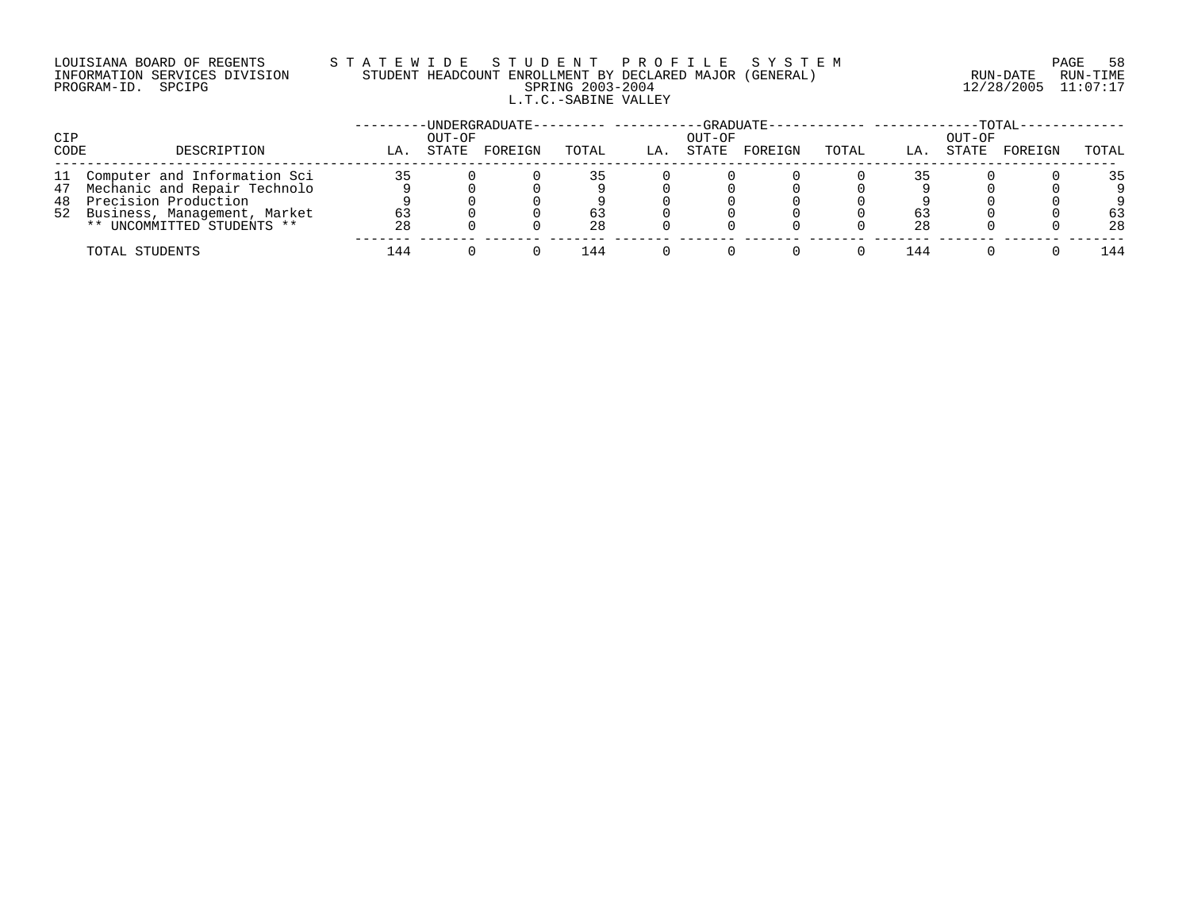LOUISIANA BOARD OF REGENTS
INFORMATION SERVICES DIVISION
PROGRAM-ID. SPCIPG

STATEWIDE STUDENT PROFILE SYSTEM
STUDENT HEADCOUNT ENROLLMENT BY DECLARED MAJOR (GENERAL)
SPRING 2003-2004
L.T.C.-SABINE VALLEY

RUN-DATE 12/28/2005 RUN-TIME 11:07:17

| CIP CODE | DESCRIPTION | UNDERGRADUATE LA. | UNDERGRADUATE OUT-OF STATE | UNDERGRADUATE FOREIGN | UNDERGRADUATE TOTAL | GRADUATE LA. | GRADUATE OUT-OF STATE | GRADUATE FOREIGN | GRADUATE TOTAL | TOTAL LA. | TOTAL OUT-OF STATE | TOTAL FOREIGN | TOTAL TOTAL |
|---|---|---|---|---|---|---|---|---|---|---|---|---|---|
| 11 | Computer and Information Sci | 35 | 0 | 0 | 35 | 0 | 0 | 0 | 0 | 35 | 0 | 0 | 35 |
| 47 | Mechanic and Repair Technolo | 9 | 0 | 0 | 9 | 0 | 0 | 0 | 0 | 9 | 0 | 0 | 9 |
| 48 | Precision Production | 9 | 0 | 0 | 9 | 0 | 0 | 0 | 0 | 9 | 0 | 0 | 9 |
| 52 | Business, Management, Market | 63 | 0 | 0 | 63 | 0 | 0 | 0 | 0 | 63 | 0 | 0 | 63 |
| | ** UNCOMMITTED STUDENTS ** | 28 | 0 | 0 | 28 | 0 | 0 | 0 | 0 | 28 | 0 | 0 | 28 |
| | TOTAL STUDENTS | 144 | 0 | 0 | 144 | 0 | 0 | 0 | 0 | 144 | 0 | 0 | 144 |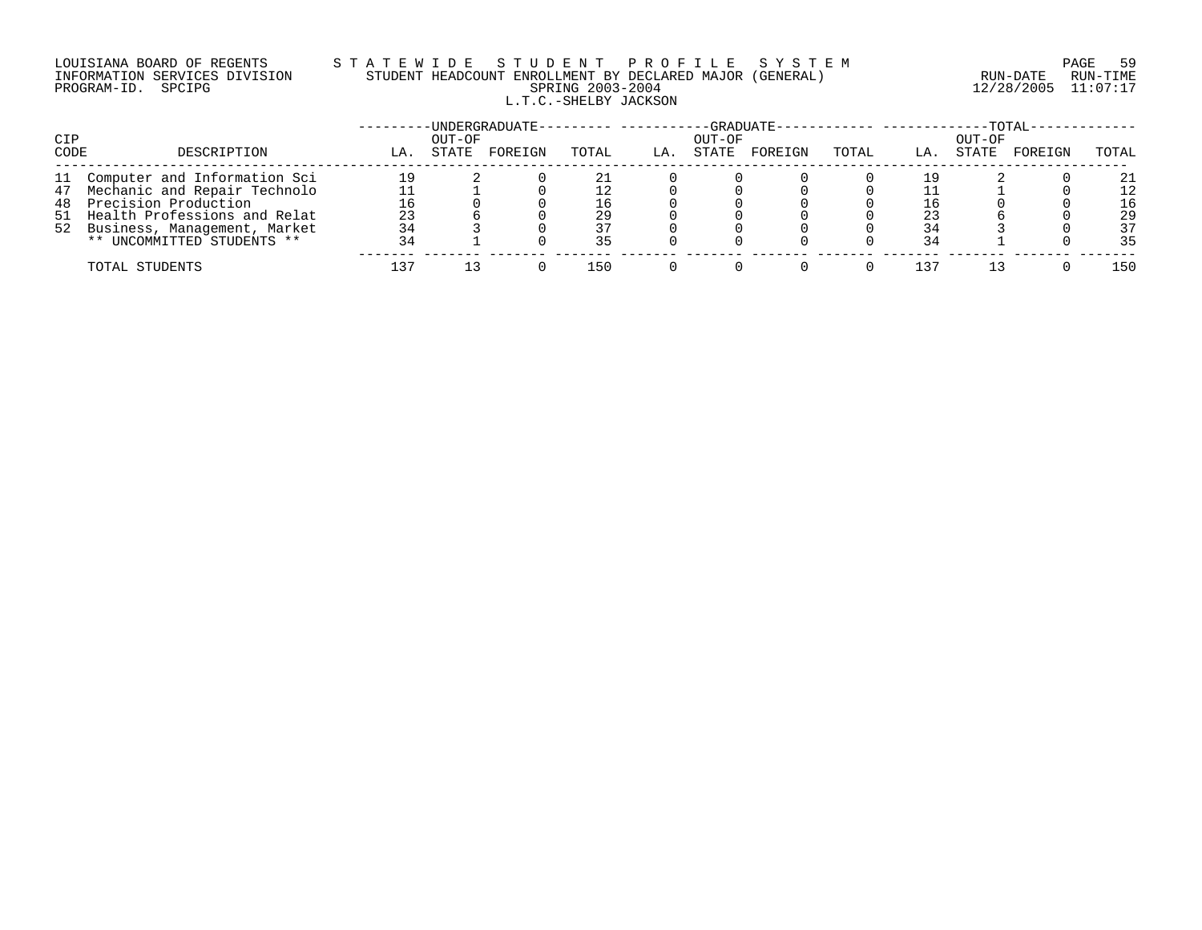LOUISIANA BOARD OF REGENTS — STATEWIDE STUDENT PROFILE SYSTEM
INFORMATION SERVICES DIVISION — STUDENT HEADCOUNT ENROLLMENT BY DECLARED MAJOR (GENERAL) — RUN-DATE 12/28/2005 RUN-TIME 11:07:17
PROGRAM-ID. SPCIPG — SPRING 2003-2004

L.T.C.-SHELBY JACKSON

| CIP CODE | DESCRIPTION | UNDERGRADUATE LA. | UNDERGRADUATE OUT-OF STATE | UNDERGRADUATE FOREIGN | UNDERGRADUATE TOTAL | GRADUATE LA. | GRADUATE OUT-OF STATE | GRADUATE FOREIGN | GRADUATE TOTAL | TOTAL LA. | TOTAL OUT-OF STATE | TOTAL FOREIGN | TOTAL TOTAL |
|---|---|---|---|---|---|---|---|---|---|---|---|---|---|
| 11 | Computer and Information Sci | 19 | 2 | 0 | 21 | 0 | 0 | 0 | 0 | 19 | 2 | 0 | 21 |
| 47 | Mechanic and Repair Technolo | 11 | 1 | 0 | 12 | 0 | 0 | 0 | 0 | 11 | 1 | 0 | 12 |
| 48 | Precision Production | 16 | 0 | 0 | 16 | 0 | 0 | 0 | 0 | 16 | 0 | 0 | 16 |
| 51 | Health Professions and Relat | 23 | 6 | 0 | 29 | 0 | 0 | 0 | 0 | 23 | 6 | 0 | 29 |
| 52 | Business, Management, Market | 34 | 3 | 0 | 37 | 0 | 0 | 0 | 0 | 34 | 3 | 0 | 37 |
| | ** UNCOMMITTED STUDENTS ** | 34 | 1 | 0 | 35 | 0 | 0 | 0 | 0 | 34 | 1 | 0 | 35 |
| | TOTAL STUDENTS | 137 | 13 | 0 | 150 | 0 | 0 | 0 | 0 | 137 | 13 | 0 | 150 |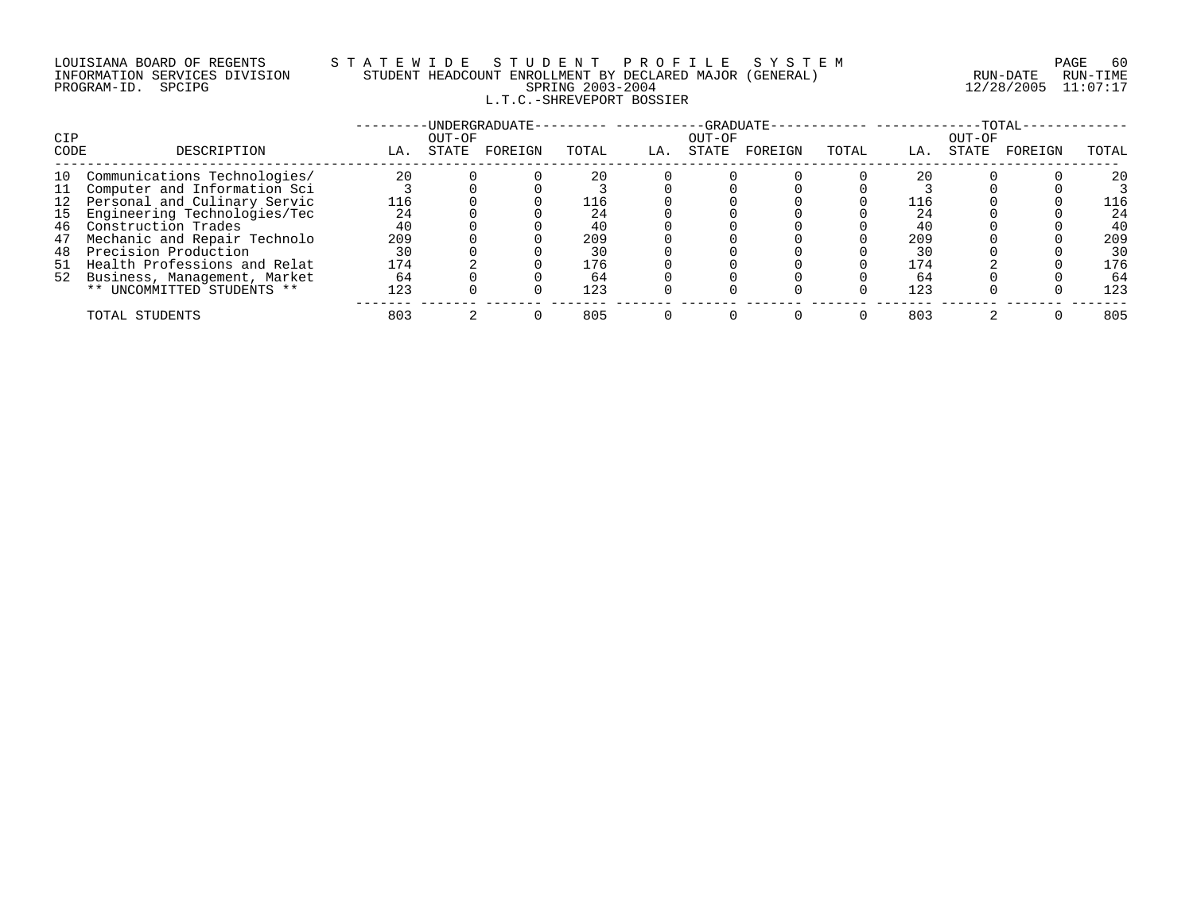LOUISIANA BOARD OF REGENTS
INFORMATION SERVICES DIVISION
PROGRAM-ID. SPCIPG

# STATEWIDE STUDENT PROFILE SYSTEM
## STUDENT HEADCOUNT ENROLLMENT BY DECLARED MAJOR (GENERAL)
## SPRING 2003-2004
## L.T.C.-SHREVEPORT BOSSIER

RUN-DATE 12/28/2005 RUN-TIME 11:07:17

| CIP CODE | DESCRIPTION | UNDERGRADUATE LA. | UNDERGRADUATE OUT-OF STATE | UNDERGRADUATE FOREIGN | UNDERGRADUATE TOTAL | GRADUATE LA. | GRADUATE OUT-OF STATE | GRADUATE FOREIGN | GRADUATE TOTAL | TOTAL LA. | TOTAL OUT-OF STATE | TOTAL FOREIGN | TOTAL TOTAL |
|---|---|---|---|---|---|---|---|---|---|---|---|---|---|
| 10 | Communications Technologies/ | 20 | 0 | 0 | 20 | 0 | 0 | 0 | 0 | 20 | 0 | 0 | 20 |
| 11 | Computer and Information Sci | 3 | 0 | 0 | 3 | 0 | 0 | 0 | 0 | 3 | 0 | 0 | 3 |
| 12 | Personal and Culinary Servic | 116 | 0 | 0 | 116 | 0 | 0 | 0 | 0 | 116 | 0 | 0 | 116 |
| 15 | Engineering Technologies/Tec | 24 | 0 | 0 | 24 | 0 | 0 | 0 | 0 | 24 | 0 | 0 | 24 |
| 46 | Construction Trades | 40 | 0 | 0 | 40 | 0 | 0 | 0 | 0 | 40 | 0 | 0 | 40 |
| 47 | Mechanic and Repair Technolo | 209 | 0 | 0 | 209 | 0 | 0 | 0 | 0 | 209 | 0 | 0 | 209 |
| 48 | Precision Production | 30 | 0 | 0 | 30 | 0 | 0 | 0 | 0 | 30 | 0 | 0 | 30 |
| 51 | Health Professions and Relat | 174 | 2 | 0 | 176 | 0 | 0 | 0 | 0 | 174 | 2 | 0 | 176 |
| 52 | Business, Management, Market | 64 | 0 | 0 | 64 | 0 | 0 | 0 | 0 | 64 | 0 | 0 | 64 |
| | ** UNCOMMITTED STUDENTS ** | 123 | 0 | 0 | 123 | 0 | 0 | 0 | 0 | 123 | 0 | 0 | 123 |
| | TOTAL STUDENTS | 803 | 2 | 0 | 805 | 0 | 0 | 0 | 0 | 803 | 2 | 0 | 805 |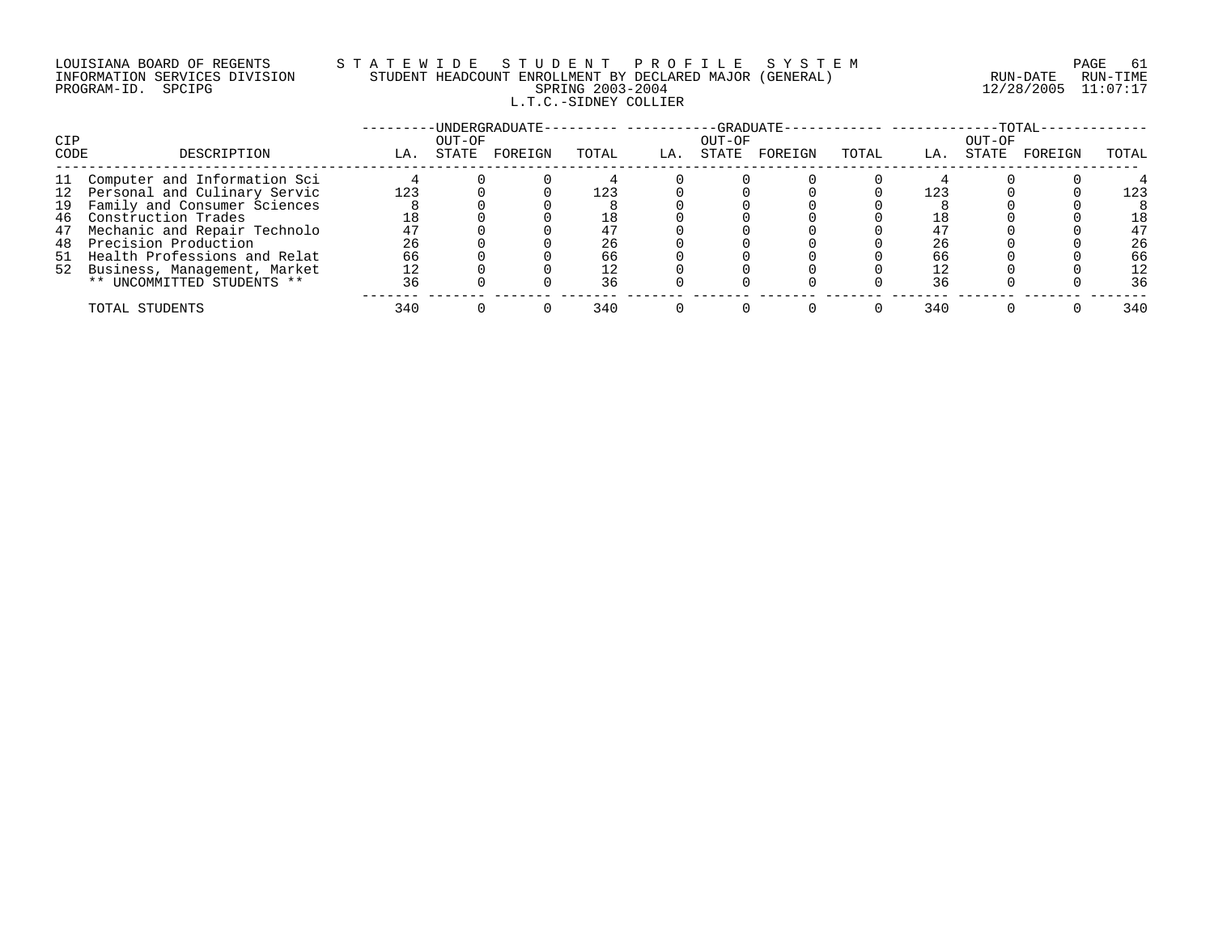LOUISIANA BOARD OF REGENTS — STATEWIDE STUDENT PROFILE SYSTEM
INFORMATION SERVICES DIVISION — STUDENT HEADCOUNT ENROLLMENT BY DECLARED MAJOR (GENERAL)
PROGRAM-ID. SPCIPG — SPRING 2003-2004 — RUN-DATE 12/28/2005 RUN-TIME 11:07:17

L.T.C.-SIDNEY COLLIER

| CIP CODE | DESCRIPTION | UNDERGRADUATE LA. | UNDERGRADUATE OUT-OF STATE | UNDERGRADUATE FOREIGN | UNDERGRADUATE TOTAL | GRADUATE LA. | GRADUATE OUT-OF STATE | GRADUATE FOREIGN | GRADUATE TOTAL | TOTAL LA. | TOTAL OUT-OF STATE | TOTAL FOREIGN | TOTAL TOTAL |
|---|---|---|---|---|---|---|---|---|---|---|---|---|---|
| 11 | Computer and Information Sci | 4 | 0 | 0 | 4 | 0 | 0 | 0 | 0 | 4 | 0 | 0 | 4 |
| 12 | Personal and Culinary Servic | 123 | 0 | 0 | 123 | 0 | 0 | 0 | 0 | 123 | 0 | 0 | 123 |
| 19 | Family and Consumer Sciences | 8 | 0 | 0 | 8 | 0 | 0 | 0 | 0 | 8 | 0 | 0 | 8 |
| 46 | Construction Trades | 18 | 0 | 0 | 18 | 0 | 0 | 0 | 0 | 18 | 0 | 0 | 18 |
| 47 | Mechanic and Repair Technolo | 47 | 0 | 0 | 47 | 0 | 0 | 0 | 0 | 47 | 0 | 0 | 47 |
| 48 | Precision Production | 26 | 0 | 0 | 26 | 0 | 0 | 0 | 0 | 26 | 0 | 0 | 26 |
| 51 | Health Professions and Relat | 66 | 0 | 0 | 66 | 0 | 0 | 0 | 0 | 66 | 0 | 0 | 66 |
| 52 | Business, Management, Market | 12 | 0 | 0 | 12 | 0 | 0 | 0 | 0 | 12 | 0 | 0 | 12 |
| | ** UNCOMMITTED STUDENTS ** | 36 | 0 | 0 | 36 | 0 | 0 | 0 | 0 | 36 | 0 | 0 | 36 |
| | TOTAL STUDENTS | 340 | 0 | 0 | 340 | 0 | 0 | 0 | 0 | 340 | 0 | 0 | 340 |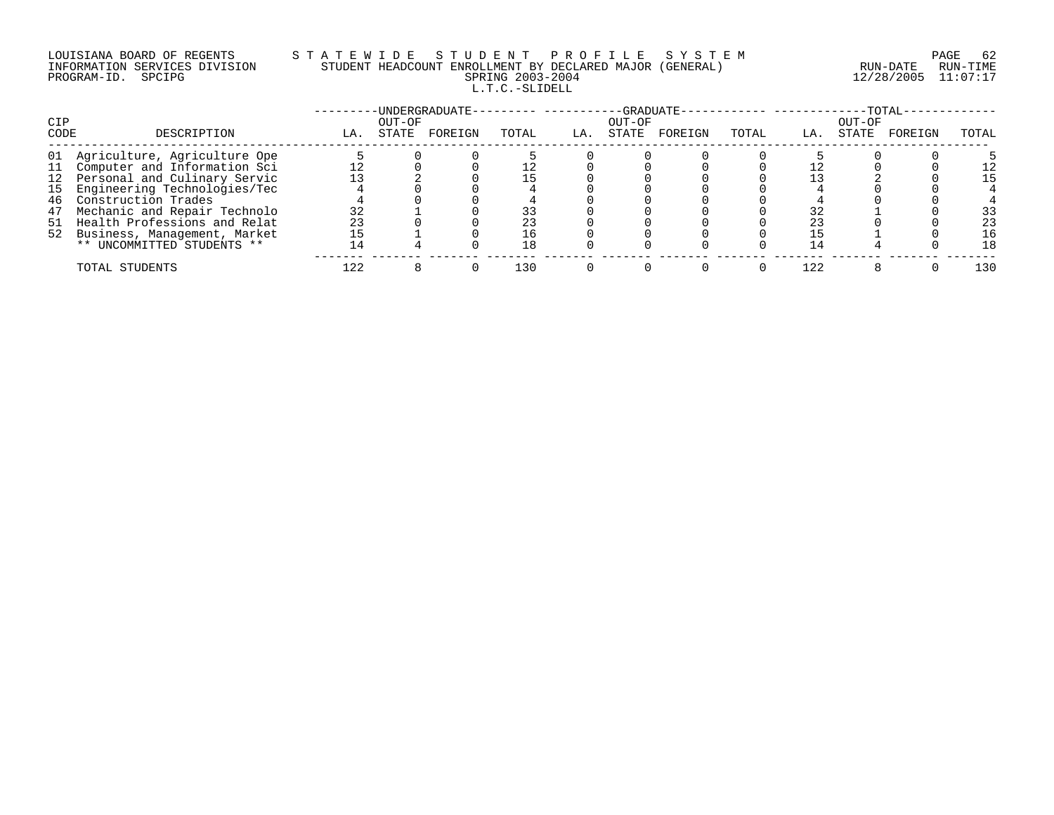LOUISIANA BOARD OF REGENTS — STATEWIDE STUDENT PROFILE SYSTEM
INFORMATION SERVICES DIVISION — STUDENT HEADCOUNT ENROLLMENT BY DECLARED MAJOR (GENERAL) — RUN-DATE 12/28/2005 RUN-TIME 11:07:17
PROGRAM-ID. SPCIPG — SPRING 2003-2004

L.T.C.-SLIDELL

| CIP CODE | DESCRIPTION | UNDERGRADUATE | | | | GRADUATE | | | | TOTAL | | | |
|---|---|---|---|---|---|---|---|---|---|---|---|---|---|
| | | LA. | OUT-OF STATE | FOREIGN | TOTAL | LA. | OUT-OF STATE | FOREIGN | TOTAL | LA. | OUT-OF STATE | FOREIGN | TOTAL |
| 01 | Agriculture, Agriculture Ope | 5 | 0 | 0 | 5 | 0 | 0 | 0 | 0 | 5 | 0 | 0 | 5 |
| 11 | Computer and Information Sci | 12 | 0 | 0 | 12 | 0 | 0 | 0 | 0 | 12 | 0 | 0 | 12 |
| 12 | Personal and Culinary Servic | 13 | 2 | 0 | 15 | 0 | 0 | 0 | 0 | 13 | 2 | 0 | 15 |
| 15 | Engineering Technologies/Tec | 4 | 0 | 0 | 4 | 0 | 0 | 0 | 0 | 4 | 0 | 0 | 4 |
| 46 | Construction Trades | 4 | 0 | 0 | 4 | 0 | 0 | 0 | 0 | 4 | 0 | 0 | 4 |
| 47 | Mechanic and Repair Technolo | 32 | 1 | 0 | 33 | 0 | 0 | 0 | 0 | 32 | 1 | 0 | 33 |
| 51 | Health Professions and Relat | 23 | 0 | 0 | 23 | 0 | 0 | 0 | 0 | 23 | 0 | 0 | 23 |
| 52 | Business, Management, Market | 15 | 1 | 0 | 16 | 0 | 0 | 0 | 0 | 15 | 1 | 0 | 16 |
| | ** UNCOMMITTED STUDENTS ** | 14 | 4 | 0 | 18 | 0 | 0 | 0 | 0 | 14 | 4 | 0 | 18 |
| | TOTAL STUDENTS | 122 | 8 | 0 | 130 | 0 | 0 | 0 | 0 | 122 | 8 | 0 | 130 |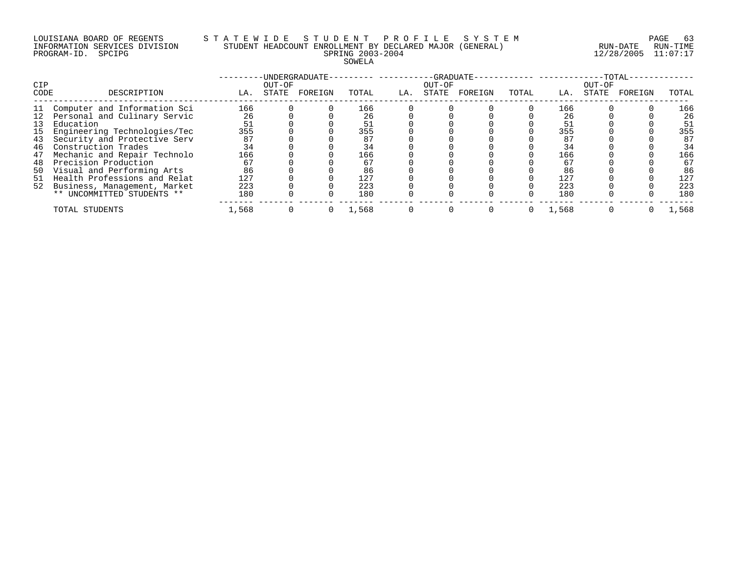LOUISIANA BOARD OF REGENTS — STATEWIDE STUDENT PROFILE SYSTEM
INFORMATION SERVICES DIVISION — STUDENT HEADCOUNT ENROLLMENT BY DECLARED MAJOR (GENERAL) — RUN-DATE 12/28/2005 RUN-TIME 11:07:17
PROGRAM-ID. SPCIPG — SPRING 2003-2004

SOWELA

| CIP CODE | DESCRIPTION | UNDERGRADUATE LA. | UNDERGRADUATE OUT-OF STATE | UNDERGRADUATE FOREIGN | UNDERGRADUATE TOTAL | GRADUATE LA. | GRADUATE OUT-OF STATE | GRADUATE FOREIGN | GRADUATE TOTAL | TOTAL LA. | TOTAL OUT-OF STATE | TOTAL FOREIGN | TOTAL TOTAL |
|---|---|---|---|---|---|---|---|---|---|---|---|---|---|
| 11 | Computer and Information Sci | 166 | 0 | 0 | 166 | 0 | 0 | 0 | 0 | 166 | 0 | 0 | 166 |
| 12 | Personal and Culinary Servic | 26 | 0 | 0 | 26 | 0 | 0 | 0 | 0 | 26 | 0 | 0 | 26 |
| 13 | Education | 51 | 0 | 0 | 51 | 0 | 0 | 0 | 0 | 51 | 0 | 0 | 51 |
| 15 | Engineering Technologies/Tec | 355 | 0 | 0 | 355 | 0 | 0 | 0 | 0 | 355 | 0 | 0 | 355 |
| 43 | Security and Protective Serv | 87 | 0 | 0 | 87 | 0 | 0 | 0 | 0 | 87 | 0 | 0 | 87 |
| 46 | Construction Trades | 34 | 0 | 0 | 34 | 0 | 0 | 0 | 0 | 34 | 0 | 0 | 34 |
| 47 | Mechanic and Repair Technolo | 166 | 0 | 0 | 166 | 0 | 0 | 0 | 0 | 166 | 0 | 0 | 166 |
| 48 | Precision Production | 67 | 0 | 0 | 67 | 0 | 0 | 0 | 0 | 67 | 0 | 0 | 67 |
| 50 | Visual and Performing Arts | 86 | 0 | 0 | 86 | 0 | 0 | 0 | 0 | 86 | 0 | 0 | 86 |
| 51 | Health Professions and Relat | 127 | 0 | 0 | 127 | 0 | 0 | 0 | 0 | 127 | 0 | 0 | 127 |
| 52 | Business, Management, Market | 223 | 0 | 0 | 223 | 0 | 0 | 0 | 0 | 223 | 0 | 0 | 223 |
| | ** UNCOMMITTED STUDENTS ** | 180 | 0 | 0 | 180 | 0 | 0 | 0 | 0 | 180 | 0 | 0 | 180 |
| | TOTAL STUDENTS | 1,568 | 0 | 0 | 1,568 | 0 | 0 | 0 | 0 | 1,568 | 0 | 0 | 1,568 |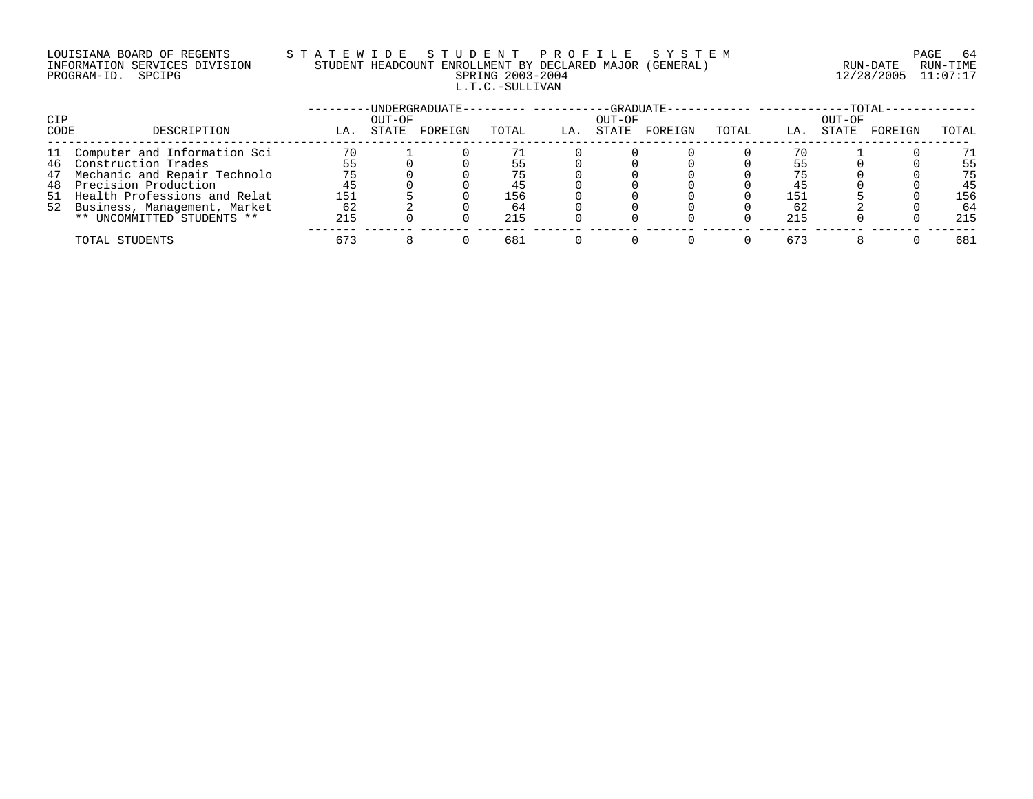LOUISIANA BOARD OF REGENTS
INFORMATION SERVICES DIVISION
PROGRAM-ID. SPCIPG

STATEWIDE STUDENT PROFILE SYSTEM
STUDENT HEADCOUNT ENROLLMENT BY DECLARED MAJOR (GENERAL)
SPRING 2003-2004
L.T.C.-SULLIVAN

RUN-DATE 12/28/2005 RUN-TIME 11:07:17

| CIP CODE | DESCRIPTION | UNDERGRADUATE LA. | UNDERGRADUATE OUT-OF STATE | UNDERGRADUATE FOREIGN | UNDERGRADUATE TOTAL | GRADUATE LA. | GRADUATE OUT-OF STATE | GRADUATE FOREIGN | GRADUATE TOTAL | TOTAL LA. | TOTAL OUT-OF STATE | TOTAL FOREIGN | TOTAL TOTAL |
|---|---|---|---|---|---|---|---|---|---|---|---|---|---|
| 11 | Computer and Information Sci | 70 | 1 | 0 | 71 | 0 | 0 | 0 | 0 | 70 | 1 | 0 | 71 |
| 46 | Construction Trades | 55 | 0 | 0 | 55 | 0 | 0 | 0 | 0 | 55 | 0 | 0 | 55 |
| 47 | Mechanic and Repair Technolo | 75 | 0 | 0 | 75 | 0 | 0 | 0 | 0 | 75 | 0 | 0 | 75 |
| 48 | Precision Production | 45 | 0 | 0 | 45 | 0 | 0 | 0 | 0 | 45 | 0 | 0 | 45 |
| 51 | Health Professions and Relat | 151 | 5 | 0 | 156 | 0 | 0 | 0 | 0 | 151 | 5 | 0 | 156 |
| 52 | Business, Management, Market | 62 | 2 | 0 | 64 | 0 | 0 | 0 | 0 | 62 | 2 | 0 | 64 |
| | ** UNCOMMITTED STUDENTS ** | 215 | 0 | 0 | 215 | 0 | 0 | 0 | 0 | 215 | 0 | 0 | 215 |
| | TOTAL STUDENTS | 673 | 8 | 0 | 681 | 0 | 0 | 0 | 0 | 673 | 8 | 0 | 681 |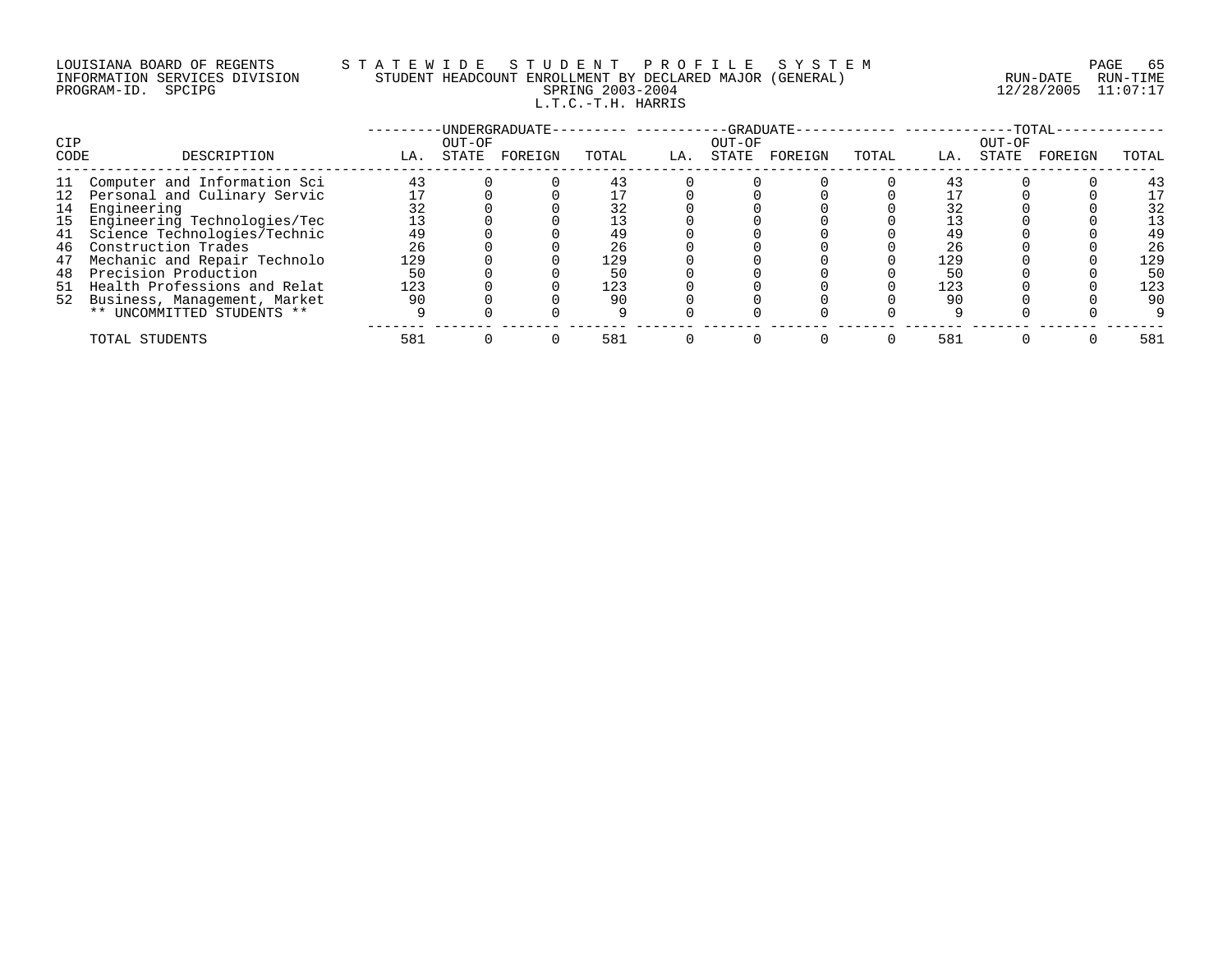LOUISIANA BOARD OF REGENTS
INFORMATION SERVICES DIVISION
PROGRAM-ID. SPCIPG

STATEWIDE STUDENT PROFILE SYSTEM
STUDENT HEADCOUNT ENROLLMENT BY DECLARED MAJOR (GENERAL)
SPRING 2003-2004
L.T.C.-T.H. HARRIS

RUN-DATE 12/28/2005 RUN-TIME 11:07:17

| CIP CODE | DESCRIPTION | UNDERGRADUATE LA. | UNDERGRADUATE OUT-OF STATE | UNDERGRADUATE FOREIGN | UNDERGRADUATE TOTAL | GRADUATE LA. | GRADUATE OUT-OF STATE | GRADUATE FOREIGN | GRADUATE TOTAL | TOTAL LA. | TOTAL OUT-OF STATE | TOTAL FOREIGN | TOTAL TOTAL |
|---|---|---|---|---|---|---|---|---|---|---|---|---|---|
| 11 | Computer and Information Sci | 43 | 0 | 0 | 43 | 0 | 0 | 0 | 0 | 43 | 0 | 0 | 43 |
| 12 | Personal and Culinary Servic | 17 | 0 | 0 | 17 | 0 | 0 | 0 | 0 | 17 | 0 | 0 | 17 |
| 14 | Engineering | 32 | 0 | 0 | 32 | 0 | 0 | 0 | 0 | 32 | 0 | 0 | 32 |
| 15 | Engineering Technologies/Tec | 13 | 0 | 0 | 13 | 0 | 0 | 0 | 0 | 13 | 0 | 0 | 13 |
| 41 | Science Technologies/Technic | 49 | 0 | 0 | 49 | 0 | 0 | 0 | 0 | 49 | 0 | 0 | 49 |
| 46 | Construction Trades | 26 | 0 | 0 | 26 | 0 | 0 | 0 | 0 | 26 | 0 | 0 | 26 |
| 47 | Mechanic and Repair Technolo | 129 | 0 | 0 | 129 | 0 | 0 | 0 | 0 | 129 | 0 | 0 | 129 |
| 48 | Precision Production | 50 | 0 | 0 | 50 | 0 | 0 | 0 | 0 | 50 | 0 | 0 | 50 |
| 51 | Health Professions and Relat | 123 | 0 | 0 | 123 | 0 | 0 | 0 | 0 | 123 | 0 | 0 | 123 |
| 52 | Business, Management, Market | 90 | 0 | 0 | 90 | 0 | 0 | 0 | 0 | 90 | 0 | 0 | 90 |
| | ** UNCOMMITTED STUDENTS ** | 9 | 0 | 0 | 9 | 0 | 0 | 0 | 0 | 9 | 0 | 0 | 9 |
| | TOTAL STUDENTS | 581 | 0 | 0 | 581 | 0 | 0 | 0 | 0 | 581 | 0 | 0 | 581 |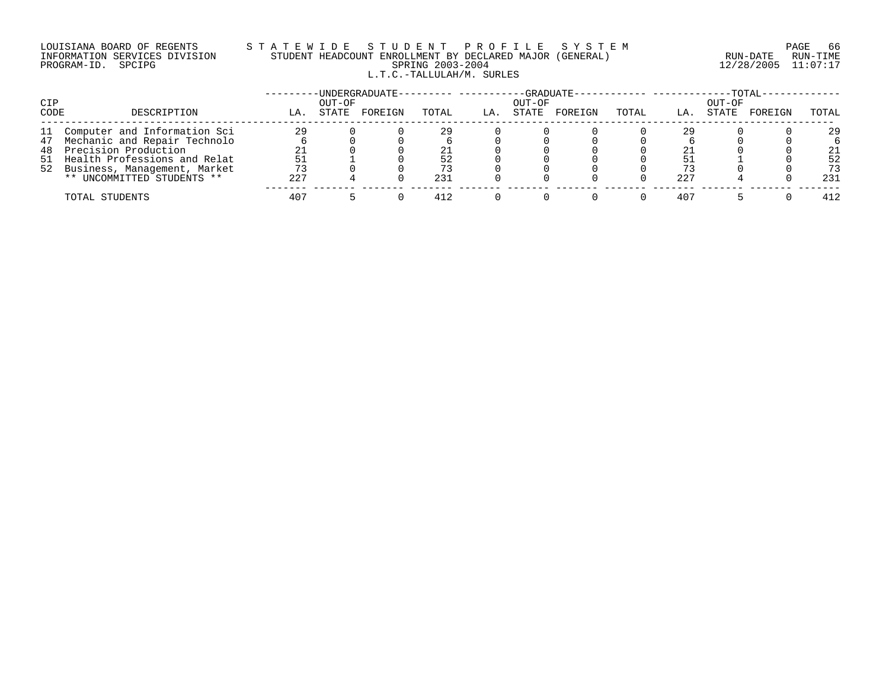LOUISIANA BOARD OF REGENTS — STATEWIDE STUDENT PROFILE SYSTEM
INFORMATION SERVICES DIVISION — STUDENT HEADCOUNT ENROLLMENT BY DECLARED MAJOR (GENERAL)
PROGRAM-ID. SPCIPG — SPRING 2003-2004
RUN-DATE 12/28/2005 RUN-TIME 11:07:17

L.T.C.-TALLULAH/M. SURLES

| CIP CODE | DESCRIPTION | UNDERGRADUATE | | | | GRADUATE | | | | TOTAL | | | |
|---|---|---|---|---|---|---|---|---|---|---|---|---|---|
| | | LA. | OUT-OF STATE | FOREIGN | TOTAL | LA. | OUT-OF STATE | FOREIGN | TOTAL | LA. | OUT-OF STATE | FOREIGN | TOTAL |
| 11 | Computer and Information Sci | 29 | 0 | 0 | 29 | 0 | 0 | 0 | 0 | 29 | 0 | 0 | 29 |
| 47 | Mechanic and Repair Technolo | 6 | 0 | 0 | 6 | 0 | 0 | 0 | 0 | 6 | 0 | 0 | 6 |
| 48 | Precision Production | 21 | 0 | 0 | 21 | 0 | 0 | 0 | 0 | 21 | 0 | 0 | 21 |
| 51 | Health Professions and Relat | 51 | 1 | 0 | 52 | 0 | 0 | 0 | 0 | 51 | 1 | 0 | 52 |
| 52 | Business, Management, Market | 73 | 0 | 0 | 73 | 0 | 0 | 0 | 0 | 73 | 0 | 0 | 73 |
| | ** UNCOMMITTED STUDENTS ** | 227 | 4 | 0 | 231 | 0 | 0 | 0 | 0 | 227 | 4 | 0 | 231 |
| | TOTAL STUDENTS | 407 | 5 | 0 | 412 | 0 | 0 | 0 | 0 | 407 | 5 | 0 | 412 |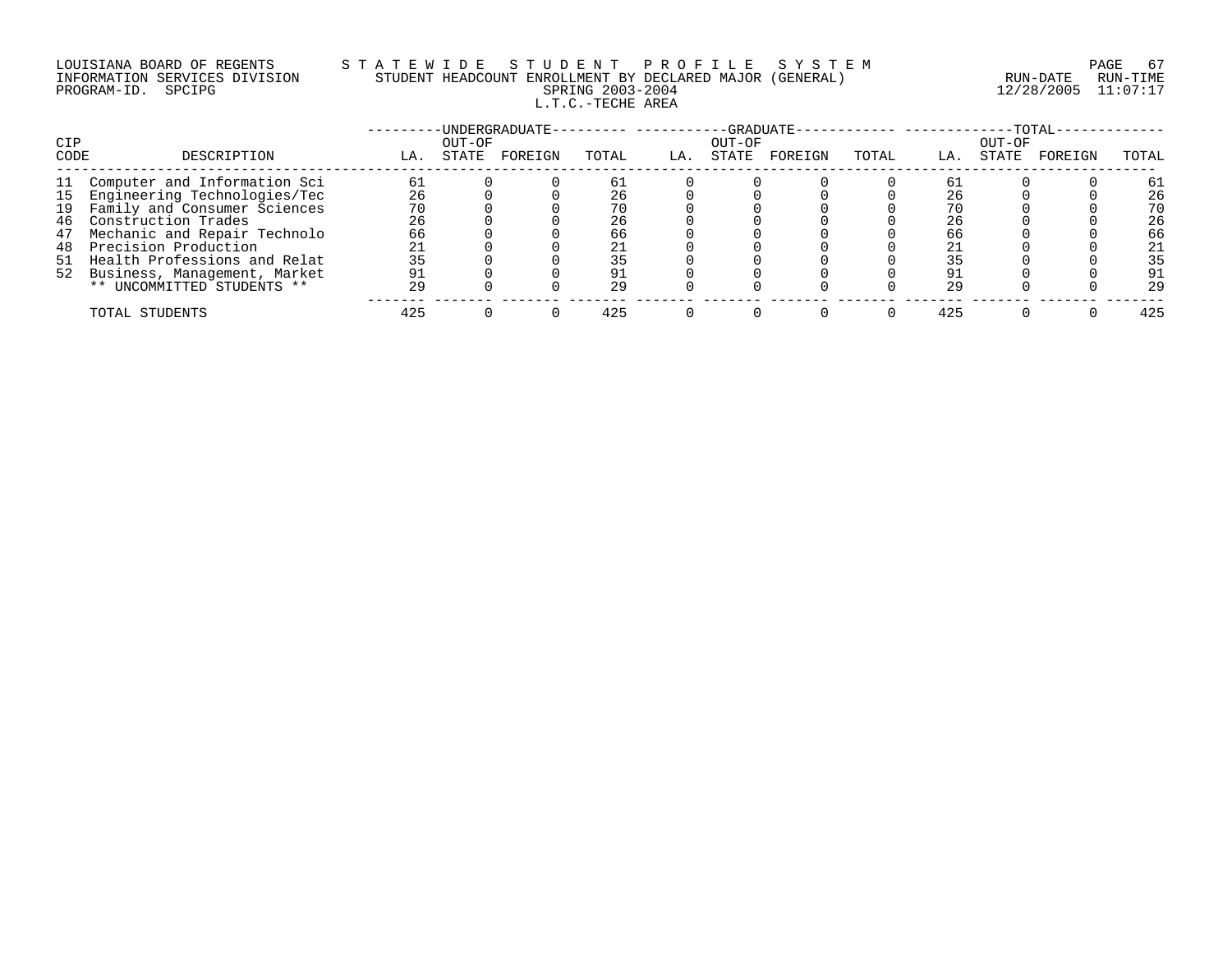LOUISIANA BOARD OF REGENTS — STATEWIDE STUDENT PROFILE SYSTEM
INFORMATION SERVICES DIVISION — STUDENT HEADCOUNT ENROLLMENT BY DECLARED MAJOR (GENERAL)
PROGRAM-ID. SPCIPG — SPRING 2003-2004

RUN-DATE 12/28/2005 RUN-TIME 11:07:17

## L.T.C.-TECHE AREA

| CIP CODE | DESCRIPTION | UNDERGRADUATE | | | | GRADUATE | | | | TOTAL | | | |
|---|---|---|---|---|---|---|---|---|---|---|---|---|---|
| | | LA. | OUT-OF STATE | FOREIGN | TOTAL | LA. | OUT-OF STATE | FOREIGN | TOTAL | LA. | OUT-OF STATE | FOREIGN | TOTAL |
| 11 | Computer and Information Sci | 61 | 0 | 0 | 61 | 0 | 0 | 0 | 0 | 61 | 0 | 0 | 61 |
| 15 | Engineering Technologies/Tec | 26 | 0 | 0 | 26 | 0 | 0 | 0 | 0 | 26 | 0 | 0 | 26 |
| 19 | Family and Consumer Sciences | 70 | 0 | 0 | 70 | 0 | 0 | 0 | 0 | 70 | 0 | 0 | 70 |
| 46 | Construction Trades | 26 | 0 | 0 | 26 | 0 | 0 | 0 | 0 | 26 | 0 | 0 | 26 |
| 47 | Mechanic and Repair Technolo | 66 | 0 | 0 | 66 | 0 | 0 | 0 | 0 | 66 | 0 | 0 | 66 |
| 48 | Precision Production | 21 | 0 | 0 | 21 | 0 | 0 | 0 | 0 | 21 | 0 | 0 | 21 |
| 51 | Health Professions and Relat | 35 | 0 | 0 | 35 | 0 | 0 | 0 | 0 | 35 | 0 | 0 | 35 |
| 52 | Business, Management, Market | 91 | 0 | 0 | 91 | 0 | 0 | 0 | 0 | 91 | 0 | 0 | 91 |
| | ** UNCOMMITTED STUDENTS ** | 29 | 0 | 0 | 29 | 0 | 0 | 0 | 0 | 29 | 0 | 0 | 29 |
| | TOTAL STUDENTS | 425 | 0 | 0 | 425 | 0 | 0 | 0 | 0 | 425 | 0 | 0 | 425 |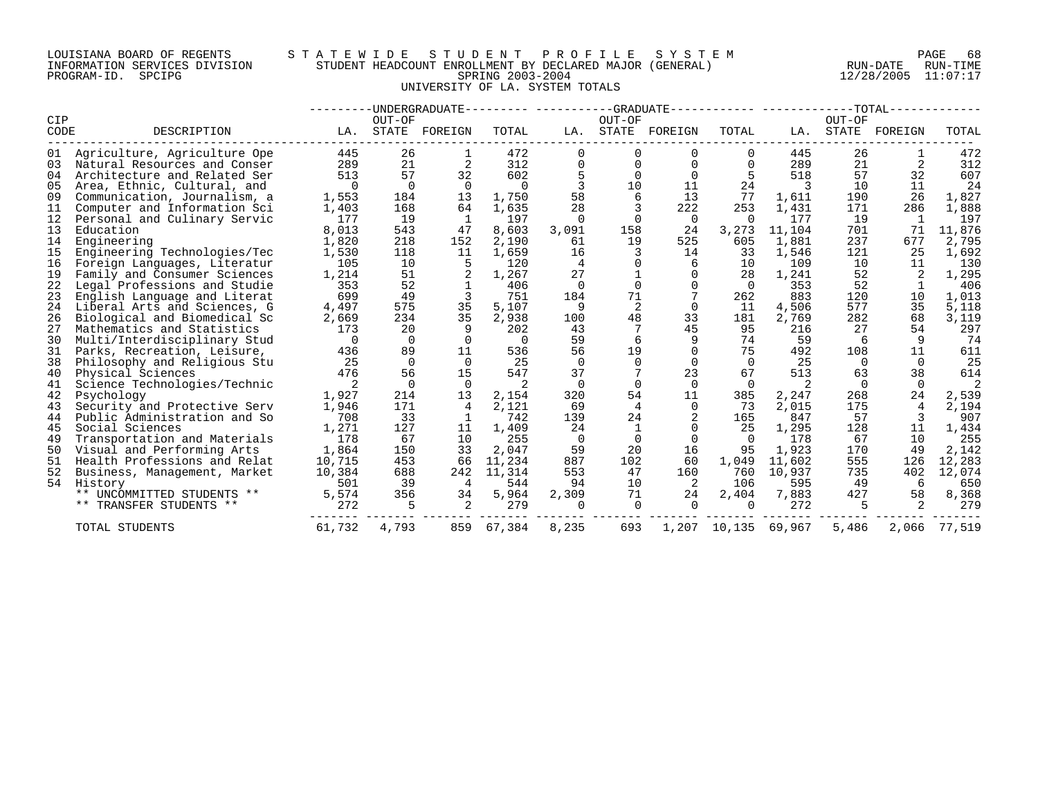LOUISIANA BOARD OF REGENTS — STATEWIDE STUDENT PROFILE SYSTEM
INFORMATION SERVICES DIVISION — STUDENT HEADCOUNT ENROLLMENT BY DECLARED MAJOR (GENERAL)
PROGRAM-ID. SPCIPG — SPRING 2003-2004 — RUN-DATE 12/28/2005 RUN-TIME 11:07:17

UNIVERSITY OF LA. SYSTEM TOTALS

| CIP CODE | DESCRIPTION | UNDERGRADUATE LA. | UNDERGRADUATE OUT-OF STATE | UNDERGRADUATE FOREIGN | UNDERGRADUATE TOTAL | GRADUATE LA. | GRADUATE OUT-OF STATE | GRADUATE FOREIGN | GRADUATE TOTAL | TOTAL LA. | TOTAL OUT-OF STATE | TOTAL FOREIGN | TOTAL TOTAL |
|---|---|---|---|---|---|---|---|---|---|---|---|---|---|
| 01 | Agriculture, Agriculture Ope | 445 | 26 | 1 | 472 | 0 | 0 | 0 | 0 | 445 | 26 | 1 | 472 |
| 03 | Natural Resources and Conser | 289 | 21 | 2 | 312 | 0 | 0 | 0 | 0 | 289 | 21 | 2 | 312 |
| 04 | Architecture and Related Ser | 513 | 57 | 32 | 602 | 5 | 0 | 0 | 5 | 518 | 57 | 32 | 607 |
| 05 | Area, Ethnic, Cultural, and | 0 | 0 | 0 | 0 | 3 | 10 | 11 | 24 | 3 | 10 | 11 | 24 |
| 09 | Communication, Journalism, a | 1,553 | 184 | 13 | 1,750 | 58 | 6 | 13 | 77 | 1,611 | 190 | 26 | 1,827 |
| 11 | Computer and Information Sci | 1,403 | 168 | 64 | 1,635 | 28 | 3 | 222 | 253 | 1,431 | 171 | 286 | 1,888 |
| 12 | Personal and Culinary Servic | 177 | 19 | 1 | 197 | 0 | 0 | 0 | 0 | 177 | 19 | 1 | 197 |
| 13 | Education | 8,013 | 543 | 47 | 8,603 | 3,091 | 158 | 24 | 3,273 | 11,104 | 701 | 71 | 11,876 |
| 14 | Engineering | 1,820 | 218 | 152 | 2,190 | 61 | 19 | 525 | 605 | 1,881 | 237 | 677 | 2,795 |
| 15 | Engineering Technologies/Tec | 1,530 | 118 | 11 | 1,659 | 16 | 3 | 14 | 33 | 1,546 | 121 | 25 | 1,692 |
| 16 | Foreign Languages, Literatur | 105 | 10 | 5 | 120 | 4 | 0 | 6 | 10 | 109 | 10 | 11 | 130 |
| 19 | Family and Consumer Sciences | 1,214 | 51 | 2 | 1,267 | 27 | 1 | 0 | 28 | 1,241 | 52 | 2 | 1,295 |
| 22 | Legal Professions and Studie | 353 | 52 | 1 | 406 | 0 | 0 | 0 | 0 | 353 | 52 | 1 | 406 |
| 23 | English Language and Literat | 699 | 49 | 3 | 751 | 184 | 71 | 7 | 262 | 883 | 120 | 10 | 1,013 |
| 24 | Liberal Arts and Sciences, G | 4,497 | 575 | 35 | 5,107 | 9 | 2 | 0 | 11 | 4,506 | 577 | 35 | 5,118 |
| 26 | Biological and Biomedical Sc | 2,669 | 234 | 35 | 2,938 | 100 | 48 | 33 | 181 | 2,769 | 282 | 68 | 3,119 |
| 27 | Mathematics and Statistics | 173 | 20 | 9 | 202 | 43 | 7 | 45 | 95 | 216 | 27 | 54 | 297 |
| 30 | Multi/Interdisciplinary Stud | 0 | 0 | 0 | 0 | 59 | 6 | 9 | 74 | 59 | 6 | 9 | 74 |
| 31 | Parks, Recreation, Leisure, | 436 | 89 | 11 | 536 | 56 | 19 | 0 | 75 | 492 | 108 | 11 | 611 |
| 38 | Philosophy and Religious Stu | 25 | 0 | 0 | 25 | 0 | 0 | 0 | 0 | 25 | 0 | 0 | 25 |
| 40 | Physical Sciences | 476 | 56 | 15 | 547 | 37 | 7 | 23 | 67 | 513 | 63 | 38 | 614 |
| 41 | Science Technologies/Technic | 2 | 0 | 0 | 2 | 0 | 0 | 0 | 0 | 2 | 0 | 0 | 2 |
| 42 | Psychology | 1,927 | 214 | 13 | 2,154 | 320 | 54 | 11 | 385 | 2,247 | 268 | 24 | 2,539 |
| 43 | Security and Protective Serv | 1,946 | 171 | 4 | 2,121 | 69 | 4 | 0 | 73 | 2,015 | 175 | 4 | 2,194 |
| 44 | Public Administration and So | 708 | 33 | 1 | 742 | 139 | 24 | 2 | 165 | 847 | 57 | 3 | 907 |
| 45 | Social Sciences | 1,271 | 127 | 11 | 1,409 | 24 | 1 | 0 | 25 | 1,295 | 128 | 11 | 1,434 |
| 49 | Transportation and Materials | 178 | 67 | 10 | 255 | 0 | 0 | 0 | 0 | 178 | 67 | 10 | 255 |
| 50 | Visual and Performing Arts | 1,864 | 150 | 33 | 2,047 | 59 | 20 | 16 | 95 | 1,923 | 170 | 49 | 2,142 |
| 51 | Health Professions and Relat | 10,715 | 453 | 66 | 11,234 | 887 | 102 | 60 | 1,049 | 11,602 | 555 | 126 | 12,283 |
| 52 | Business, Management, Market | 10,384 | 688 | 242 | 11,314 | 553 | 47 | 160 | 760 | 10,937 | 735 | 402 | 12,074 |
| 54 | History | 501 | 39 | 4 | 544 | 94 | 10 | 2 | 106 | 595 | 49 | 6 | 650 |
| | ** UNCOMMITTED STUDENTS ** | 5,574 | 356 | 34 | 5,964 | 2,309 | 71 | 24 | 2,404 | 7,883 | 427 | 58 | 8,368 |
| | ** TRANSFER STUDENTS ** | 272 | 5 | 2 | 279 | 0 | 0 | 0 | 0 | 272 | 5 | 2 | 279 |
| | TOTAL STUDENTS | 61,732 | 4,793 | 859 | 67,384 | 8,235 | 693 | 1,207 | 10,135 | 69,967 | 5,486 | 2,066 | 77,519 |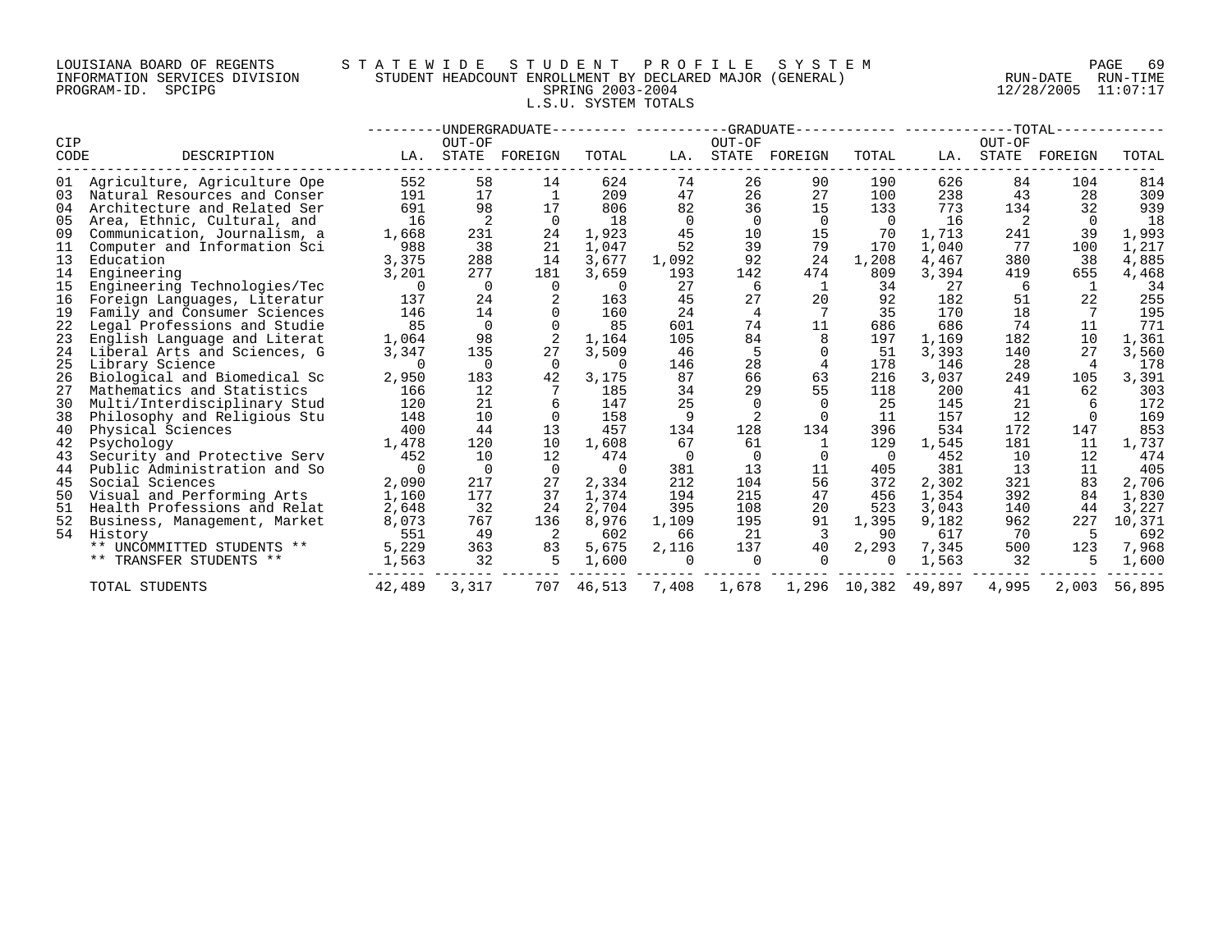LOUISIANA BOARD OF REGENTS
INFORMATION SERVICES DIVISION
PROGRAM-ID. SPCIPG

STATEWIDE STUDENT PROFILE SYSTEM
STUDENT HEADCOUNT ENROLLMENT BY DECLARED MAJOR (GENERAL)
SPRING 2003-2004
L.S.U. SYSTEM TOTALS

RUN-DATE 12/28/2005 RUN-TIME 11:07:17

| CIP CODE | DESCRIPTION | UNDERGRADUATE | | | | GRADUATE | | | | TOTAL | | | |
|---|---|---|---|---|---|---|---|---|---|---|---|---|---|
| | | LA. | OUT-OF STATE | FOREIGN | TOTAL | LA. | OUT-OF STATE | FOREIGN | TOTAL | LA. | OUT-OF STATE | FOREIGN | TOTAL |
| 01 | Agriculture, Agriculture Ope | 552 | 58 | 14 | 624 | 74 | 26 | 90 | 190 | 626 | 84 | 104 | 814 |
| 03 | Natural Resources and Conser | 191 | 17 | 1 | 209 | 47 | 26 | 27 | 100 | 238 | 43 | 28 | 309 |
| 04 | Architecture and Related Ser | 691 | 98 | 17 | 806 | 82 | 36 | 15 | 133 | 773 | 134 | 32 | 939 |
| 05 | Area, Ethnic, Cultural, and | 16 | 2 | 0 | 18 | 0 | 0 | 0 | 0 | 16 | 2 | 0 | 18 |
| 09 | Communication, Journalism, a | 1,668 | 231 | 24 | 1,923 | 45 | 10 | 15 | 70 | 1,713 | 241 | 39 | 1,993 |
| 11 | Computer and Information Sci | 988 | 38 | 21 | 1,047 | 52 | 39 | 79 | 170 | 1,040 | 77 | 100 | 1,217 |
| 13 | Education | 3,375 | 288 | 14 | 3,677 | 1,092 | 92 | 24 | 1,208 | 4,467 | 380 | 38 | 4,885 |
| 14 | Engineering | 3,201 | 277 | 181 | 3,659 | 193 | 142 | 474 | 809 | 3,394 | 419 | 655 | 4,468 |
| 15 | Engineering Technologies/Tec | 0 | 0 | 0 | 0 | 27 | 6 | 1 | 34 | 27 | 6 | 1 | 34 |
| 16 | Foreign Languages, Literatur | 137 | 24 | 2 | 163 | 45 | 27 | 20 | 92 | 182 | 51 | 22 | 255 |
| 19 | Family and Consumer Sciences | 146 | 14 | 0 | 160 | 24 | 4 | 7 | 35 | 170 | 18 | 7 | 195 |
| 22 | Legal Professions and Studie | 85 | 0 | 0 | 85 | 601 | 74 | 11 | 686 | 686 | 74 | 11 | 771 |
| 23 | English Language and Literat | 1,064 | 98 | 2 | 1,164 | 105 | 84 | 8 | 197 | 1,169 | 182 | 10 | 1,361 |
| 24 | Liberal Arts and Sciences, G | 3,347 | 135 | 27 | 3,509 | 46 | 5 | 0 | 51 | 3,393 | 140 | 27 | 3,560 |
| 25 | Library Science | 0 | 0 | 0 | 0 | 146 | 28 | 4 | 178 | 146 | 28 | 4 | 178 |
| 26 | Biological and Biomedical Sc | 2,950 | 183 | 42 | 3,175 | 87 | 66 | 63 | 216 | 3,037 | 249 | 105 | 3,391 |
| 27 | Mathematics and Statistics | 166 | 12 | 7 | 185 | 34 | 29 | 55 | 118 | 200 | 41 | 62 | 303 |
| 30 | Multi/Interdisciplinary Stud | 120 | 21 | 6 | 147 | 25 | 0 | 0 | 25 | 145 | 21 | 6 | 172 |
| 38 | Philosophy and Religious Stu | 148 | 10 | 0 | 158 | 9 | 2 | 0 | 11 | 157 | 12 | 0 | 169 |
| 40 | Physical Sciences | 400 | 44 | 13 | 457 | 134 | 128 | 134 | 396 | 534 | 172 | 147 | 853 |
| 42 | Psychology | 1,478 | 120 | 10 | 1,608 | 67 | 61 | 1 | 129 | 1,545 | 181 | 11 | 1,737 |
| 43 | Security and Protective Serv | 452 | 10 | 12 | 474 | 0 | 0 | 0 | 0 | 452 | 10 | 12 | 474 |
| 44 | Public Administration and So | 0 | 0 | 0 | 0 | 381 | 13 | 11 | 405 | 381 | 13 | 11 | 405 |
| 45 | Social Sciences | 2,090 | 217 | 27 | 2,334 | 212 | 104 | 56 | 372 | 2,302 | 321 | 83 | 2,706 |
| 50 | Visual and Performing Arts | 1,160 | 177 | 37 | 1,374 | 194 | 215 | 47 | 456 | 1,354 | 392 | 84 | 1,830 |
| 51 | Health Professions and Relat | 2,648 | 32 | 24 | 2,704 | 395 | 108 | 20 | 523 | 3,043 | 140 | 44 | 3,227 |
| 52 | Business, Management, Market | 8,073 | 767 | 136 | 8,976 | 1,109 | 195 | 91 | 1,395 | 9,182 | 962 | 227 | 10,371 |
| 54 | History | 551 | 49 | 2 | 602 | 66 | 21 | 3 | 90 | 617 | 70 | 5 | 692 |
| | ** UNCOMMITTED STUDENTS ** | 5,229 | 363 | 83 | 5,675 | 2,116 | 137 | 40 | 2,293 | 7,345 | 500 | 123 | 7,968 |
| | ** TRANSFER STUDENTS ** | 1,563 | 32 | 5 | 1,600 | 0 | 0 | 0 | 0 | 1,563 | 32 | 5 | 1,600 |
| | TOTAL STUDENTS | 42,489 | 3,317 | 707 | 46,513 | 7,408 | 1,678 | 1,296 | 10,382 | 49,897 | 4,995 | 2,003 | 56,895 |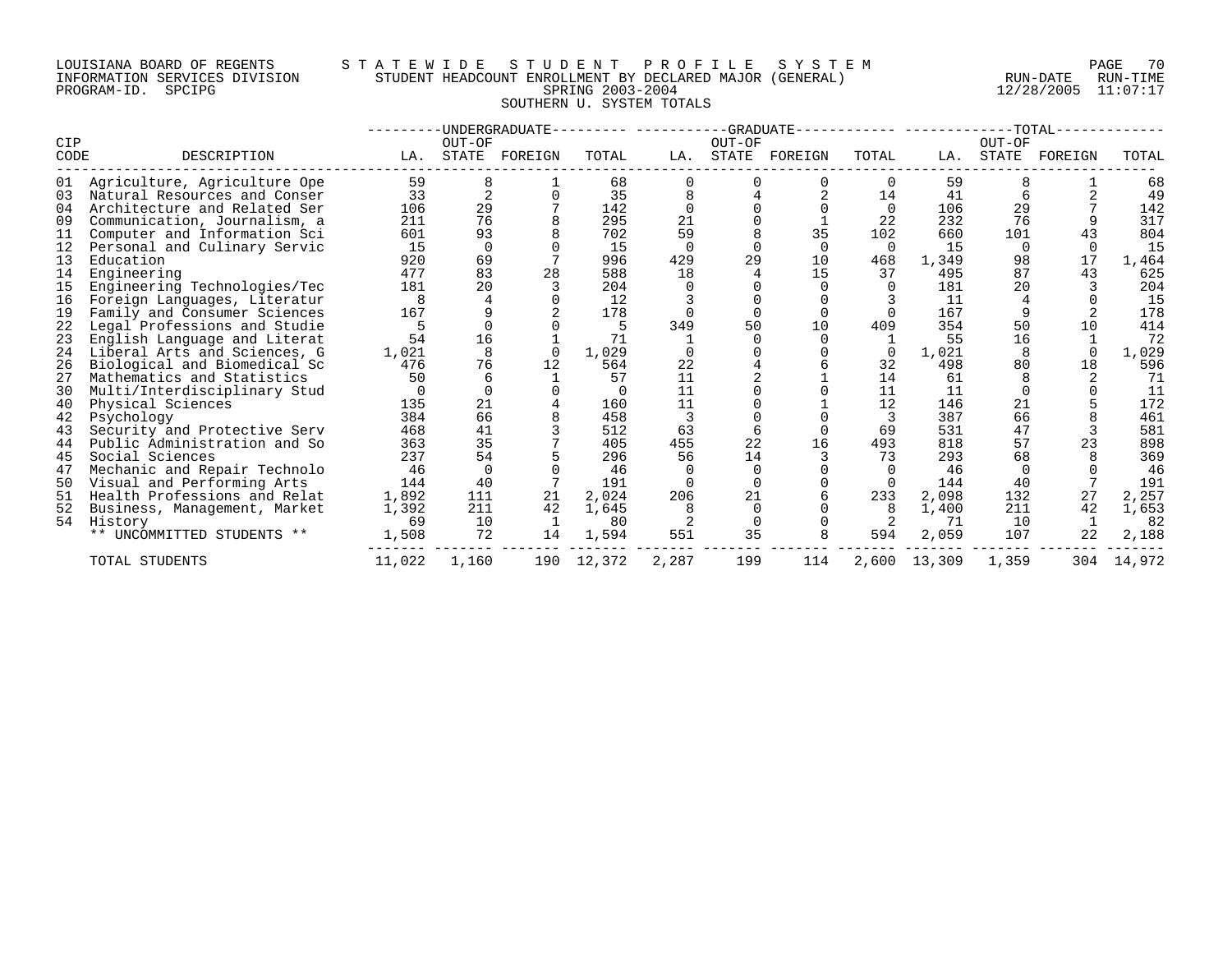LOUISIANA BOARD OF REGENTS — STATEWIDE STUDENT PROFILE SYSTEM
INFORMATION SERVICES DIVISION — STUDENT HEADCOUNT ENROLLMENT BY DECLARED MAJOR (GENERAL) — RUN-DATE 12/28/2005 RUN-TIME 11:07:17
PROGRAM-ID. SPCIPG — SPRING 2003-2004

# SOUTHERN U. SYSTEM TOTALS

| CIP CODE | DESCRIPTION | UNDERGRADUATE LA. | UNDERGRADUATE OUT-OF STATE | UNDERGRADUATE FOREIGN | UNDERGRADUATE TOTAL | GRADUATE LA. | GRADUATE OUT-OF STATE | GRADUATE FOREIGN | GRADUATE TOTAL | TOTAL LA. | TOTAL OUT-OF STATE | TOTAL FOREIGN | TOTAL TOTAL |
|---|---|---|---|---|---|---|---|---|---|---|---|---|---|
| 01 | Agriculture, Agriculture Ope | 59 | 8 | 1 | 68 | 0 | 0 | 0 | 0 | 59 | 8 | 1 | 68 |
| 03 | Natural Resources and Conser | 33 | 2 | 0 | 35 | 8 | 4 | 2 | 14 | 41 | 6 | 2 | 49 |
| 04 | Architecture and Related Ser | 106 | 29 | 7 | 142 | 0 | 0 | 0 | 0 | 106 | 29 | 7 | 142 |
| 09 | Communication, Journalism, a | 211 | 76 | 8 | 295 | 21 | 0 | 1 | 22 | 232 | 76 | 9 | 317 |
| 11 | Computer and Information Sci | 601 | 93 | 8 | 702 | 59 | 8 | 35 | 102 | 660 | 101 | 43 | 804 |
| 12 | Personal and Culinary Servic | 15 | 0 | 0 | 15 | 0 | 0 | 0 | 0 | 15 | 0 | 0 | 15 |
| 13 | Education | 920 | 69 | 7 | 996 | 429 | 29 | 10 | 468 | 1,349 | 98 | 17 | 1,464 |
| 14 | Engineering | 477 | 83 | 28 | 588 | 18 | 4 | 15 | 37 | 495 | 87 | 43 | 625 |
| 15 | Engineering Technologies/Tec | 181 | 20 | 3 | 204 | 0 | 0 | 0 | 0 | 181 | 20 | 3 | 204 |
| 16 | Foreign Languages, Literatur | 8 | 4 | 0 | 12 | 3 | 0 | 0 | 3 | 11 | 4 | 0 | 15 |
| 19 | Family and Consumer Sciences | 167 | 9 | 2 | 178 | 0 | 0 | 0 | 0 | 167 | 9 | 2 | 178 |
| 22 | Legal Professions and Studie | 5 | 0 | 0 | 5 | 349 | 50 | 10 | 409 | 354 | 50 | 10 | 414 |
| 23 | English Language and Literat | 54 | 16 | 1 | 71 | 1 | 0 | 0 | 1 | 55 | 16 | 1 | 72 |
| 24 | Liberal Arts and Sciences, G | 1,021 | 8 | 0 | 1,029 | 0 | 0 | 0 | 0 | 1,021 | 8 | 0 | 1,029 |
| 26 | Biological and Biomedical Sc | 476 | 76 | 12 | 564 | 22 | 4 | 6 | 32 | 498 | 80 | 18 | 596 |
| 27 | Mathematics and Statistics | 50 | 6 | 1 | 57 | 11 | 2 | 1 | 14 | 61 | 8 | 2 | 71 |
| 30 | Multi/Interdisciplinary Stud | 0 | 0 | 0 | 0 | 11 | 0 | 0 | 11 | 11 | 0 | 0 | 11 |
| 40 | Physical Sciences | 135 | 21 | 4 | 160 | 11 | 0 | 1 | 12 | 146 | 21 | 5 | 172 |
| 42 | Psychology | 384 | 66 | 8 | 458 | 3 | 0 | 0 | 3 | 387 | 66 | 8 | 461 |
| 43 | Security and Protective Serv | 468 | 41 | 3 | 512 | 63 | 6 | 0 | 69 | 531 | 47 | 3 | 581 |
| 44 | Public Administration and So | 363 | 35 | 7 | 405 | 455 | 22 | 16 | 493 | 818 | 57 | 23 | 898 |
| 45 | Social Sciences | 237 | 54 | 5 | 296 | 56 | 14 | 3 | 73 | 293 | 68 | 8 | 369 |
| 47 | Mechanic and Repair Technolo | 46 | 0 | 0 | 46 | 0 | 0 | 0 | 0 | 46 | 0 | 0 | 46 |
| 50 | Visual and Performing Arts | 144 | 40 | 7 | 191 | 0 | 0 | 0 | 0 | 144 | 40 | 7 | 191 |
| 51 | Health Professions and Relat | 1,892 | 111 | 21 | 2,024 | 206 | 21 | 6 | 233 | 2,098 | 132 | 27 | 2,257 |
| 52 | Business, Management, Market | 1,392 | 211 | 42 | 1,645 | 8 | 0 | 0 | 8 | 1,400 | 211 | 42 | 1,653 |
| 54 | History | 69 | 10 | 1 | 80 | 2 | 0 | 0 | 2 | 71 | 10 | 1 | 82 |
| | ** UNCOMMITTED STUDENTS ** | 1,508 | 72 | 14 | 1,594 | 551 | 35 | 8 | 594 | 2,059 | 107 | 22 | 2,188 |
| | TOTAL STUDENTS | 11,022 | 1,160 | 190 | 12,372 | 2,287 | 199 | 114 | 2,600 | 13,309 | 1,359 | 304 | 14,972 |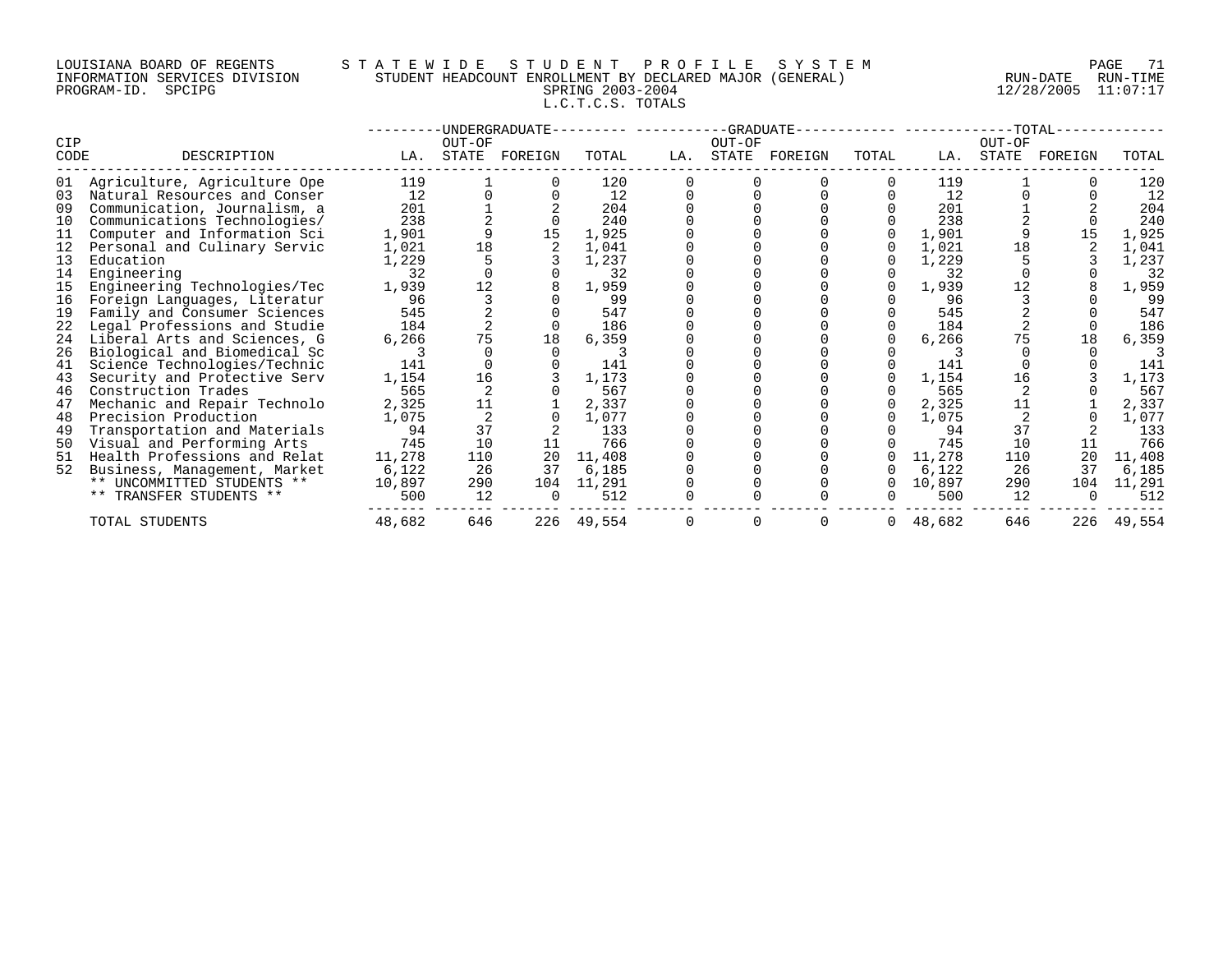LOUISIANA BOARD OF REGENTS — STATEWIDE STUDENT PROFILE SYSTEM
INFORMATION SERVICES DIVISION — STUDENT HEADCOUNT ENROLLMENT BY DECLARED MAJOR (GENERAL)
PROGRAM-ID. SPCIPG — SPRING 2003-2004
RUN-DATE 12/28/2005 RUN-TIME 11:07:17

L.C.T.C.S. TOTALS

| CIP | | UNDERGRADUATE | | | | GRADUATE | | | | TOTAL | | | |
|---|---|---|---|---|---|---|---|---|---|---|---|---|---|
| CODE | DESCRIPTION | LA. | OUT-OF STATE | FOREIGN | TOTAL | LA. | OUT-OF STATE | FOREIGN | TOTAL | LA. | OUT-OF STATE | FOREIGN | TOTAL |
| 01 | Agriculture, Agriculture Ope | 119 | 1 | 0 | 120 | 0 | 0 | 0 | 0 | 119 | 1 | 0 | 120 |
| 03 | Natural Resources and Conser | 12 | 0 | 0 | 12 | 0 | 0 | 0 | 0 | 12 | 0 | 0 | 12 |
| 09 | Communication, Journalism, a | 201 | 1 | 2 | 204 | 0 | 0 | 0 | 0 | 201 | 1 | 2 | 204 |
| 10 | Communications Technologies/ | 238 | 2 | 0 | 240 | 0 | 0 | 0 | 0 | 238 | 2 | 0 | 240 |
| 11 | Computer and Information Sci | 1,901 | 9 | 15 | 1,925 | 0 | 0 | 0 | 0 | 1,901 | 9 | 15 | 1,925 |
| 12 | Personal and Culinary Servic | 1,021 | 18 | 2 | 1,041 | 0 | 0 | 0 | 0 | 1,021 | 18 | 2 | 1,041 |
| 13 | Education | 1,229 | 5 | 3 | 1,237 | 0 | 0 | 0 | 0 | 1,229 | 5 | 3 | 1,237 |
| 14 | Engineering | 32 | 0 | 0 | 32 | 0 | 0 | 0 | 0 | 32 | 0 | 0 | 32 |
| 15 | Engineering Technologies/Tec | 1,939 | 12 | 8 | 1,959 | 0 | 0 | 0 | 0 | 1,939 | 12 | 8 | 1,959 |
| 16 | Foreign Languages, Literatur | 96 | 3 | 0 | 99 | 0 | 0 | 0 | 0 | 96 | 3 | 0 | 99 |
| 19 | Family and Consumer Sciences | 545 | 2 | 0 | 547 | 0 | 0 | 0 | 0 | 545 | 2 | 0 | 547 |
| 22 | Legal Professions and Studie | 184 | 2 | 0 | 186 | 0 | 0 | 0 | 0 | 184 | 2 | 0 | 186 |
| 24 | Liberal Arts and Sciences, G | 6,266 | 75 | 18 | 6,359 | 0 | 0 | 0 | 0 | 6,266 | 75 | 18 | 6,359 |
| 26 | Biological and Biomedical Sc | 3 | 0 | 0 | 3 | 0 | 0 | 0 | 0 | 3 | 0 | 0 | 3 |
| 41 | Science Technologies/Technic | 141 | 0 | 0 | 141 | 0 | 0 | 0 | 0 | 141 | 0 | 0 | 141 |
| 43 | Security and Protective Serv | 1,154 | 16 | 3 | 1,173 | 0 | 0 | 0 | 0 | 1,154 | 16 | 3 | 1,173 |
| 46 | Construction Trades | 565 | 2 | 0 | 567 | 0 | 0 | 0 | 0 | 565 | 2 | 0 | 567 |
| 47 | Mechanic and Repair Technolo | 2,325 | 11 | 1 | 2,337 | 0 | 0 | 0 | 0 | 2,325 | 11 | 1 | 2,337 |
| 48 | Precision Production | 1,075 | 2 | 0 | 1,077 | 0 | 0 | 0 | 0 | 1,075 | 2 | 0 | 1,077 |
| 49 | Transportation and Materials | 94 | 37 | 2 | 133 | 0 | 0 | 0 | 0 | 94 | 37 | 2 | 133 |
| 50 | Visual and Performing Arts | 745 | 10 | 11 | 766 | 0 | 0 | 0 | 0 | 745 | 10 | 11 | 766 |
| 51 | Health Professions and Relat | 11,278 | 110 | 20 | 11,408 | 0 | 0 | 0 | 0 | 11,278 | 110 | 20 | 11,408 |
| 52 | Business, Management, Market | 6,122 | 26 | 37 | 6,185 | 0 | 0 | 0 | 0 | 6,122 | 26 | 37 | 6,185 |
| | ** UNCOMMITTED STUDENTS ** | 10,897 | 290 | 104 | 11,291 | 0 | 0 | 0 | 0 | 10,897 | 290 | 104 | 11,291 |
| | ** TRANSFER STUDENTS ** | 500 | 12 | 0 | 512 | 0 | 0 | 0 | 0 | 500 | 12 | 0 | 512 |
| | TOTAL STUDENTS | 48,682 | 646 | 226 | 49,554 | 0 | 0 | 0 | 0 | 48,682 | 646 | 226 | 49,554 |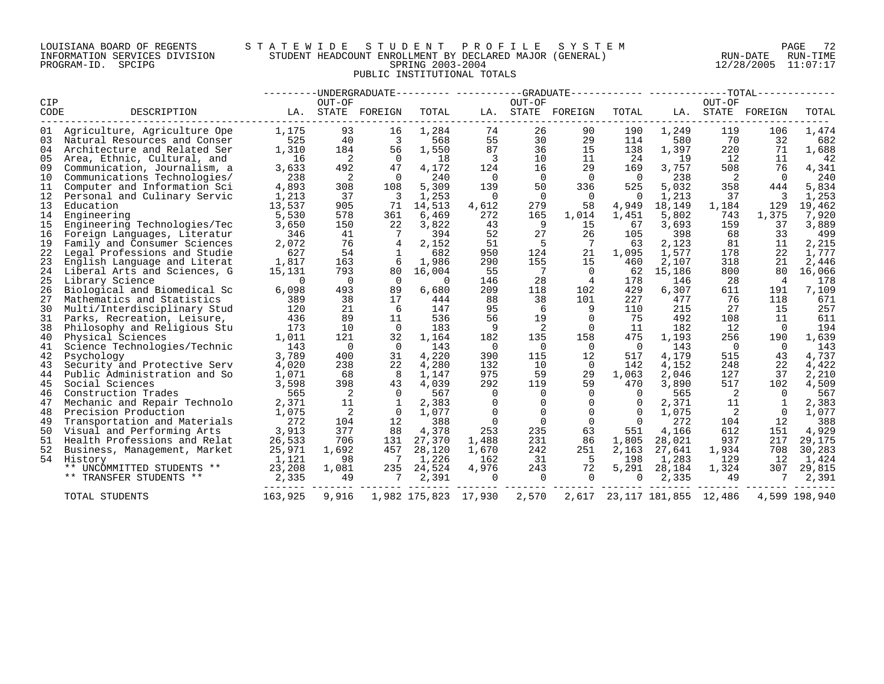LOUISIANA BOARD OF REGENTS — STATEWIDE STUDENT PROFILE SYSTEM
INFORMATION SERVICES DIVISION — STUDENT HEADCOUNT ENROLLMENT BY DECLARED MAJOR (GENERAL) — RUN-DATE 12/28/2005 RUN-TIME 11:07:17
PROGRAM-ID. SPCIPG — SPRING 2003-2004

PUBLIC INSTITUTIONAL TOTALS

| CIP CODE | DESCRIPTION | UNDERGRADUATE LA. | UNDERGRADUATE OUT-OF STATE | UNDERGRADUATE FOREIGN | UNDERGRADUATE TOTAL | GRADUATE LA. | GRADUATE OUT-OF STATE | GRADUATE FOREIGN | GRADUATE TOTAL | TOTAL LA. | TOTAL OUT-OF STATE | TOTAL FOREIGN | TOTAL TOTAL |
|---|---|---|---|---|---|---|---|---|---|---|---|---|---|
| 01 | Agriculture, Agriculture Ope | 1,175 | 93 | 16 | 1,284 | 74 | 26 | 90 | 190 | 1,249 | 119 | 106 | 1,474 |
| 03 | Natural Resources and Conser | 525 | 40 | 3 | 568 | 55 | 30 | 29 | 114 | 580 | 70 | 32 | 682 |
| 04 | Architecture and Related Ser | 1,310 | 184 | 56 | 1,550 | 87 | 36 | 15 | 138 | 1,397 | 220 | 71 | 1,688 |
| 05 | Area, Ethnic, Cultural, and | 16 | 2 | 0 | 18 | 3 | 10 | 11 | 24 | 19 | 12 | 11 | 42 |
| 09 | Communication, Journalism, a | 3,633 | 492 | 47 | 4,172 | 124 | 16 | 29 | 169 | 3,757 | 508 | 76 | 4,341 |
| 10 | Communications Technologies/ | 238 | 2 | 0 | 240 | 0 | 0 | 0 | 0 | 238 | 2 | 0 | 240 |
| 11 | Computer and Information Sci | 4,893 | 308 | 108 | 5,309 | 139 | 50 | 336 | 525 | 5,032 | 358 | 444 | 5,834 |
| 12 | Personal and Culinary Servic | 1,213 | 37 | 3 | 1,253 | 0 | 0 | 0 | 0 | 1,213 | 37 | 3 | 1,253 |
| 13 | Education | 13,537 | 905 | 71 | 14,513 | 4,612 | 279 | 58 | 4,949 | 18,149 | 1,184 | 129 | 19,462 |
| 14 | Engineering | 5,530 | 578 | 361 | 6,469 | 272 | 165 | 1,014 | 1,451 | 5,802 | 743 | 1,375 | 7,920 |
| 15 | Engineering Technologies/Tec | 3,650 | 150 | 22 | 3,822 | 43 | 9 | 15 | 67 | 3,693 | 159 | 37 | 3,889 |
| 16 | Foreign Languages, Literatur | 346 | 41 | 7 | 394 | 52 | 27 | 26 | 105 | 398 | 68 | 33 | 499 |
| 19 | Family and Consumer Sciences | 2,072 | 76 | 4 | 2,152 | 51 | 5 | 7 | 63 | 2,123 | 81 | 11 | 2,215 |
| 22 | Legal Professions and Studie | 627 | 54 | 1 | 682 | 950 | 124 | 21 | 1,095 | 1,577 | 178 | 22 | 1,777 |
| 23 | English Language and Literat | 1,817 | 163 | 6 | 1,986 | 290 | 155 | 15 | 460 | 2,107 | 318 | 21 | 2,446 |
| 24 | Liberal Arts and Sciences, G | 15,131 | 793 | 80 | 16,004 | 55 | 7 | 0 | 62 | 15,186 | 800 | 80 | 16,066 |
| 25 | Library Science | 0 | 0 | 0 | 0 | 146 | 28 | 4 | 178 | 146 | 28 | 4 | 178 |
| 26 | Biological and Biomedical Sc | 6,098 | 493 | 89 | 6,680 | 209 | 118 | 102 | 429 | 6,307 | 611 | 191 | 7,109 |
| 27 | Mathematics and Statistics | 389 | 38 | 17 | 444 | 88 | 38 | 101 | 227 | 477 | 76 | 118 | 671 |
| 30 | Multi/Interdisciplinary Stud | 120 | 21 | 6 | 147 | 95 | 6 | 9 | 110 | 215 | 27 | 15 | 257 |
| 31 | Parks, Recreation, Leisure, | 436 | 89 | 11 | 536 | 56 | 19 | 0 | 75 | 492 | 108 | 11 | 611 |
| 38 | Philosophy and Religious Stu | 173 | 10 | 0 | 183 | 9 | 2 | 0 | 11 | 182 | 12 | 0 | 194 |
| 40 | Physical Sciences | 1,011 | 121 | 32 | 1,164 | 182 | 135 | 158 | 475 | 1,193 | 256 | 190 | 1,639 |
| 41 | Science Technologies/Technic | 143 | 0 | 0 | 143 | 0 | 0 | 0 | 0 | 143 | 0 | 0 | 143 |
| 42 | Psychology | 3,789 | 400 | 31 | 4,220 | 390 | 115 | 12 | 517 | 4,179 | 515 | 43 | 4,737 |
| 43 | Security and Protective Serv | 4,020 | 238 | 22 | 4,280 | 132 | 10 | 0 | 142 | 4,152 | 248 | 22 | 4,422 |
| 44 | Public Administration and So | 1,071 | 68 | 8 | 1,147 | 975 | 59 | 29 | 1,063 | 2,046 | 127 | 37 | 2,210 |
| 45 | Social Sciences | 3,598 | 398 | 43 | 4,039 | 292 | 119 | 59 | 470 | 3,890 | 517 | 102 | 4,509 |
| 46 | Construction Trades | 565 | 2 | 0 | 567 | 0 | 0 | 0 | 0 | 565 | 2 | 0 | 567 |
| 47 | Mechanic and Repair Technolo | 2,371 | 11 | 1 | 2,383 | 0 | 0 | 0 | 0 | 2,371 | 11 | 1 | 2,383 |
| 48 | Precision Production | 1,075 | 2 | 0 | 1,077 | 0 | 0 | 0 | 0 | 1,075 | 2 | 0 | 1,077 |
| 49 | Transportation and Materials | 272 | 104 | 12 | 388 | 0 | 0 | 0 | 0 | 272 | 104 | 12 | 388 |
| 50 | Visual and Performing Arts | 3,913 | 377 | 88 | 4,378 | 253 | 235 | 63 | 551 | 4,166 | 612 | 151 | 4,929 |
| 51 | Health Professions and Relat | 26,533 | 706 | 131 | 27,370 | 1,488 | 231 | 86 | 1,805 | 28,021 | 937 | 217 | 29,175 |
| 52 | Business, Management, Market | 25,971 | 1,692 | 457 | 28,120 | 1,670 | 242 | 251 | 2,163 | 27,641 | 1,934 | 708 | 30,283 |
| 54 | History | 1,121 | 98 | 7 | 1,226 | 162 | 31 | 5 | 198 | 1,283 | 129 | 12 | 1,424 |
| | ** UNCOMMITTED STUDENTS ** | 23,208 | 1,081 | 235 | 24,524 | 4,976 | 243 | 72 | 5,291 | 28,184 | 1,324 | 307 | 29,815 |
| | ** TRANSFER STUDENTS ** | 2,335 | 49 | 7 | 2,391 | 0 | 0 | 0 | 0 | 2,335 | 49 | 7 | 2,391 |
| | TOTAL STUDENTS | 163,925 | 9,916 | 1,982 | 175,823 | 17,930 | 2,570 | 2,617 | 23,117 | 181,855 | 12,486 | 4,599 | 198,940 |